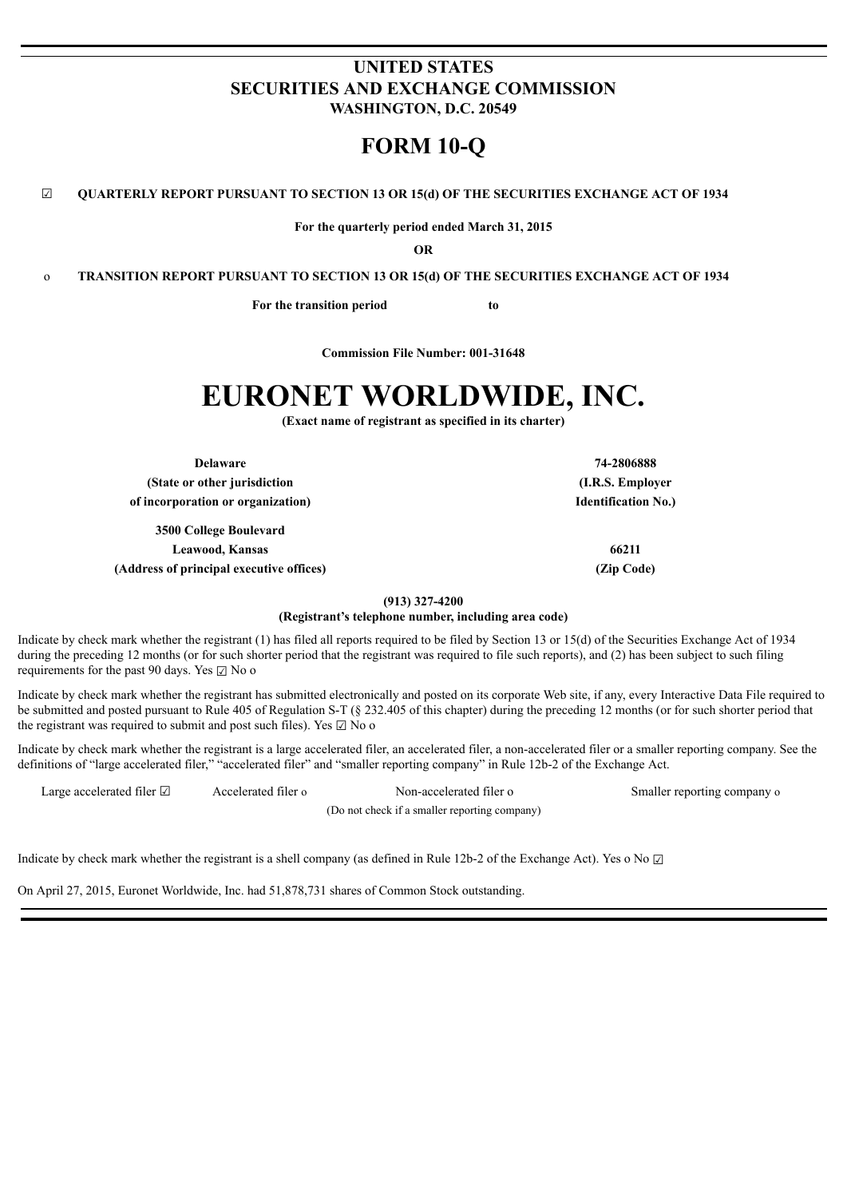# UNITED STATES
# SECURITIES AND EXCHANGE COMMISSION
**WASHINGTON, D.C. 20549**

# FORM 10-Q

☑ **QUARTERLY REPORT PURSUANT TO SECTION 13 OR 15(d) OF THE SECURITIES EXCHANGE ACT OF 1934**

**For the quarterly period ended March 31, 2015**

**OR**

o **TRANSITION REPORT PURSUANT TO SECTION 13 OR 15(d) OF THE SECURITIES EXCHANGE ACT OF 1934**

**For the transition period to**

**Commission File Number: 001-31648**

# EURONET WORLDWIDE, INC.
**(Exact name of registrant as specified in its charter)**

| | |
|---|---|
| **Delaware** | **74-2806888** |
| **(State or other jurisdiction of incorporation or organization)** | **(I.R.S. Employer Identification No.)** |
| **3500 College Boulevard Leawood, Kansas** | **66211** |
| **(Address of principal executive offices)** | **(Zip Code)** |

**(913) 327-4200**
**(Registrant's telephone number, including area code)**

Indicate by check mark whether the registrant (1) has filed all reports required to be filed by Section 13 or 15(d) of the Securities Exchange Act of 1934 during the preceding 12 months (or for such shorter period that the registrant was required to file such reports), and (2) has been subject to such filing requirements for the past 90 days. Yes ☑ No o

Indicate by check mark whether the registrant has submitted electronically and posted on its corporate Web site, if any, every Interactive Data File required to be submitted and posted pursuant to Rule 405 of Regulation S-T (§ 232.405 of this chapter) during the preceding 12 months (or for such shorter period that the registrant was required to submit and post such files). Yes ☑ No o

Indicate by check mark whether the registrant is a large accelerated filer, an accelerated filer, a non-accelerated filer or a smaller reporting company. See the definitions of "large accelerated filer," "accelerated filer" and "smaller reporting company" in Rule 12b-2 of the Exchange Act.

Large accelerated filer ☑ Accelerated filer o Non-accelerated filer o (Do not check if a smaller reporting company) Smaller reporting company o

Indicate by check mark whether the registrant is a shell company (as defined in Rule 12b-2 of the Exchange Act). Yes o No ☑

On April 27, 2015, Euronet Worldwide, Inc. had 51,878,731 shares of Common Stock outstanding.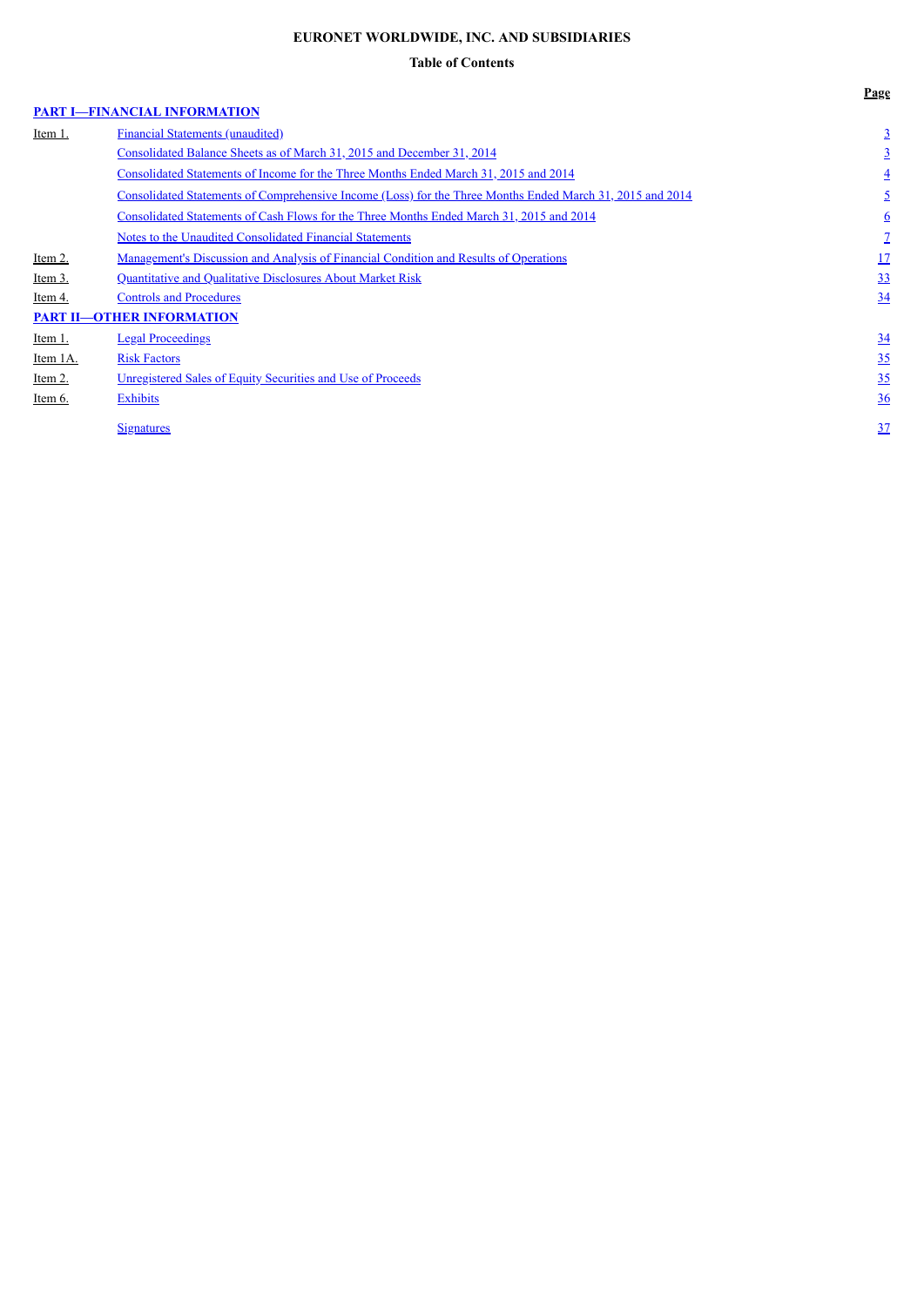**EURONET WORLDWIDE, INC. AND SUBSIDIARIES**

**Table of Contents**

| | | Page |
|---|---|---|
| **PART I—FINANCIAL INFORMATION** | | |
| Item 1. | Financial Statements (unaudited) | 3 |
| | Consolidated Balance Sheets as of March 31, 2015 and December 31, 2014 | 3 |
| | Consolidated Statements of Income for the Three Months Ended March 31, 2015 and 2014 | 4 |
| | Consolidated Statements of Comprehensive Income (Loss) for the Three Months Ended March 31, 2015 and 2014 | 5 |
| | Consolidated Statements of Cash Flows for the Three Months Ended March 31, 2015 and 2014 | 6 |
| | Notes to the Unaudited Consolidated Financial Statements | 7 |
| Item 2. | Management's Discussion and Analysis of Financial Condition and Results of Operations | 17 |
| Item 3. | Quantitative and Qualitative Disclosures About Market Risk | 33 |
| Item 4. | Controls and Procedures | 34 |
| **PART II—OTHER INFORMATION** | | |
| Item 1. | Legal Proceedings | 34 |
| Item 1A. | Risk Factors | 35 |
| Item 2. | Unregistered Sales of Equity Securities and Use of Proceeds | 35 |
| Item 6. | Exhibits | 36 |
| | Signatures | 37 |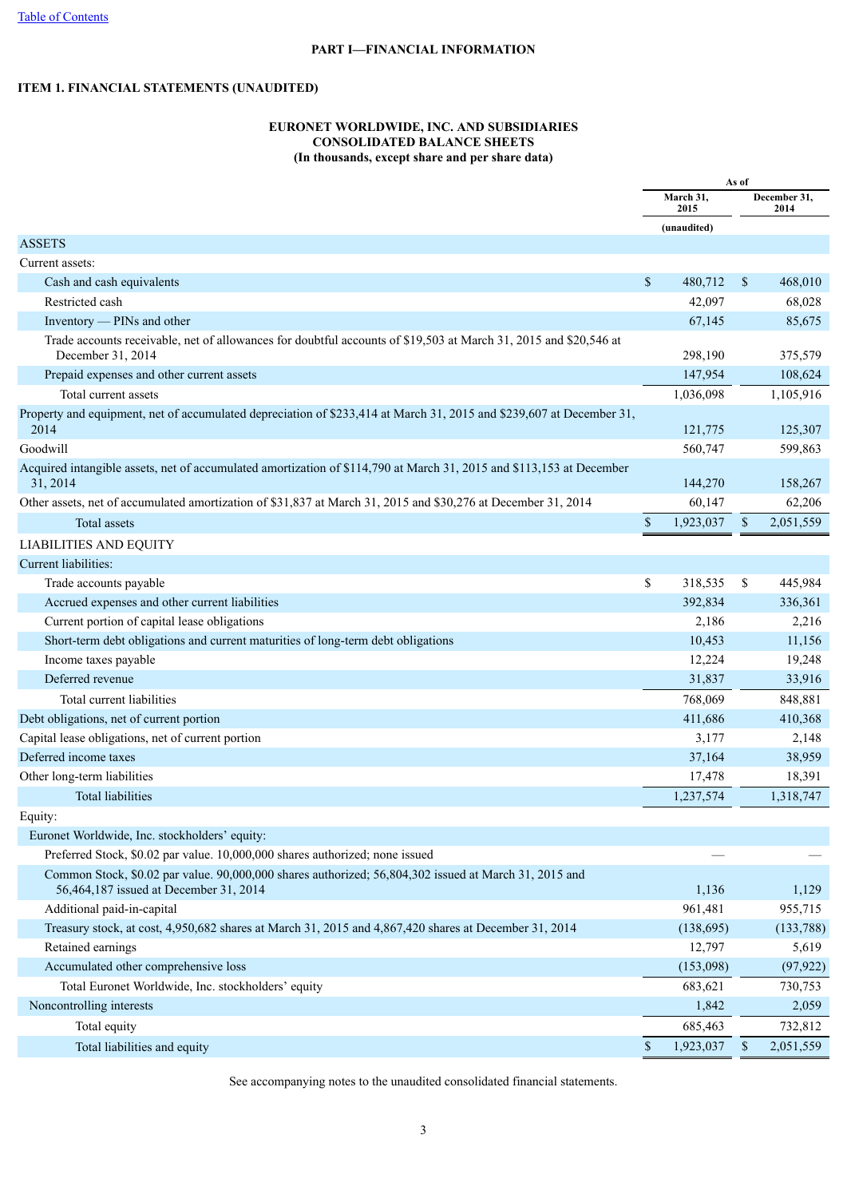[Table of Contents](#)

**PART I—FINANCIAL INFORMATION**

**ITEM 1. FINANCIAL STATEMENTS (UNAUDITED)**

**EURONET WORLDWIDE, INC. AND SUBSIDIARIES**
**CONSOLIDATED BALANCE SHEETS**
**(In thousands, except share and per share data)**

| | As of | |
|---|---|---|
| | March 31, 2015 | December 31, 2014 |
| | (unaudited) | |
| ASSETS | | |
| Current assets: | | |
| Cash and cash equivalents | $ 480,712 | $ 468,010 |
| Restricted cash | 42,097 | 68,028 |
| Inventory — PINs and other | 67,145 | 85,675 |
| Trade accounts receivable, net of allowances for doubtful accounts of $19,503 at March 31, 2015 and $20,546 at December 31, 2014 | 298,190 | 375,579 |
| Prepaid expenses and other current assets | 147,954 | 108,624 |
| Total current assets | 1,036,098 | 1,105,916 |
| Property and equipment, net of accumulated depreciation of $233,414 at March 31, 2015 and $239,607 at December 31, 2014 | 121,775 | 125,307 |
| Goodwill | 560,747 | 599,863 |
| Acquired intangible assets, net of accumulated amortization of $114,790 at March 31, 2015 and $113,153 at December 31, 2014 | 144,270 | 158,267 |
| Other assets, net of accumulated amortization of $31,837 at March 31, 2015 and $30,276 at December 31, 2014 | 60,147 | 62,206 |
| Total assets | $ 1,923,037 | $ 2,051,559 |
| LIABILITIES AND EQUITY | | |
| Current liabilities: | | |
| Trade accounts payable | $ 318,535 | $ 445,984 |
| Accrued expenses and other current liabilities | 392,834 | 336,361 |
| Current portion of capital lease obligations | 2,186 | 2,216 |
| Short-term debt obligations and current maturities of long-term debt obligations | 10,453 | 11,156 |
| Income taxes payable | 12,224 | 19,248 |
| Deferred revenue | 31,837 | 33,916 |
| Total current liabilities | 768,069 | 848,881 |
| Debt obligations, net of current portion | 411,686 | 410,368 |
| Capital lease obligations, net of current portion | 3,177 | 2,148 |
| Deferred income taxes | 37,164 | 38,959 |
| Other long-term liabilities | 17,478 | 18,391 |
| Total liabilities | 1,237,574 | 1,318,747 |
| Equity: | | |
| Euronet Worldwide, Inc. stockholders' equity: | | |
| Preferred Stock, $0.02 par value. 10,000,000 shares authorized; none issued | — | — |
| Common Stock, $0.02 par value. 90,000,000 shares authorized; 56,804,302 issued at March 31, 2015 and 56,464,187 issued at December 31, 2014 | 1,136 | 1,129 |
| Additional paid-in-capital | 961,481 | 955,715 |
| Treasury stock, at cost, 4,950,682 shares at March 31, 2015 and 4,867,420 shares at December 31, 2014 | (138,695) | (133,788) |
| Retained earnings | 12,797 | 5,619 |
| Accumulated other comprehensive loss | (153,098) | (97,922) |
| Total Euronet Worldwide, Inc. stockholders' equity | 683,621 | 730,753 |
| Noncontrolling interests | 1,842 | 2,059 |
| Total equity | 685,463 | 732,812 |
| Total liabilities and equity | $ 1,923,037 | $ 2,051,559 |

See accompanying notes to the unaudited consolidated financial statements.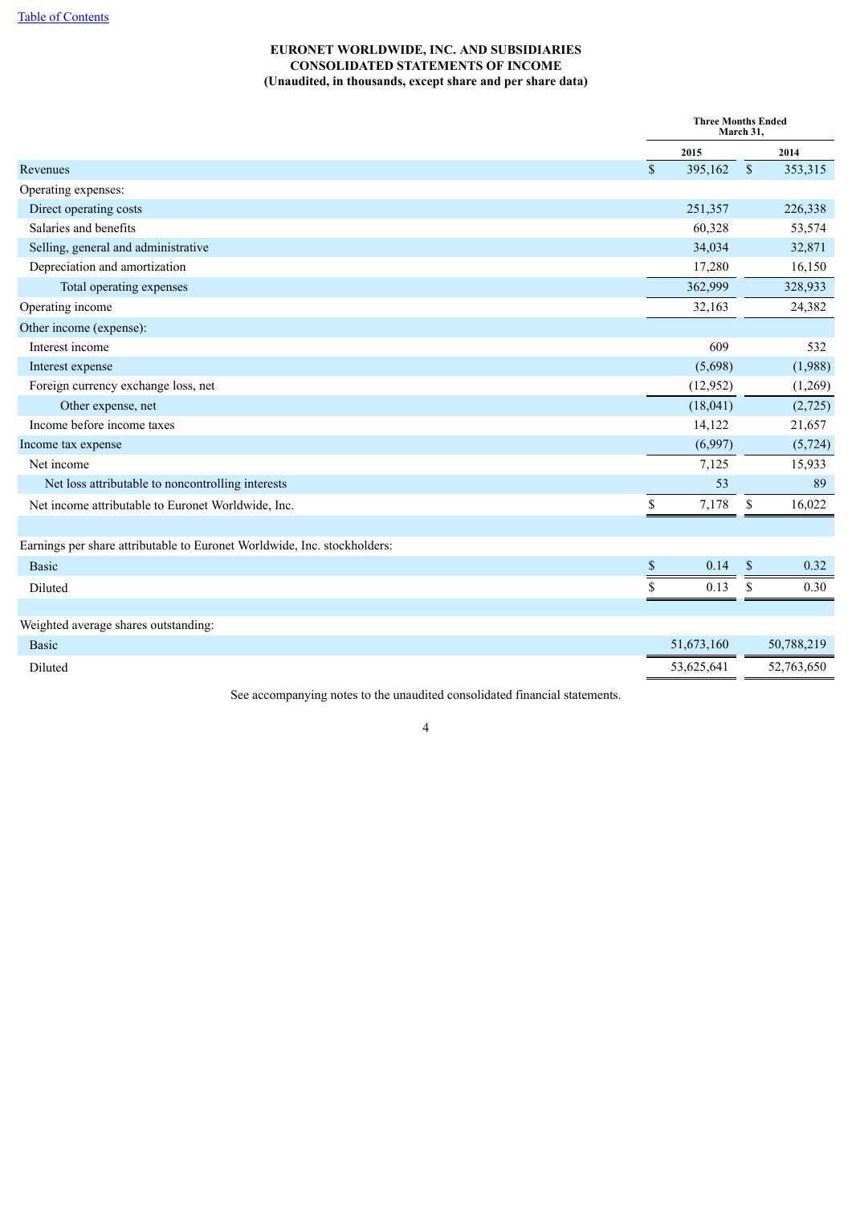[Table of Contents](#)

**EURONET WORLDWIDE, INC. AND SUBSIDIARIES**
**CONSOLIDATED STATEMENTS OF INCOME**
**(Unaudited, in thousands, except share and per share data)**

| | Three Months Ended March 31, | |
|---|---|---|
| | 2015 | 2014 |
| Revenues | $ 395,162 | $ 353,315 |
| Operating expenses: | | |
| Direct operating costs | 251,357 | 226,338 |
| Salaries and benefits | 60,328 | 53,574 |
| Selling, general and administrative | 34,034 | 32,871 |
| Depreciation and amortization | 17,280 | 16,150 |
| Total operating expenses | 362,999 | 328,933 |
| Operating income | 32,163 | 24,382 |
| Other income (expense): | | |
| Interest income | 609 | 532 |
| Interest expense | (5,698) | (1,988) |
| Foreign currency exchange loss, net | (12,952) | (1,269) |
| Other expense, net | (18,041) | (2,725) |
| Income before income taxes | 14,122 | 21,657 |
| Income tax expense | (6,997) | (5,724) |
| Net income | 7,125 | 15,933 |
| Net loss attributable to noncontrolling interests | 53 | 89 |
| Net income attributable to Euronet Worldwide, Inc. | $ 7,178 | $ 16,022 |
| | | |
| Earnings per share attributable to Euronet Worldwide, Inc. stockholders: | | |
| Basic | $ 0.14 | $ 0.32 |
| Diluted | $ 0.13 | $ 0.30 |
| | | |
| Weighted average shares outstanding: | | |
| Basic | 51,673,160 | 50,788,219 |
| Diluted | 53,625,641 | 52,763,650 |

See accompanying notes to the unaudited consolidated financial statements.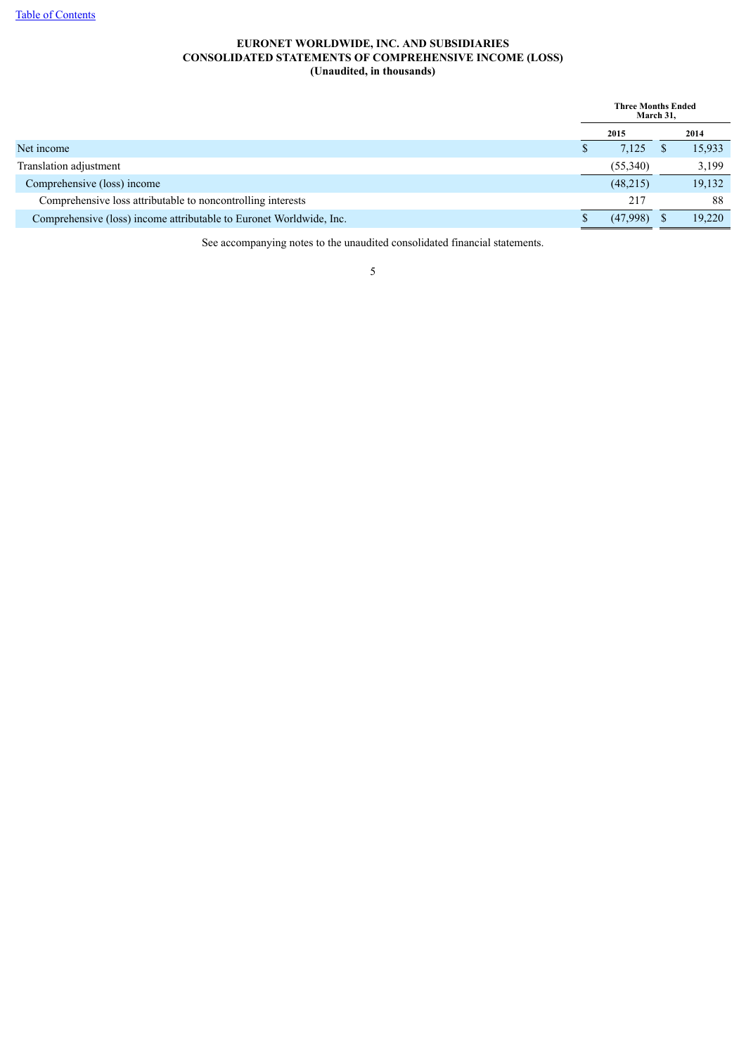[Table of Contents](#)

**EURONET WORLDWIDE, INC. AND SUBSIDIARIES**
**CONSOLIDATED STATEMENTS OF COMPREHENSIVE INCOME (LOSS)**
**(Unaudited, in thousands)**

| | Three Months Ended March 31, | |
|---|---|---|
| | **2015** | **2014** |
| Net income | $ 7,125 | $ 15,933 |
| Translation adjustment | (55,340) | 3,199 |
| Comprehensive (loss) income | (48,215) | 19,132 |
| Comprehensive loss attributable to noncontrolling interests | 217 | 88 |
| Comprehensive (loss) income attributable to Euronet Worldwide, Inc. | $ (47,998) | $ 19,220 |

See accompanying notes to the unaudited consolidated financial statements.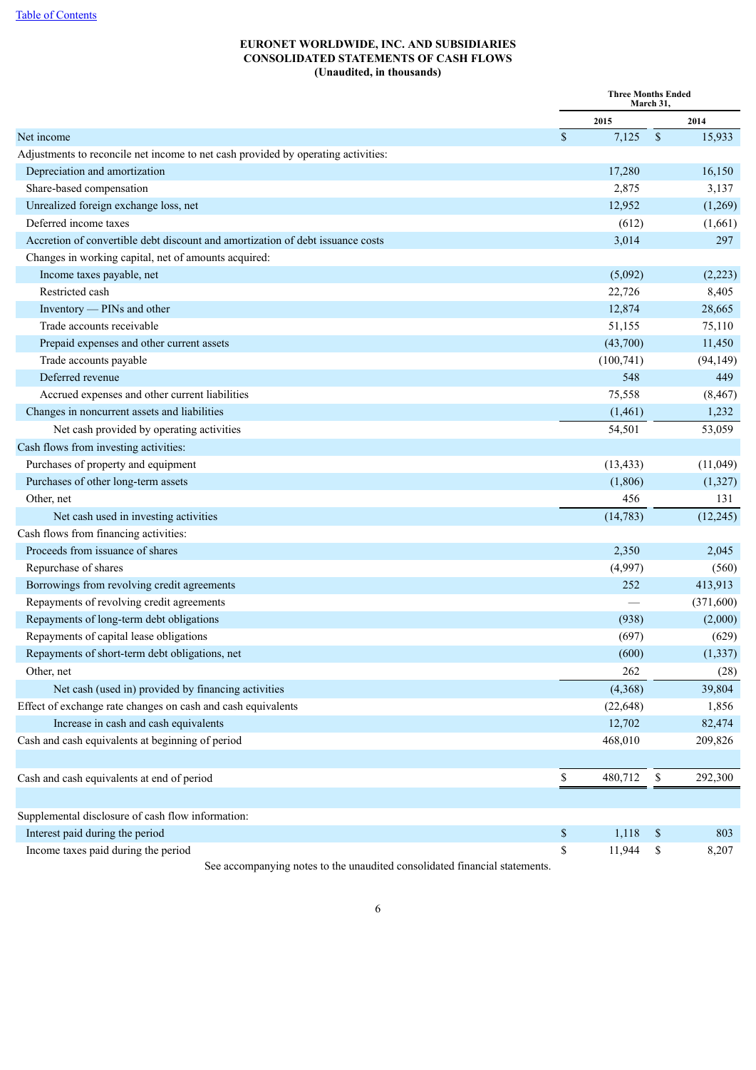Table of Contents

**EURONET WORLDWIDE, INC. AND SUBSIDIARIES**
**CONSOLIDATED STATEMENTS OF CASH FLOWS**
**(Unaudited, in thousands)**

| | Three Months Ended March 31, | |
|---|---|---|
| | 2015 | 2014 |
| Net income | $ 7,125 | $ 15,933 |
| Adjustments to reconcile net income to net cash provided by operating activities: | | |
| Depreciation and amortization | 17,280 | 16,150 |
| Share-based compensation | 2,875 | 3,137 |
| Unrealized foreign exchange loss, net | 12,952 | (1,269) |
| Deferred income taxes | (612) | (1,661) |
| Accretion of convertible debt discount and amortization of debt issuance costs | 3,014 | 297 |
| Changes in working capital, net of amounts acquired: | | |
| Income taxes payable, net | (5,092) | (2,223) |
| Restricted cash | 22,726 | 8,405 |
| Inventory — PINs and other | 12,874 | 28,665 |
| Trade accounts receivable | 51,155 | 75,110 |
| Prepaid expenses and other current assets | (43,700) | 11,450 |
| Trade accounts payable | (100,741) | (94,149) |
| Deferred revenue | 548 | 449 |
| Accrued expenses and other current liabilities | 75,558 | (8,467) |
| Changes in noncurrent assets and liabilities | (1,461) | 1,232 |
| Net cash provided by operating activities | 54,501 | 53,059 |
| Cash flows from investing activities: | | |
| Purchases of property and equipment | (13,433) | (11,049) |
| Purchases of other long-term assets | (1,806) | (1,327) |
| Other, net | 456 | 131 |
| Net cash used in investing activities | (14,783) | (12,245) |
| Cash flows from financing activities: | | |
| Proceeds from issuance of shares | 2,350 | 2,045 |
| Repurchase of shares | (4,997) | (560) |
| Borrowings from revolving credit agreements | 252 | 413,913 |
| Repayments of revolving credit agreements | — | (371,600) |
| Repayments of long-term debt obligations | (938) | (2,000) |
| Repayments of capital lease obligations | (697) | (629) |
| Repayments of short-term debt obligations, net | (600) | (1,337) |
| Other, net | 262 | (28) |
| Net cash (used in) provided by financing activities | (4,368) | 39,804 |
| Effect of exchange rate changes on cash and cash equivalents | (22,648) | 1,856 |
| Increase in cash and cash equivalents | 12,702 | 82,474 |
| Cash and cash equivalents at beginning of period | 468,010 | 209,826 |
| Cash and cash equivalents at end of period | $ 480,712 | $ 292,300 |
| Supplemental disclosure of cash flow information: | | |
| Interest paid during the period | $ 1,118 | $ 803 |
| Income taxes paid during the period | $ 11,944 | $ 8,207 |

See accompanying notes to the unaudited consolidated financial statements.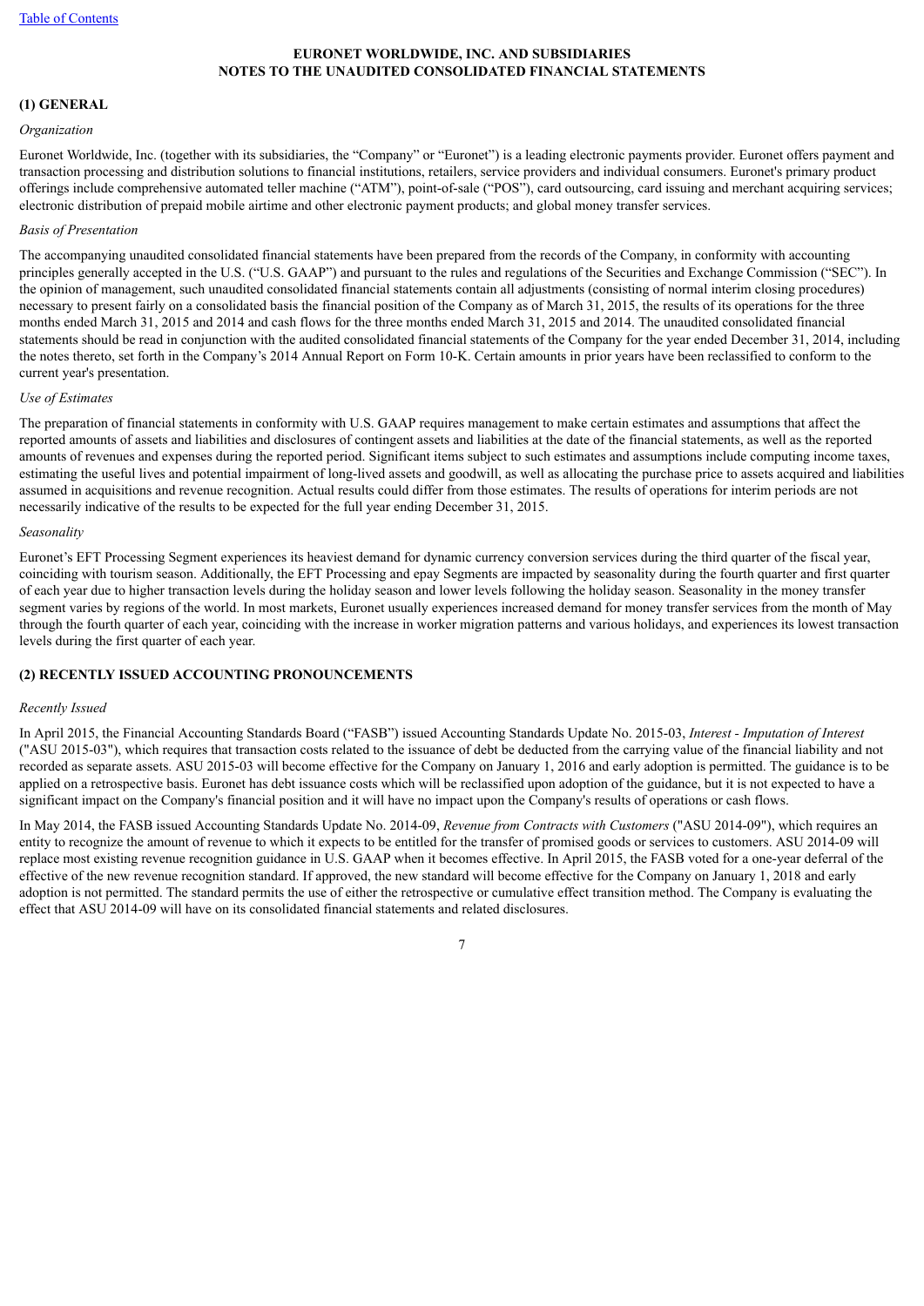**EURONET WORLDWIDE, INC. AND SUBSIDIARIES**
**NOTES TO THE UNAUDITED CONSOLIDATED FINANCIAL STATEMENTS**

## (1) GENERAL

*Organization*

Euronet Worldwide, Inc. (together with its subsidiaries, the "Company" or "Euronet") is a leading electronic payments provider. Euronet offers payment and transaction processing and distribution solutions to financial institutions, retailers, service providers and individual consumers. Euronet's primary product offerings include comprehensive automated teller machine ("ATM"), point-of-sale ("POS"), card outsourcing, card issuing and merchant acquiring services; electronic distribution of prepaid mobile airtime and other electronic payment products; and global money transfer services.

*Basis of Presentation*

The accompanying unaudited consolidated financial statements have been prepared from the records of the Company, in conformity with accounting principles generally accepted in the U.S. ("U.S. GAAP") and pursuant to the rules and regulations of the Securities and Exchange Commission ("SEC"). In the opinion of management, such unaudited consolidated financial statements contain all adjustments (consisting of normal interim closing procedures) necessary to present fairly on a consolidated basis the financial position of the Company as of March 31, 2015, the results of its operations for the three months ended March 31, 2015 and 2014 and cash flows for the three months ended March 31, 2015 and 2014. The unaudited consolidated financial statements should be read in conjunction with the audited consolidated financial statements of the Company for the year ended December 31, 2014, including the notes thereto, set forth in the Company's 2014 Annual Report on Form 10-K. Certain amounts in prior years have been reclassified to conform to the current year's presentation.

*Use of Estimates*

The preparation of financial statements in conformity with U.S. GAAP requires management to make certain estimates and assumptions that affect the reported amounts of assets and liabilities and disclosures of contingent assets and liabilities at the date of the financial statements, as well as the reported amounts of revenues and expenses during the reported period. Significant items subject to such estimates and assumptions include computing income taxes, estimating the useful lives and potential impairment of long-lived assets and goodwill, as well as allocating the purchase price to assets acquired and liabilities assumed in acquisitions and revenue recognition. Actual results could differ from those estimates. The results of operations for interim periods are not necessarily indicative of the results to be expected for the full year ending December 31, 2015.

*Seasonality*

Euronet's EFT Processing Segment experiences its heaviest demand for dynamic currency conversion services during the third quarter of the fiscal year, coinciding with tourism season. Additionally, the EFT Processing and epay Segments are impacted by seasonality during the fourth quarter and first quarter of each year due to higher transaction levels during the holiday season and lower levels following the holiday season. Seasonality in the money transfer segment varies by regions of the world. In most markets, Euronet usually experiences increased demand for money transfer services from the month of May through the fourth quarter of each year, coinciding with the increase in worker migration patterns and various holidays, and experiences its lowest transaction levels during the first quarter of each year.

## (2) RECENTLY ISSUED ACCOUNTING PRONOUNCEMENTS

*Recently Issued*

In April 2015, the Financial Accounting Standards Board ("FASB") issued Accounting Standards Update No. 2015-03, *Interest - Imputation of Interest* ("ASU 2015-03"), which requires that transaction costs related to the issuance of debt be deducted from the carrying value of the financial liability and not recorded as separate assets. ASU 2015-03 will become effective for the Company on January 1, 2016 and early adoption is permitted. The guidance is to be applied on a retrospective basis. Euronet has debt issuance costs which will be reclassified upon adoption of the guidance, but it is not expected to have a significant impact on the Company's financial position and it will have no impact upon the Company's results of operations or cash flows.

In May 2014, the FASB issued Accounting Standards Update No. 2014-09, *Revenue from Contracts with Customers* ("ASU 2014-09"), which requires an entity to recognize the amount of revenue to which it expects to be entitled for the transfer of promised goods or services to customers. ASU 2014-09 will replace most existing revenue recognition guidance in U.S. GAAP when it becomes effective. In April 2015, the FASB voted for a one-year deferral of the effective of the new revenue recognition standard. If approved, the new standard will become effective for the Company on January 1, 2018 and early adoption is not permitted. The standard permits the use of either the retrospective or cumulative effect transition method. The Company is evaluating the effect that ASU 2014-09 will have on its consolidated financial statements and related disclosures.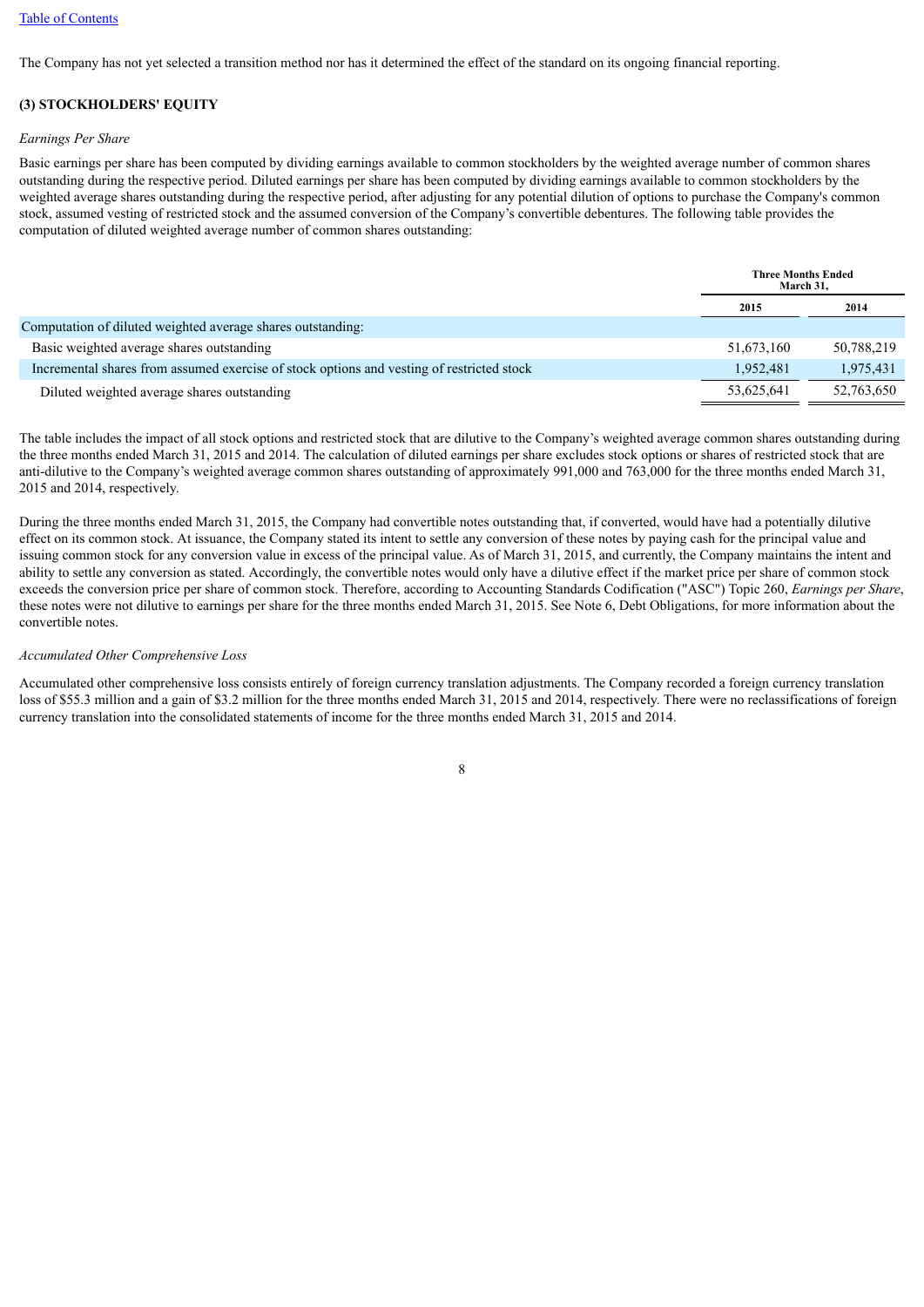The Company has not yet selected a transition method nor has it determined the effect of the standard on its ongoing financial reporting.

## (3) STOCKHOLDERS' EQUITY

*Earnings Per Share*

Basic earnings per share has been computed by dividing earnings available to common stockholders by the weighted average number of common shares outstanding during the respective period. Diluted earnings per share has been computed by dividing earnings available to common stockholders by the weighted average shares outstanding during the respective period, after adjusting for any potential dilution of options to purchase the Company's common stock, assumed vesting of restricted stock and the assumed conversion of the Company's convertible debentures. The following table provides the computation of diluted weighted average number of common shares outstanding:

| | Three Months Ended March 31, | |
|---|---|---|
| | 2015 | 2014 |
| Computation of diluted weighted average shares outstanding: | | |
| Basic weighted average shares outstanding | 51,673,160 | 50,788,219 |
| Incremental shares from assumed exercise of stock options and vesting of restricted stock | 1,952,481 | 1,975,431 |
| Diluted weighted average shares outstanding | 53,625,641 | 52,763,650 |

The table includes the impact of all stock options and restricted stock that are dilutive to the Company's weighted average common shares outstanding during the three months ended March 31, 2015 and 2014. The calculation of diluted earnings per share excludes stock options or shares of restricted stock that are anti-dilutive to the Company's weighted average common shares outstanding of approximately 991,000 and 763,000 for the three months ended March 31, 2015 and 2014, respectively.

During the three months ended March 31, 2015, the Company had convertible notes outstanding that, if converted, would have had a potentially dilutive effect on its common stock. At issuance, the Company stated its intent to settle any conversion of these notes by paying cash for the principal value and issuing common stock for any conversion value in excess of the principal value. As of March 31, 2015, and currently, the Company maintains the intent and ability to settle any conversion as stated. Accordingly, the convertible notes would only have a dilutive effect if the market price per share of common stock exceeds the conversion price per share of common stock. Therefore, according to Accounting Standards Codification ("ASC") Topic 260, *Earnings per Share*, these notes were not dilutive to earnings per share for the three months ended March 31, 2015. See Note 6, Debt Obligations, for more information about the convertible notes.

*Accumulated Other Comprehensive Loss*

Accumulated other comprehensive loss consists entirely of foreign currency translation adjustments. The Company recorded a foreign currency translation loss of $55.3 million and a gain of $3.2 million for the three months ended March 31, 2015 and 2014, respectively. There were no reclassifications of foreign currency translation into the consolidated statements of income for the three months ended March 31, 2015 and 2014.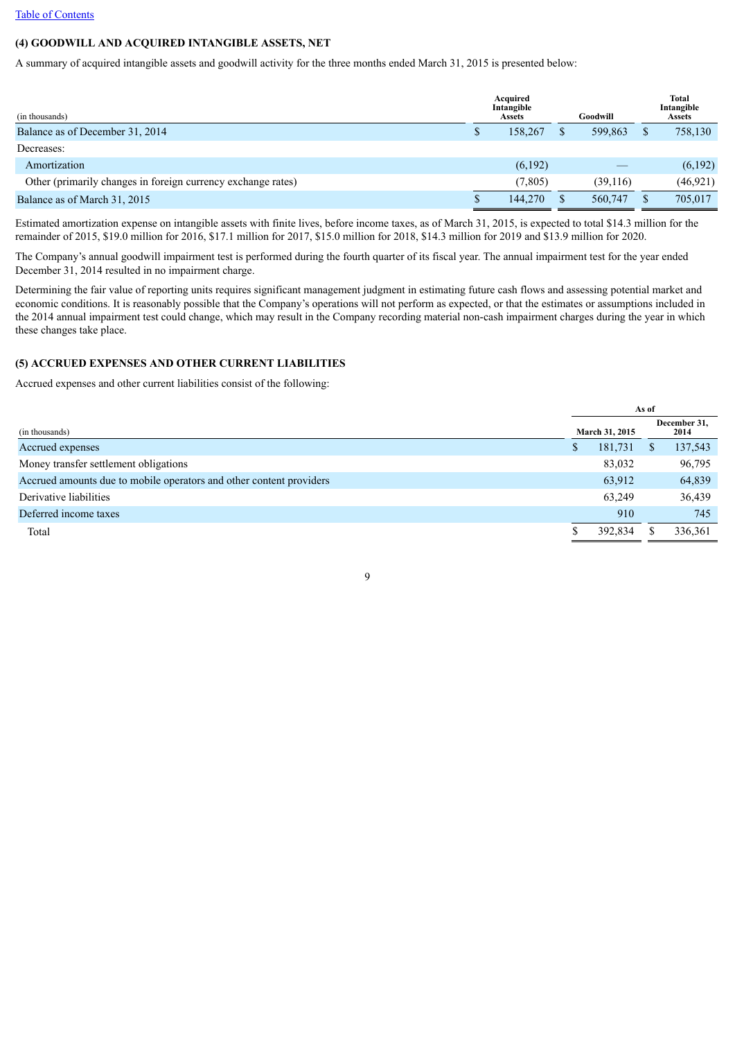[Table of Contents](#)

### (4) GOODWILL AND ACQUIRED INTANGIBLE ASSETS, NET

A summary of acquired intangible assets and goodwill activity for the three months ended March 31, 2015 is presented below:

| (in thousands) | Acquired Intangible Assets | Goodwill | Total Intangible Assets |
|---|---|---|---|
| Balance as of December 31, 2014 | $ 158,267 | $ 599,863 | $ 758,130 |
| Decreases: | | | |
| Amortization | (6,192) | — | (6,192) |
| Other (primarily changes in foreign currency exchange rates) | (7,805) | (39,116) | (46,921) |
| Balance as of March 31, 2015 | $ 144,270 | $ 560,747 | $ 705,017 |

Estimated amortization expense on intangible assets with finite lives, before income taxes, as of March 31, 2015, is expected to total $14.3 million for the remainder of 2015, $19.0 million for 2016, $17.1 million for 2017, $15.0 million for 2018, $14.3 million for 2019 and $13.9 million for 2020.

The Company's annual goodwill impairment test is performed during the fourth quarter of its fiscal year. The annual impairment test for the year ended December 31, 2014 resulted in no impairment charge.

Determining the fair value of reporting units requires significant management judgment in estimating future cash flows and assessing potential market and economic conditions. It is reasonably possible that the Company's operations will not perform as expected, or that the estimates or assumptions included in the 2014 annual impairment test could change, which may result in the Company recording material non-cash impairment charges during the year in which these changes take place.

### (5) ACCRUED EXPENSES AND OTHER CURRENT LIABILITIES

Accrued expenses and other current liabilities consist of the following:

| | As of | |
|---|---|---|
| (in thousands) | March 31, 2015 | December 31, 2014 |
| Accrued expenses | $ 181,731 | $ 137,543 |
| Money transfer settlement obligations | 83,032 | 96,795 |
| Accrued amounts due to mobile operators and other content providers | 63,912 | 64,839 |
| Derivative liabilities | 63,249 | 36,439 |
| Deferred income taxes | 910 | 745 |
| Total | $ 392,834 | $ 336,361 |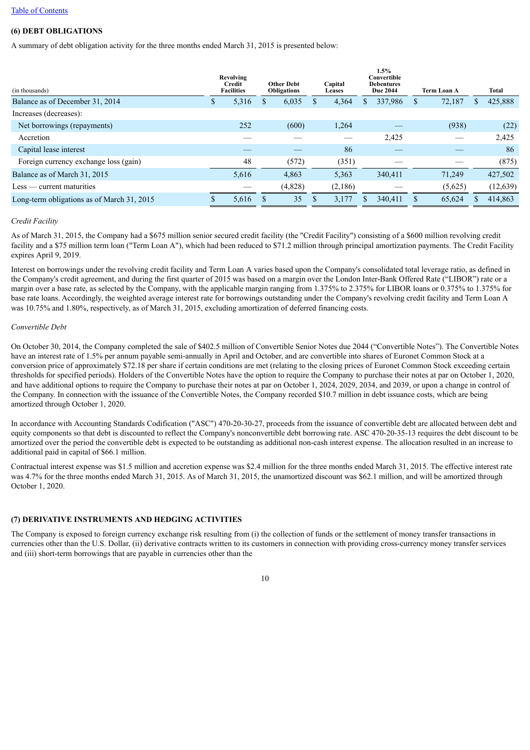## (6) DEBT OBLIGATIONS

A summary of debt obligation activity for the three months ended March 31, 2015 is presented below:

| (in thousands) | Revolving Credit Facilities | Other Debt Obligations | Capital Leases | 1.5% Convertible Debentures Due 2044 | Term Loan A | Total |
|---|---|---|---|---|---|---|
| Balance as of December 31, 2014 | $ 5,316 | $ 6,035 | $ 4,364 | $ 337,986 | $ 72,187 | $ 425,888 |
| Increases (decreases): | | | | | | |
| Net borrowings (repayments) | 252 | (600) | 1,264 | — | (938) | (22) |
| Accretion | — | — | — | 2,425 | — | 2,425 |
| Capital lease interest | — | — | 86 | — | — | 86 |
| Foreign currency exchange loss (gain) | 48 | (572) | (351) | — | — | (875) |
| Balance as of March 31, 2015 | 5,616 | 4,863 | 5,363 | 340,411 | 71,249 | 427,502 |
| Less — current maturities | — | (4,828) | (2,186) | — | (5,625) | (12,639) |
| Long-term obligations as of March 31, 2015 | $ 5,616 | $ 35 | $ 3,177 | $ 340,411 | $ 65,624 | $ 414,863 |

*Credit Facility*

As of March 31, 2015, the Company had a $675 million senior secured credit facility (the "Credit Facility") consisting of a $600 million revolving credit facility and a $75 million term loan ("Term Loan A"), which had been reduced to $71.2 million through principal amortization payments. The Credit Facility expires April 9, 2019.

Interest on borrowings under the revolving credit facility and Term Loan A varies based upon the Company's consolidated total leverage ratio, as defined in the Company's credit agreement, and during the first quarter of 2015 was based on a margin over the London Inter-Bank Offered Rate ("LIBOR") rate or a margin over a base rate, as selected by the Company, with the applicable margin ranging from 1.375% to 2.375% for LIBOR loans or 0.375% to 1.375% for base rate loans. Accordingly, the weighted average interest rate for borrowings outstanding under the Company's revolving credit facility and Term Loan A was 10.75% and 1.80%, respectively, as of March 31, 2015, excluding amortization of deferred financing costs.

*Convertible Debt*

On October 30, 2014, the Company completed the sale of $402.5 million of Convertible Senior Notes due 2044 ("Convertible Notes"). The Convertible Notes have an interest rate of 1.5% per annum payable semi-annually in April and October, and are convertible into shares of Euronet Common Stock at a conversion price of approximately $72.18 per share if certain conditions are met (relating to the closing prices of Euronet Common Stock exceeding certain thresholds for specified periods). Holders of the Convertible Notes have the option to require the Company to purchase their notes at par on October 1, 2020, and have additional options to require the Company to purchase their notes at par on October 1, 2024, 2029, 2034, and 2039, or upon a change in control of the Company. In connection with the issuance of the Convertible Notes, the Company recorded $10.7 million in debt issuance costs, which are being amortized through October 1, 2020.

In accordance with Accounting Standards Codification ("ASC") 470-20-30-27, proceeds from the issuance of convertible debt are allocated between debt and equity components so that debt is discounted to reflect the Company's nonconvertible debt borrowing rate. ASC 470-20-35-13 requires the debt discount to be amortized over the period the convertible debt is expected to be outstanding as additional non-cash interest expense. The allocation resulted in an increase to additional paid in capital of $66.1 million.

Contractual interest expense was $1.5 million and accretion expense was $2.4 million for the three months ended March 31, 2015. The effective interest rate was 4.7% for the three months ended March 31, 2015. As of March 31, 2015, the unamortized discount was $62.1 million, and will be amortized through October 1, 2020.

## (7) DERIVATIVE INSTRUMENTS AND HEDGING ACTIVITIES

The Company is exposed to foreign currency exchange risk resulting from (i) the collection of funds or the settlement of money transfer transactions in currencies other than the U.S. Dollar, (ii) derivative contracts written to its customers in connection with providing cross-currency money transfer services and (iii) short-term borrowings that are payable in currencies other than the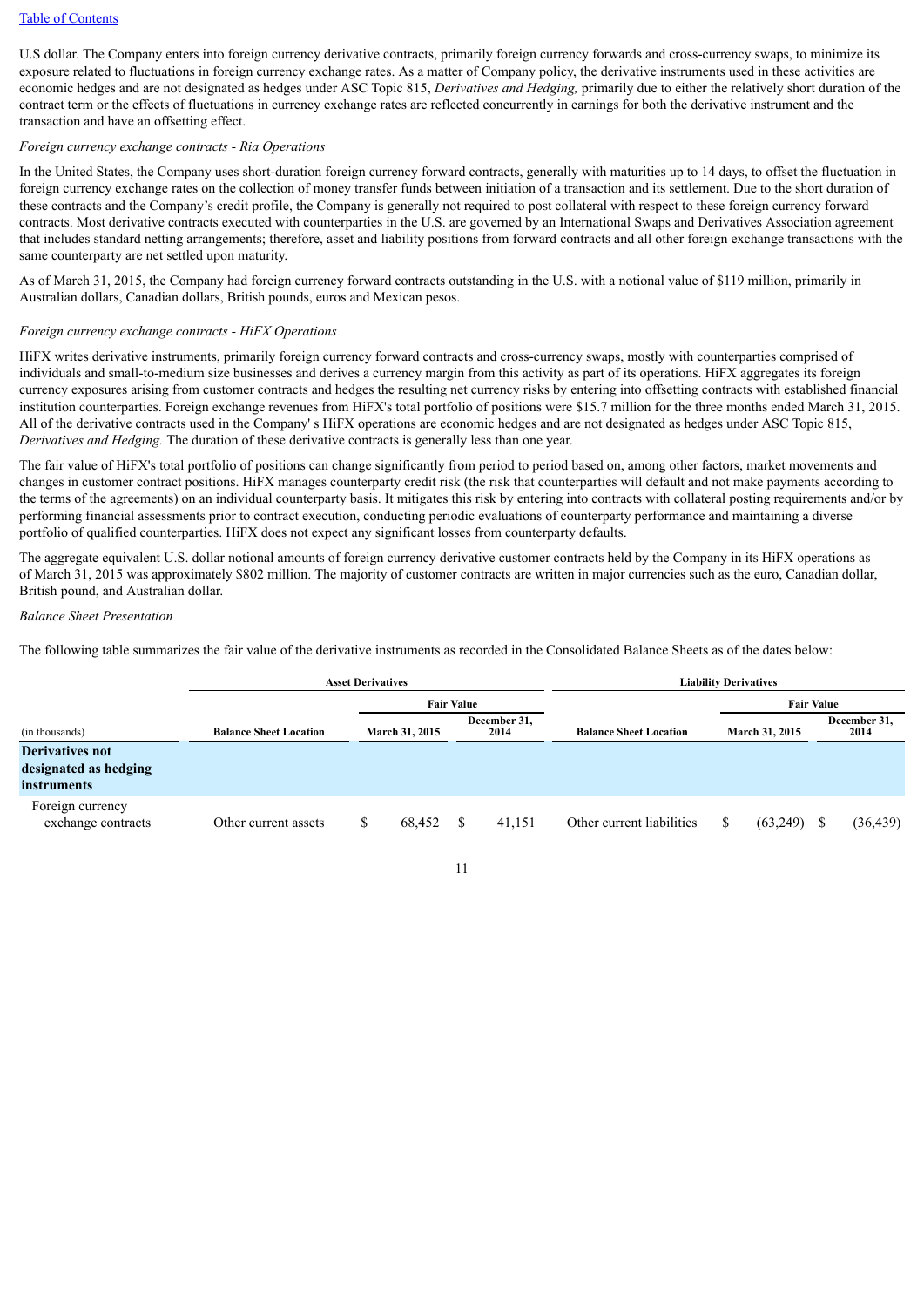U.S dollar. The Company enters into foreign currency derivative contracts, primarily foreign currency forwards and cross-currency swaps, to minimize its exposure related to fluctuations in foreign currency exchange rates. As a matter of Company policy, the derivative instruments used in these activities are economic hedges and are not designated as hedges under ASC Topic 815, *Derivatives and Hedging,* primarily due to either the relatively short duration of the contract term or the effects of fluctuations in currency exchange rates are reflected concurrently in earnings for both the derivative instrument and the transaction and have an offsetting effect.

*Foreign currency exchange contracts - Ria Operations*

In the United States, the Company uses short-duration foreign currency forward contracts, generally with maturities up to 14 days, to offset the fluctuation in foreign currency exchange rates on the collection of money transfer funds between initiation of a transaction and its settlement. Due to the short duration of these contracts and the Company's credit profile, the Company is generally not required to post collateral with respect to these foreign currency forward contracts. Most derivative contracts executed with counterparties in the U.S. are governed by an International Swaps and Derivatives Association agreement that includes standard netting arrangements; therefore, asset and liability positions from forward contracts and all other foreign exchange transactions with the same counterparty are net settled upon maturity.

As of March 31, 2015, the Company had foreign currency forward contracts outstanding in the U.S. with a notional value of $119 million, primarily in Australian dollars, Canadian dollars, British pounds, euros and Mexican pesos.

*Foreign currency exchange contracts - HiFX Operations*

HiFX writes derivative instruments, primarily foreign currency forward contracts and cross-currency swaps, mostly with counterparties comprised of individuals and small-to-medium size businesses and derives a currency margin from this activity as part of its operations. HiFX aggregates its foreign currency exposures arising from customer contracts and hedges the resulting net currency risks by entering into offsetting contracts with established financial institution counterparties. Foreign exchange revenues from HiFX's total portfolio of positions were $15.7 million for the three months ended March 31, 2015. All of the derivative contracts used in the Company' s HiFX operations are economic hedges and are not designated as hedges under ASC Topic 815, *Derivatives and Hedging.* The duration of these derivative contracts is generally less than one year.

The fair value of HiFX's total portfolio of positions can change significantly from period to period based on, among other factors, market movements and changes in customer contract positions. HiFX manages counterparty credit risk (the risk that counterparties will default and not make payments according to the terms of the agreements) on an individual counterparty basis. It mitigates this risk by entering into contracts with collateral posting requirements and/or by performing financial assessments prior to contract execution, conducting periodic evaluations of counterparty performance and maintaining a diverse portfolio of qualified counterparties. HiFX does not expect any significant losses from counterparty defaults.

The aggregate equivalent U.S. dollar notional amounts of foreign currency derivative customer contracts held by the Company in its HiFX operations as of March 31, 2015 was approximately $802 million. The majority of customer contracts are written in major currencies such as the euro, Canadian dollar, British pound, and Australian dollar.

*Balance Sheet Presentation*

The following table summarizes the fair value of the derivative instruments as recorded in the Consolidated Balance Sheets as of the dates below:

| | Asset Derivatives | | | Liability Derivatives | | |
|---|---|---|---|---|---|---|
| | | Fair Value | | | Fair Value | |
| (in thousands) | Balance Sheet Location | March 31, 2015 | December 31, 2014 | Balance Sheet Location | March 31, 2015 | December 31, 2014 |
| **Derivatives not designated as hedging instruments** | | | | | | |
| Foreign currency exchange contracts | Other current assets | $ 68,452 | $ 41,151 | Other current liabilities | $ (63,249) | $ (36,439) |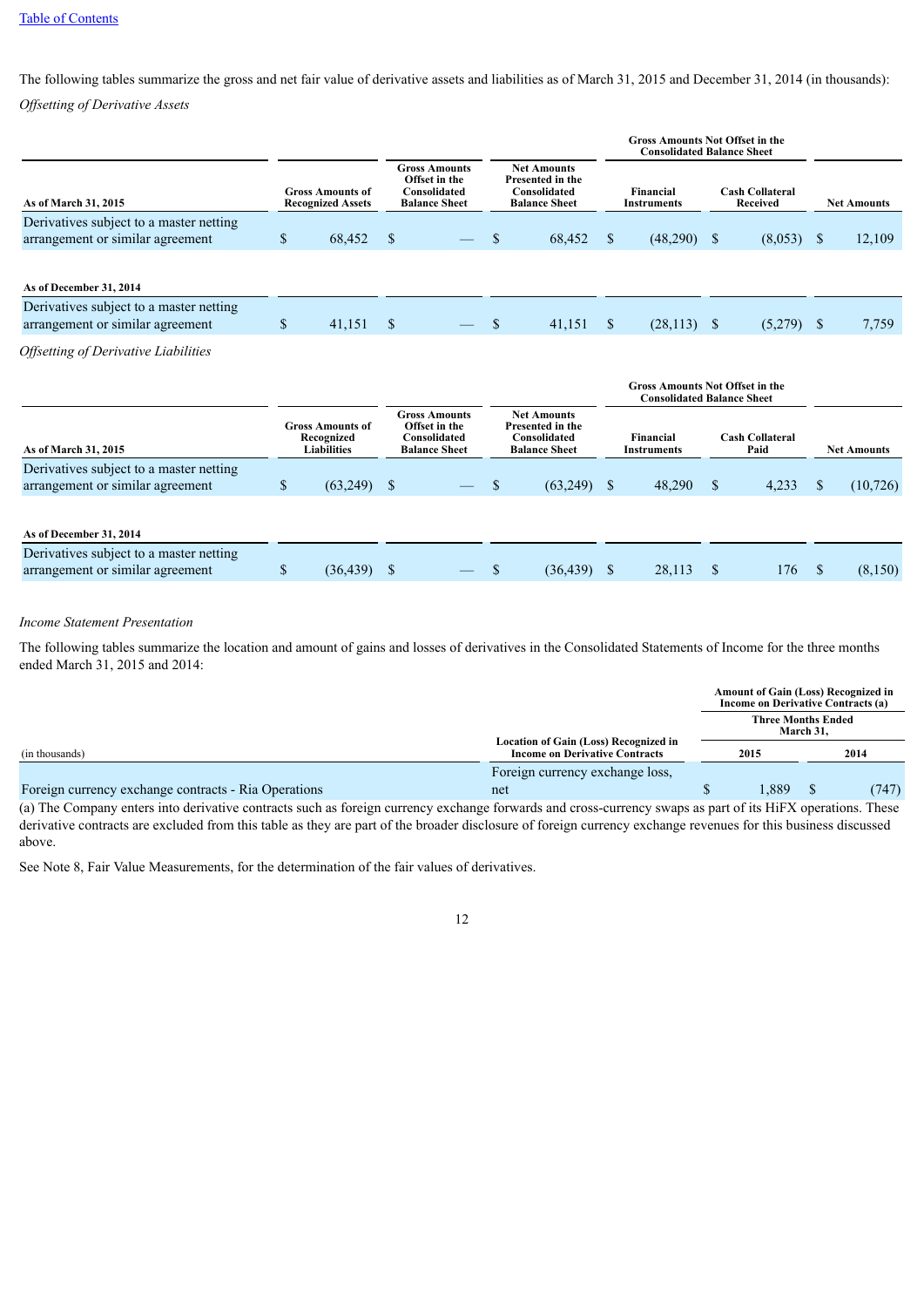The following tables summarize the gross and net fair value of derivative assets and liabilities as of March 31, 2015 and December 31, 2014 (in thousands):

*Offsetting of Derivative Assets*

| | | | | Gross Amounts Not Offset in the Consolidated Balance Sheet | | |
|---|---|---|---|---|---|---|
| **As of March 31, 2015** | **Gross Amounts of Recognized Assets** | **Gross Amounts Offset in the Consolidated Balance Sheet** | **Net Amounts Presented in the Consolidated Balance Sheet** | **Financial Instruments** | **Cash Collateral Received** | **Net Amounts** |
| Derivatives subject to a master netting arrangement or similar agreement | $ 68,452 | $ — | $ 68,452 | $ (48,290) | $ (8,053) | $ 12,109 |
| **As of December 31, 2014** | | | | | | |
| Derivatives subject to a master netting arrangement or similar agreement | $ 41,151 | $ — | $ 41,151 | $ (28,113) | $ (5,279) | $ 7,759 |

*Offsetting of Derivative Liabilities*

| | | | | Gross Amounts Not Offset in the Consolidated Balance Sheet | | |
|---|---|---|---|---|---|---|
| **As of March 31, 2015** | **Gross Amounts of Recognized Liabilities** | **Gross Amounts Offset in the Consolidated Balance Sheet** | **Net Amounts Presented in the Consolidated Balance Sheet** | **Financial Instruments** | **Cash Collateral Paid** | **Net Amounts** |
| Derivatives subject to a master netting arrangement or similar agreement | $ (63,249) | $ — | $ (63,249) | $ 48,290 | $ 4,233 | $ (10,726) |
| **As of December 31, 2014** | | | | | | |
| Derivatives subject to a master netting arrangement or similar agreement | $ (36,439) | $ — | $ (36,439) | $ 28,113 | $ 176 | $ (8,150) |

*Income Statement Presentation*

The following tables summarize the location and amount of gains and losses of derivatives in the Consolidated Statements of Income for the three months ended March 31, 2015 and 2014:

| | | Amount of Gain (Loss) Recognized in Income on Derivative Contracts (a) | |
|---|---|---|---|
| | | Three Months Ended March 31, | |
| (in thousands) | **Location of Gain (Loss) Recognized in Income on Derivative Contracts** | **2015** | **2014** |
| Foreign currency exchange contracts - Ria Operations | Foreign currency exchange loss, net | $ 1,889 | $ (747) |

(a) The Company enters into derivative contracts such as foreign currency exchange forwards and cross-currency swaps as part of its HiFX operations. These derivative contracts are excluded from this table as they are part of the broader disclosure of foreign currency exchange revenues for this business discussed above.

See Note 8, Fair Value Measurements, for the determination of the fair values of derivatives.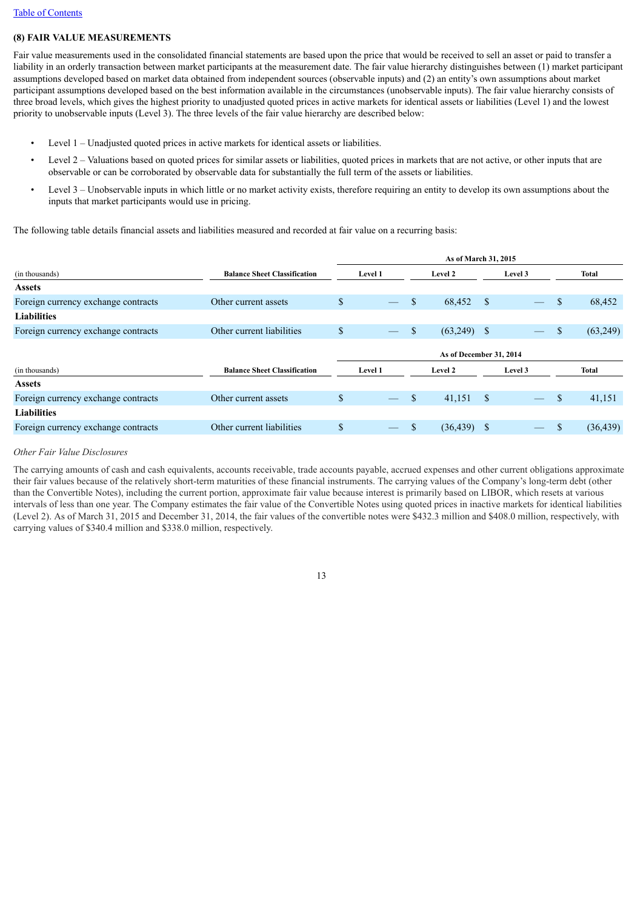[Table of Contents](#)

### (8) FAIR VALUE MEASUREMENTS

Fair value measurements used in the consolidated financial statements are based upon the price that would be received to sell an asset or paid to transfer a liability in an orderly transaction between market participants at the measurement date. The fair value hierarchy distinguishes between (1) market participant assumptions developed based on market data obtained from independent sources (observable inputs) and (2) an entity's own assumptions about market participant assumptions developed based on the best information available in the circumstances (unobservable inputs). The fair value hierarchy consists of three broad levels, which gives the highest priority to unadjusted quoted prices in active markets for identical assets or liabilities (Level 1) and the lowest priority to unobservable inputs (Level 3). The three levels of the fair value hierarchy are described below:

- Level 1 – Unadjusted quoted prices in active markets for identical assets or liabilities.
- Level 2 – Valuations based on quoted prices for similar assets or liabilities, quoted prices in markets that are not active, or other inputs that are observable or can be corroborated by observable data for substantially the full term of the assets or liabilities.
- Level 3 – Unobservable inputs in which little or no market activity exists, therefore requiring an entity to develop its own assumptions about the inputs that market participants would use in pricing.

The following table details financial assets and liabilities measured and recorded at fair value on a recurring basis:

| | | As of March 31, 2015 | | | |
|---|---|---|---|---|---|
| (in thousands) | Balance Sheet Classification | Level 1 | Level 2 | Level 3 | Total |
| **Assets** | | | | | |
| Foreign currency exchange contracts | Other current assets | $ — | $ 68,452 | $ — | $ 68,452 |
| **Liabilities** | | | | | |
| Foreign currency exchange contracts | Other current liabilities | $ — | $ (63,249) | $ — | $ (63,249) |

| | | As of December 31, 2014 | | | |
|---|---|---|---|---|---|
| (in thousands) | Balance Sheet Classification | Level 1 | Level 2 | Level 3 | Total |
| **Assets** | | | | | |
| Foreign currency exchange contracts | Other current assets | $ — | $ 41,151 | $ — | $ 41,151 |
| **Liabilities** | | | | | |
| Foreign currency exchange contracts | Other current liabilities | $ — | $ (36,439) | $ — | $ (36,439) |

*Other Fair Value Disclosures*

The carrying amounts of cash and cash equivalents, accounts receivable, trade accounts payable, accrued expenses and other current obligations approximate their fair values because of the relatively short-term maturities of these financial instruments. The carrying values of the Company's long-term debt (other than the Convertible Notes), including the current portion, approximate fair value because interest is primarily based on LIBOR, which resets at various intervals of less than one year. The Company estimates the fair value of the Convertible Notes using quoted prices in inactive markets for identical liabilities (Level 2). As of March 31, 2015 and December 31, 2014, the fair values of the convertible notes were $432.3 million and $408.0 million, respectively, with carrying values of $340.4 million and $338.0 million, respectively.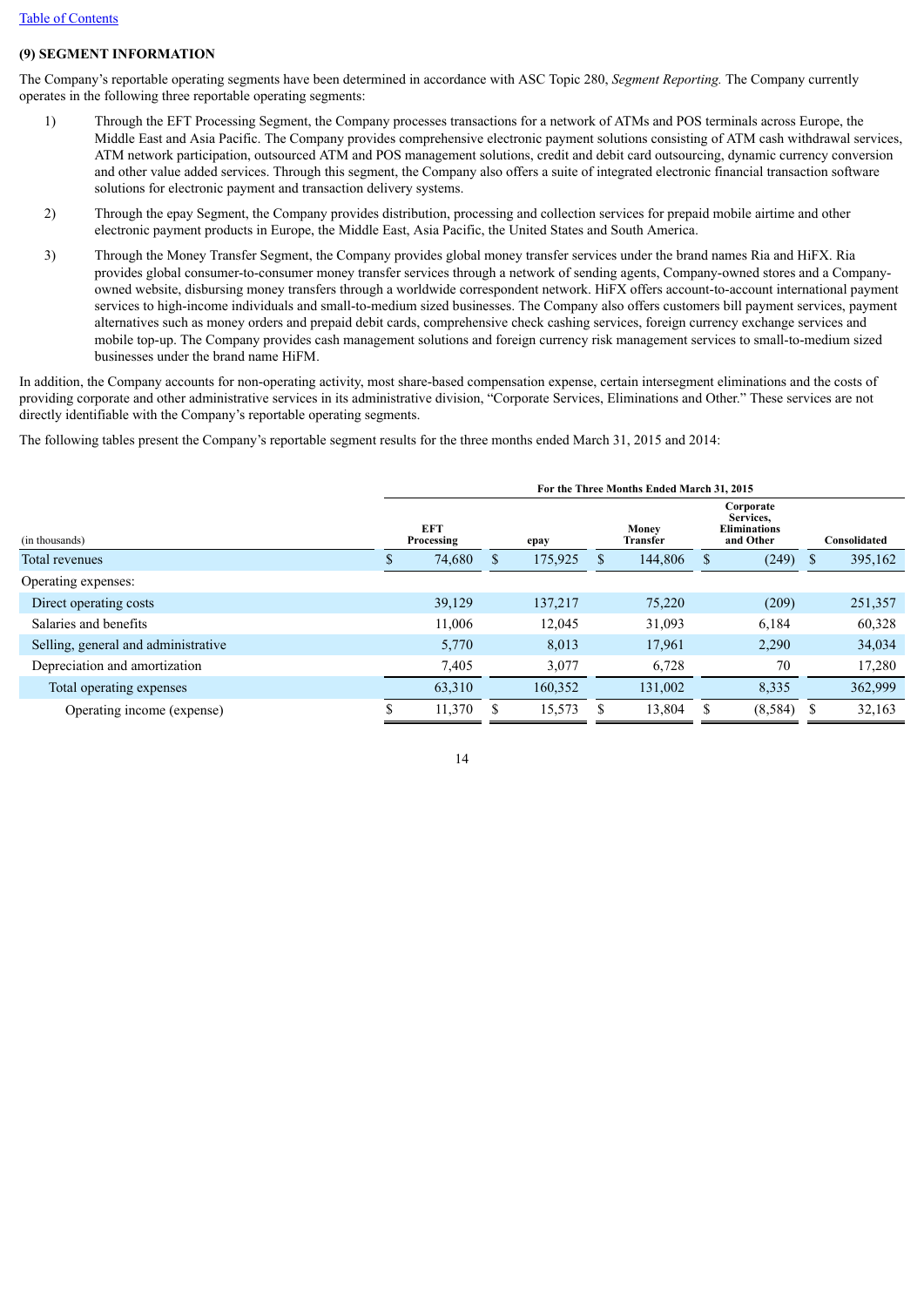[Table of Contents](#)

**(9) SEGMENT INFORMATION**

The Company's reportable operating segments have been determined in accordance with ASC Topic 280, *Segment Reporting.* The Company currently operates in the following three reportable operating segments:

1) Through the EFT Processing Segment, the Company processes transactions for a network of ATMs and POS terminals across Europe, the Middle East and Asia Pacific. The Company provides comprehensive electronic payment solutions consisting of ATM cash withdrawal services, ATM network participation, outsourced ATM and POS management solutions, credit and debit card outsourcing, dynamic currency conversion and other value added services. Through this segment, the Company also offers a suite of integrated electronic financial transaction software solutions for electronic payment and transaction delivery systems.

2) Through the epay Segment, the Company provides distribution, processing and collection services for prepaid mobile airtime and other electronic payment products in Europe, the Middle East, Asia Pacific, the United States and South America.

3) Through the Money Transfer Segment, the Company provides global money transfer services under the brand names Ria and HiFX. Ria provides global consumer-to-consumer money transfer services through a network of sending agents, Company-owned stores and a Company-owned website, disbursing money transfers through a worldwide correspondent network. HiFX offers account-to-account international payment services to high-income individuals and small-to-medium sized businesses. The Company also offers customers bill payment services, payment alternatives such as money orders and prepaid debit cards, comprehensive check cashing services, foreign currency exchange services and mobile top-up. The Company provides cash management solutions and foreign currency risk management services to small-to-medium sized businesses under the brand name HiFM.

In addition, the Company accounts for non-operating activity, most share-based compensation expense, certain intersegment eliminations and the costs of providing corporate and other administrative services in its administrative division, "Corporate Services, Eliminations and Other." These services are not directly identifiable with the Company's reportable operating segments.

The following tables present the Company's reportable segment results for the three months ended March 31, 2015 and 2014:

| | For the Three Months Ended March 31, 2015 | | | | |
|---|---|---|---|---|---|
| (in thousands) | EFT Processing | epay | Money Transfer | Corporate Services, Eliminations and Other | Consolidated |
| Total revenues | $ 74,680 | $ 175,925 | $ 144,806 | $ (249) | $ 395,162 |
| Operating expenses: | | | | | |
| Direct operating costs | 39,129 | 137,217 | 75,220 | (209) | 251,357 |
| Salaries and benefits | 11,006 | 12,045 | 31,093 | 6,184 | 60,328 |
| Selling, general and administrative | 5,770 | 8,013 | 17,961 | 2,290 | 34,034 |
| Depreciation and amortization | 7,405 | 3,077 | 6,728 | 70 | 17,280 |
| Total operating expenses | 63,310 | 160,352 | 131,002 | 8,335 | 362,999 |
| Operating income (expense) | $ 11,370 | $ 15,573 | $ 13,804 | $ (8,584) | $ 32,163 |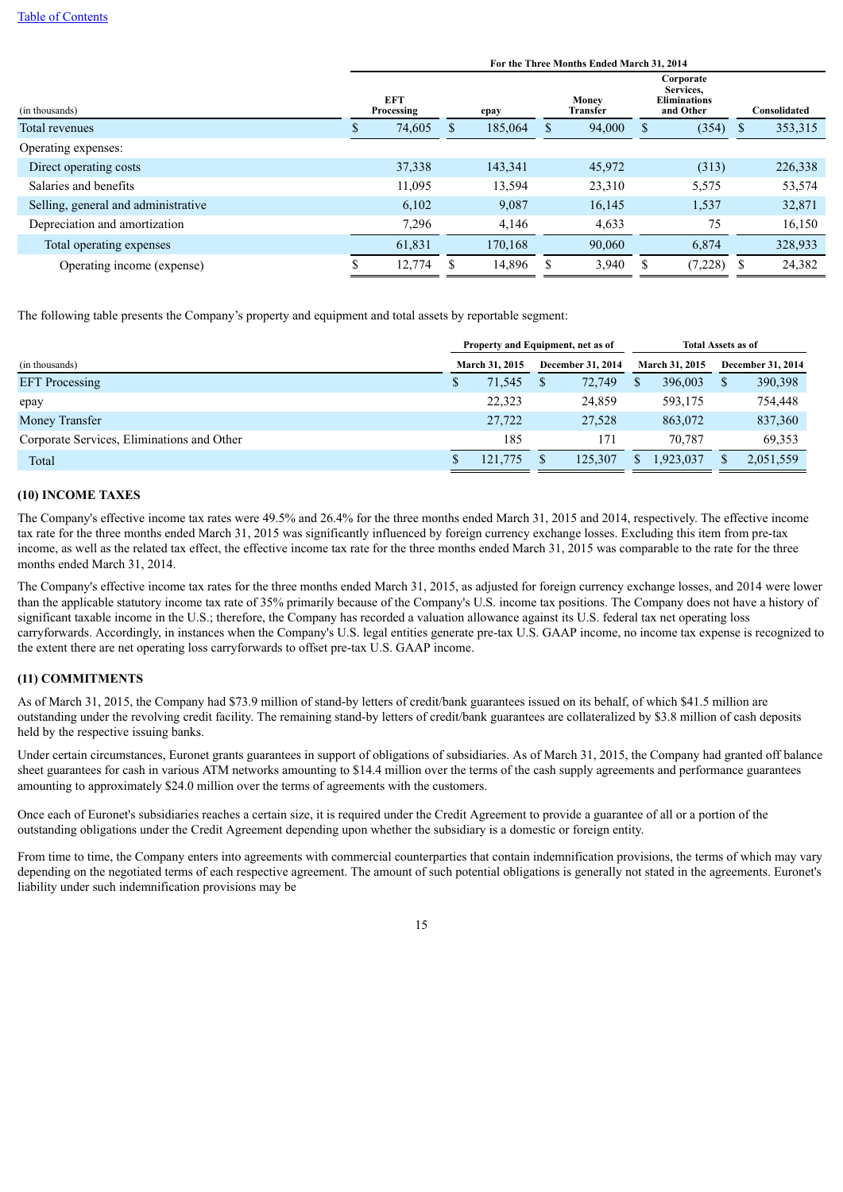| (in thousands) | For the Three Months Ended March 31, 2014 | | | | |
|---|---|---|---|---|---|
| | EFT Processing | epay | Money Transfer | Corporate Services, Eliminations and Other | Consolidated |
| Total revenues | $ 74,605 | $ 185,064 | $ 94,000 | $ (354) | $ 353,315 |
| Operating expenses: | | | | | |
| Direct operating costs | 37,338 | 143,341 | 45,972 | (313) | 226,338 |
| Salaries and benefits | 11,095 | 13,594 | 23,310 | 5,575 | 53,574 |
| Selling, general and administrative | 6,102 | 9,087 | 16,145 | 1,537 | 32,871 |
| Depreciation and amortization | 7,296 | 4,146 | 4,633 | 75 | 16,150 |
| Total operating expenses | 61,831 | 170,168 | 90,060 | 6,874 | 328,933 |
| Operating income (expense) | $ 12,774 | $ 14,896 | $ 3,940 | $ (7,228) | $ 24,382 |

The following table presents the Company's property and equipment and total assets by reportable segment:

| (in thousands) | Property and Equipment, net as of | | Total Assets as of | |
|---|---|---|---|---|
| | March 31, 2015 | December 31, 2014 | March 31, 2015 | December 31, 2014 |
| EFT Processing | $ 71,545 | $ 72,749 | $ 396,003 | $ 390,398 |
| epay | 22,323 | 24,859 | 593,175 | 754,448 |
| Money Transfer | 27,722 | 27,528 | 863,072 | 837,360 |
| Corporate Services, Eliminations and Other | 185 | 171 | 70,787 | 69,353 |
| Total | $ 121,775 | $ 125,307 | $ 1,923,037 | $ 2,051,559 |

## (10) INCOME TAXES

The Company's effective income tax rates were 49.5% and 26.4% for the three months ended March 31, 2015 and 2014, respectively. The effective income tax rate for the three months ended March 31, 2015 was significantly influenced by foreign currency exchange losses. Excluding this item from pre-tax income, as well as the related tax effect, the effective income tax rate for the three months ended March 31, 2015 was comparable to the rate for the three months ended March 31, 2014.

The Company's effective income tax rates for the three months ended March 31, 2015, as adjusted for foreign currency exchange losses, and 2014 were lower than the applicable statutory income tax rate of 35% primarily because of the Company's U.S. income tax positions. The Company does not have a history of significant taxable income in the U.S.; therefore, the Company has recorded a valuation allowance against its U.S. federal tax net operating loss carryforwards. Accordingly, in instances when the Company's U.S. legal entities generate pre-tax U.S. GAAP income, no income tax expense is recognized to the extent there are net operating loss carryforwards to offset pre-tax U.S. GAAP income.

## (11) COMMITMENTS

As of March 31, 2015, the Company had $73.9 million of stand-by letters of credit/bank guarantees issued on its behalf, of which $41.5 million are outstanding under the revolving credit facility. The remaining stand-by letters of credit/bank guarantees are collateralized by $3.8 million of cash deposits held by the respective issuing banks.

Under certain circumstances, Euronet grants guarantees in support of obligations of subsidiaries. As of March 31, 2015, the Company had granted off balance sheet guarantees for cash in various ATM networks amounting to $14.4 million over the terms of the cash supply agreements and performance guarantees amounting to approximately $24.0 million over the terms of agreements with the customers.

Once each of Euronet's subsidiaries reaches a certain size, it is required under the Credit Agreement to provide a guarantee of all or a portion of the outstanding obligations under the Credit Agreement depending upon whether the subsidiary is a domestic or foreign entity.

From time to time, the Company enters into agreements with commercial counterparties that contain indemnification provisions, the terms of which may vary depending on the negotiated terms of each respective agreement. The amount of such potential obligations is generally not stated in the agreements. Euronet's liability under such indemnification provisions may be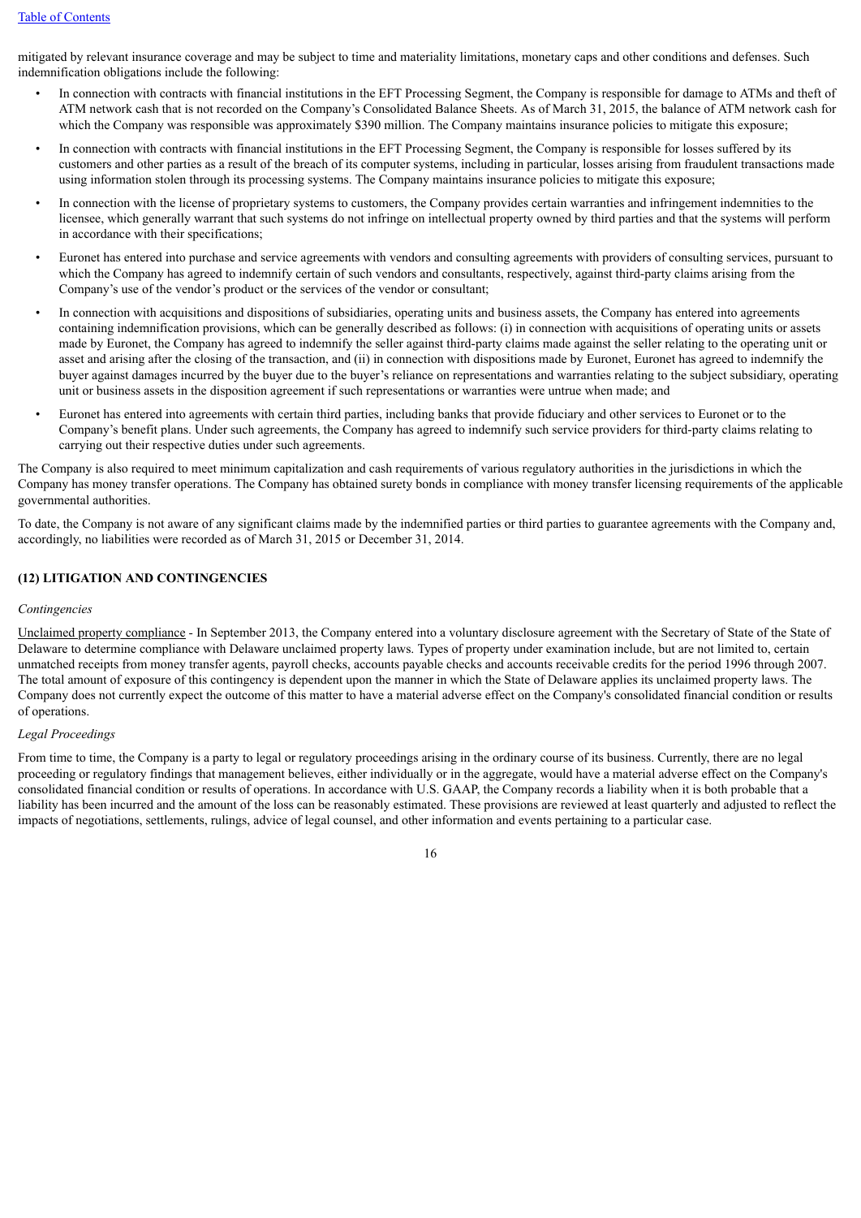mitigated by relevant insurance coverage and may be subject to time and materiality limitations, monetary caps and other conditions and defenses. Such indemnification obligations include the following:

- In connection with contracts with financial institutions in the EFT Processing Segment, the Company is responsible for damage to ATMs and theft of ATM network cash that is not recorded on the Company's Consolidated Balance Sheets. As of March 31, 2015, the balance of ATM network cash for which the Company was responsible was approximately $390 million. The Company maintains insurance policies to mitigate this exposure;
- In connection with contracts with financial institutions in the EFT Processing Segment, the Company is responsible for losses suffered by its customers and other parties as a result of the breach of its computer systems, including in particular, losses arising from fraudulent transactions made using information stolen through its processing systems. The Company maintains insurance policies to mitigate this exposure;
- In connection with the license of proprietary systems to customers, the Company provides certain warranties and infringement indemnities to the licensee, which generally warrant that such systems do not infringe on intellectual property owned by third parties and that the systems will perform in accordance with their specifications;
- Euronet has entered into purchase and service agreements with vendors and consulting agreements with providers of consulting services, pursuant to which the Company has agreed to indemnify certain of such vendors and consultants, respectively, against third-party claims arising from the Company's use of the vendor's product or the services of the vendor or consultant;
- In connection with acquisitions and dispositions of subsidiaries, operating units and business assets, the Company has entered into agreements containing indemnification provisions, which can be generally described as follows: (i) in connection with acquisitions of operating units or assets made by Euronet, the Company has agreed to indemnify the seller against third-party claims made against the seller relating to the operating unit or asset and arising after the closing of the transaction, and (ii) in connection with dispositions made by Euronet, Euronet has agreed to indemnify the buyer against damages incurred by the buyer due to the buyer's reliance on representations and warranties relating to the subject subsidiary, operating unit or business assets in the disposition agreement if such representations or warranties were untrue when made; and
- Euronet has entered into agreements with certain third parties, including banks that provide fiduciary and other services to Euronet or to the Company's benefit plans. Under such agreements, the Company has agreed to indemnify such service providers for third-party claims relating to carrying out their respective duties under such agreements.

The Company is also required to meet minimum capitalization and cash requirements of various regulatory authorities in the jurisdictions in which the Company has money transfer operations. The Company has obtained surety bonds in compliance with money transfer licensing requirements of the applicable governmental authorities.

To date, the Company is not aware of any significant claims made by the indemnified parties or third parties to guarantee agreements with the Company and, accordingly, no liabilities were recorded as of March 31, 2015 or December 31, 2014.

## (12) LITIGATION AND CONTINGENCIES

*Contingencies*

Unclaimed property compliance - In September 2013, the Company entered into a voluntary disclosure agreement with the Secretary of State of the State of Delaware to determine compliance with Delaware unclaimed property laws. Types of property under examination include, but are not limited to, certain unmatched receipts from money transfer agents, payroll checks, accounts payable checks and accounts receivable credits for the period 1996 through 2007. The total amount of exposure of this contingency is dependent upon the manner in which the State of Delaware applies its unclaimed property laws. The Company does not currently expect the outcome of this matter to have a material adverse effect on the Company's consolidated financial condition or results of operations.

*Legal Proceedings*

From time to time, the Company is a party to legal or regulatory proceedings arising in the ordinary course of its business. Currently, there are no legal proceeding or regulatory findings that management believes, either individually or in the aggregate, would have a material adverse effect on the Company's consolidated financial condition or results of operations. In accordance with U.S. GAAP, the Company records a liability when it is both probable that a liability has been incurred and the amount of the loss can be reasonably estimated. These provisions are reviewed at least quarterly and adjusted to reflect the impacts of negotiations, settlements, rulings, advice of legal counsel, and other information and events pertaining to a particular case.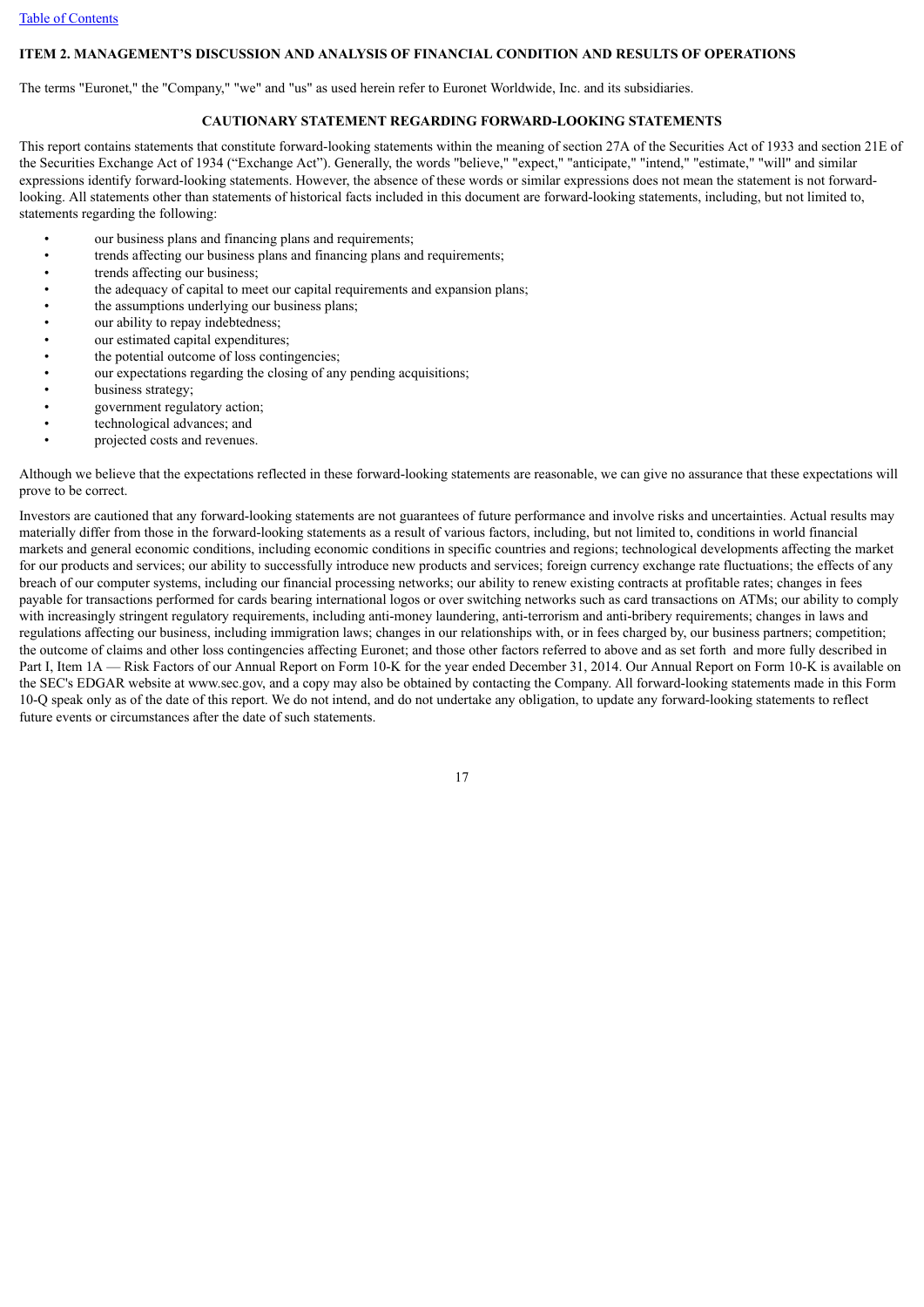## ITEM 2. MANAGEMENT'S DISCUSSION AND ANALYSIS OF FINANCIAL CONDITION AND RESULTS OF OPERATIONS

The terms "Euronet," the "Company," "we" and "us" as used herein refer to Euronet Worldwide, Inc. and its subsidiaries.

### CAUTIONARY STATEMENT REGARDING FORWARD-LOOKING STATEMENTS

This report contains statements that constitute forward-looking statements within the meaning of section 27A of the Securities Act of 1933 and section 21E of the Securities Exchange Act of 1934 ("Exchange Act"). Generally, the words "believe," "expect," "anticipate," "intend," "estimate," "will" and similar expressions identify forward-looking statements. However, the absence of these words or similar expressions does not mean the statement is not forward-looking. All statements other than statements of historical facts included in this document are forward-looking statements, including, but not limited to, statements regarding the following:

- our business plans and financing plans and requirements;
- trends affecting our business plans and financing plans and requirements;
- trends affecting our business;
- the adequacy of capital to meet our capital requirements and expansion plans;
- the assumptions underlying our business plans;
- our ability to repay indebtedness;
- our estimated capital expenditures;
- the potential outcome of loss contingencies;
- our expectations regarding the closing of any pending acquisitions;
- business strategy;
- government regulatory action;
- technological advances; and
- projected costs and revenues.

Although we believe that the expectations reflected in these forward-looking statements are reasonable, we can give no assurance that these expectations will prove to be correct.

Investors are cautioned that any forward-looking statements are not guarantees of future performance and involve risks and uncertainties. Actual results may materially differ from those in the forward-looking statements as a result of various factors, including, but not limited to, conditions in world financial markets and general economic conditions, including economic conditions in specific countries and regions; technological developments affecting the market for our products and services; our ability to successfully introduce new products and services; foreign currency exchange rate fluctuations; the effects of any breach of our computer systems, including our financial processing networks; our ability to renew existing contracts at profitable rates; changes in fees payable for transactions performed for cards bearing international logos or over switching networks such as card transactions on ATMs; our ability to comply with increasingly stringent regulatory requirements, including anti-money laundering, anti-terrorism and anti-bribery requirements; changes in laws and regulations affecting our business, including immigration laws; changes in our relationships with, or in fees charged by, our business partners; competition; the outcome of claims and other loss contingencies affecting Euronet; and those other factors referred to above and as set forth and more fully described in Part I, Item 1A — Risk Factors of our Annual Report on Form 10-K for the year ended December 31, 2014. Our Annual Report on Form 10-K is available on the SEC's EDGAR website at www.sec.gov, and a copy may also be obtained by contacting the Company. All forward-looking statements made in this Form 10-Q speak only as of the date of this report. We do not intend, and do not undertake any obligation, to update any forward-looking statements to reflect future events or circumstances after the date of such statements.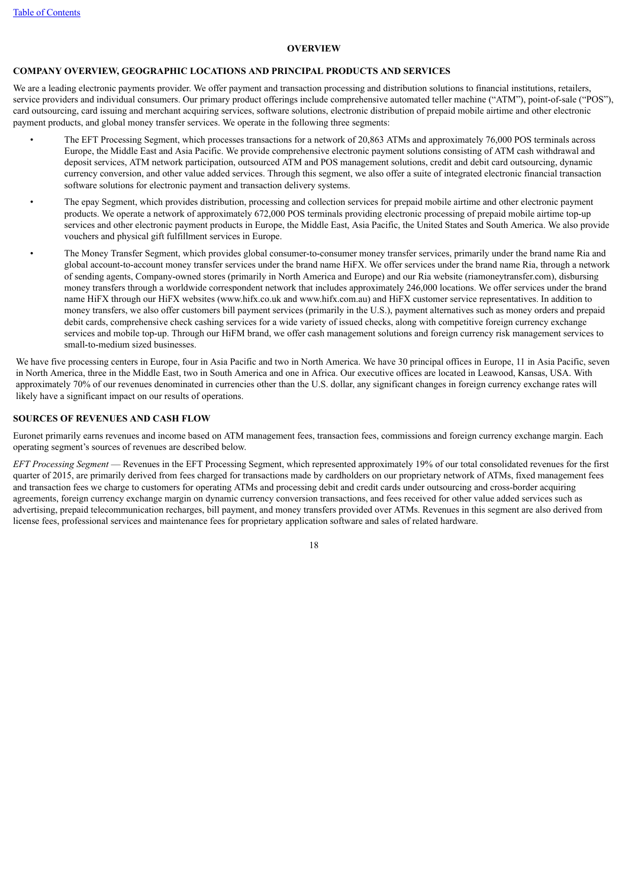## OVERVIEW

### COMPANY OVERVIEW, GEOGRAPHIC LOCATIONS AND PRINCIPAL PRODUCTS AND SERVICES

We are a leading electronic payments provider. We offer payment and transaction processing and distribution solutions to financial institutions, retailers, service providers and individual consumers. Our primary product offerings include comprehensive automated teller machine ("ATM"), point-of-sale ("POS"), card outsourcing, card issuing and merchant acquiring services, software solutions, electronic distribution of prepaid mobile airtime and other electronic payment products, and global money transfer services. We operate in the following three segments:

- The EFT Processing Segment, which processes transactions for a network of 20,863 ATMs and approximately 76,000 POS terminals across Europe, the Middle East and Asia Pacific. We provide comprehensive electronic payment solutions consisting of ATM cash withdrawal and deposit services, ATM network participation, outsourced ATM and POS management solutions, credit and debit card outsourcing, dynamic currency conversion, and other value added services. Through this segment, we also offer a suite of integrated electronic financial transaction software solutions for electronic payment and transaction delivery systems.
- The epay Segment, which provides distribution, processing and collection services for prepaid mobile airtime and other electronic payment products. We operate a network of approximately 672,000 POS terminals providing electronic processing of prepaid mobile airtime top-up services and other electronic payment products in Europe, the Middle East, Asia Pacific, the United States and South America. We also provide vouchers and physical gift fulfillment services in Europe.
- The Money Transfer Segment, which provides global consumer-to-consumer money transfer services, primarily under the brand name Ria and global account-to-account money transfer services under the brand name HiFX. We offer services under the brand name Ria, through a network of sending agents, Company-owned stores (primarily in North America and Europe) and our Ria website (riamoneytransfer.com), disbursing money transfers through a worldwide correspondent network that includes approximately 246,000 locations. We offer services under the brand name HiFX through our HiFX websites (www.hifx.co.uk and www.hifx.com.au) and HiFX customer service representatives. In addition to money transfers, we also offer customers bill payment services (primarily in the U.S.), payment alternatives such as money orders and prepaid debit cards, comprehensive check cashing services for a wide variety of issued checks, along with competitive foreign currency exchange services and mobile top-up. Through our HiFM brand, we offer cash management solutions and foreign currency risk management services to small-to-medium sized businesses.

We have five processing centers in Europe, four in Asia Pacific and two in North America. We have 30 principal offices in Europe, 11 in Asia Pacific, seven in North America, three in the Middle East, two in South America and one in Africa. Our executive offices are located in Leawood, Kansas, USA. With approximately 70% of our revenues denominated in currencies other than the U.S. dollar, any significant changes in foreign currency exchange rates will likely have a significant impact on our results of operations.

### SOURCES OF REVENUES AND CASH FLOW

Euronet primarily earns revenues and income based on ATM management fees, transaction fees, commissions and foreign currency exchange margin. Each operating segment's sources of revenues are described below.

*EFT Processing Segment* — Revenues in the EFT Processing Segment, which represented approximately 19% of our total consolidated revenues for the first quarter of 2015, are primarily derived from fees charged for transactions made by cardholders on our proprietary network of ATMs, fixed management fees and transaction fees we charge to customers for operating ATMs and processing debit and credit cards under outsourcing and cross-border acquiring agreements, foreign currency exchange margin on dynamic currency conversion transactions, and fees received for other value added services such as advertising, prepaid telecommunication recharges, bill payment, and money transfers provided over ATMs. Revenues in this segment are also derived from license fees, professional services and maintenance fees for proprietary application software and sales of related hardware.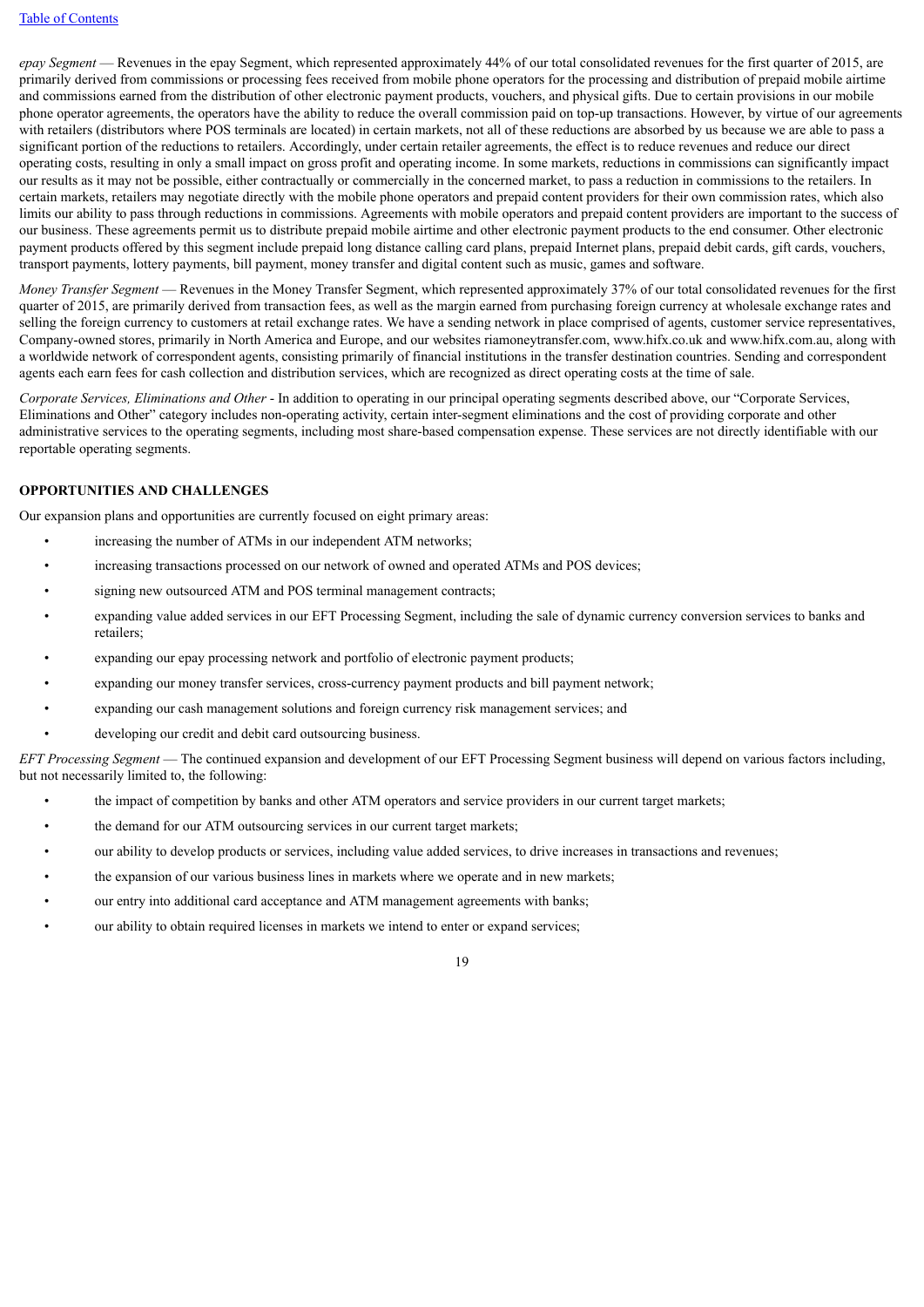*epay Segment* — Revenues in the epay Segment, which represented approximately 44% of our total consolidated revenues for the first quarter of 2015, are primarily derived from commissions or processing fees received from mobile phone operators for the processing and distribution of prepaid mobile airtime and commissions earned from the distribution of other electronic payment products, vouchers, and physical gifts. Due to certain provisions in our mobile phone operator agreements, the operators have the ability to reduce the overall commission paid on top-up transactions. However, by virtue of our agreements with retailers (distributors where POS terminals are located) in certain markets, not all of these reductions are absorbed by us because we are able to pass a significant portion of the reductions to retailers. Accordingly, under certain retailer agreements, the effect is to reduce revenues and reduce our direct operating costs, resulting in only a small impact on gross profit and operating income. In some markets, reductions in commissions can significantly impact our results as it may not be possible, either contractually or commercially in the concerned market, to pass a reduction in commissions to the retailers. In certain markets, retailers may negotiate directly with the mobile phone operators and prepaid content providers for their own commission rates, which also limits our ability to pass through reductions in commissions. Agreements with mobile operators and prepaid content providers are important to the success of our business. These agreements permit us to distribute prepaid mobile airtime and other electronic payment products to the end consumer. Other electronic payment products offered by this segment include prepaid long distance calling card plans, prepaid Internet plans, prepaid debit cards, gift cards, vouchers, transport payments, lottery payments, bill payment, money transfer and digital content such as music, games and software.

*Money Transfer Segment* — Revenues in the Money Transfer Segment, which represented approximately 37% of our total consolidated revenues for the first quarter of 2015, are primarily derived from transaction fees, as well as the margin earned from purchasing foreign currency at wholesale exchange rates and selling the foreign currency to customers at retail exchange rates. We have a sending network in place comprised of agents, customer service representatives, Company-owned stores, primarily in North America and Europe, and our websites riamoneytransfer.com, www.hifx.co.uk and www.hifx.com.au, along with a worldwide network of correspondent agents, consisting primarily of financial institutions in the transfer destination countries. Sending and correspondent agents each earn fees for cash collection and distribution services, which are recognized as direct operating costs at the time of sale.

*Corporate Services, Eliminations and Other* - In addition to operating in our principal operating segments described above, our "Corporate Services, Eliminations and Other" category includes non-operating activity, certain inter-segment eliminations and the cost of providing corporate and other administrative services to the operating segments, including most share-based compensation expense. These services are not directly identifiable with our reportable operating segments.

## OPPORTUNITIES AND CHALLENGES

Our expansion plans and opportunities are currently focused on eight primary areas:

- increasing the number of ATMs in our independent ATM networks;
- increasing transactions processed on our network of owned and operated ATMs and POS devices;
- signing new outsourced ATM and POS terminal management contracts;
- expanding value added services in our EFT Processing Segment, including the sale of dynamic currency conversion services to banks and retailers;
- expanding our epay processing network and portfolio of electronic payment products;
- expanding our money transfer services, cross-currency payment products and bill payment network;
- expanding our cash management solutions and foreign currency risk management services; and
- developing our credit and debit card outsourcing business.

*EFT Processing Segment* — The continued expansion and development of our EFT Processing Segment business will depend on various factors including, but not necessarily limited to, the following:

- the impact of competition by banks and other ATM operators and service providers in our current target markets;
- the demand for our ATM outsourcing services in our current target markets;
- our ability to develop products or services, including value added services, to drive increases in transactions and revenues;
- the expansion of our various business lines in markets where we operate and in new markets;
- our entry into additional card acceptance and ATM management agreements with banks;
- our ability to obtain required licenses in markets we intend to enter or expand services;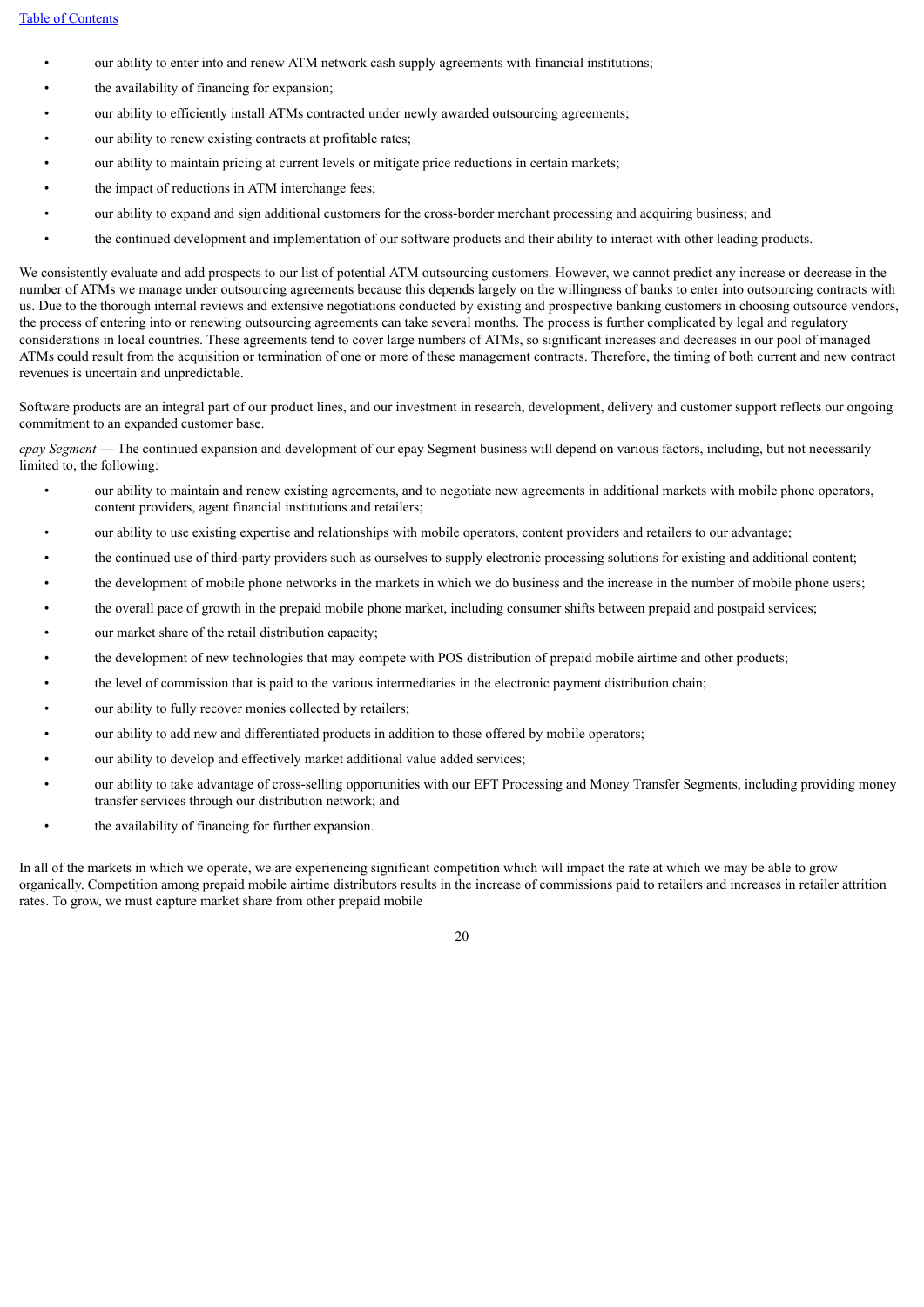- our ability to enter into and renew ATM network cash supply agreements with financial institutions;
- the availability of financing for expansion;
- our ability to efficiently install ATMs contracted under newly awarded outsourcing agreements;
- our ability to renew existing contracts at profitable rates;
- our ability to maintain pricing at current levels or mitigate price reductions in certain markets;
- the impact of reductions in ATM interchange fees;
- our ability to expand and sign additional customers for the cross-border merchant processing and acquiring business; and
- the continued development and implementation of our software products and their ability to interact with other leading products.

We consistently evaluate and add prospects to our list of potential ATM outsourcing customers. However, we cannot predict any increase or decrease in the number of ATMs we manage under outsourcing agreements because this depends largely on the willingness of banks to enter into outsourcing contracts with us. Due to the thorough internal reviews and extensive negotiations conducted by existing and prospective banking customers in choosing outsource vendors, the process of entering into or renewing outsourcing agreements can take several months. The process is further complicated by legal and regulatory considerations in local countries. These agreements tend to cover large numbers of ATMs, so significant increases and decreases in our pool of managed ATMs could result from the acquisition or termination of one or more of these management contracts. Therefore, the timing of both current and new contract revenues is uncertain and unpredictable.

Software products are an integral part of our product lines, and our investment in research, development, delivery and customer support reflects our ongoing commitment to an expanded customer base.

*epay Segment* — The continued expansion and development of our epay Segment business will depend on various factors, including, but not necessarily limited to, the following:

- our ability to maintain and renew existing agreements, and to negotiate new agreements in additional markets with mobile phone operators, content providers, agent financial institutions and retailers;
- our ability to use existing expertise and relationships with mobile operators, content providers and retailers to our advantage;
- the continued use of third-party providers such as ourselves to supply electronic processing solutions for existing and additional content;
- the development of mobile phone networks in the markets in which we do business and the increase in the number of mobile phone users;
- the overall pace of growth in the prepaid mobile phone market, including consumer shifts between prepaid and postpaid services;
- our market share of the retail distribution capacity;
- the development of new technologies that may compete with POS distribution of prepaid mobile airtime and other products;
- the level of commission that is paid to the various intermediaries in the electronic payment distribution chain;
- our ability to fully recover monies collected by retailers;
- our ability to add new and differentiated products in addition to those offered by mobile operators;
- our ability to develop and effectively market additional value added services;
- our ability to take advantage of cross-selling opportunities with our EFT Processing and Money Transfer Segments, including providing money transfer services through our distribution network; and
- the availability of financing for further expansion.

In all of the markets in which we operate, we are experiencing significant competition which will impact the rate at which we may be able to grow organically. Competition among prepaid mobile airtime distributors results in the increase of commissions paid to retailers and increases in retailer attrition rates. To grow, we must capture market share from other prepaid mobile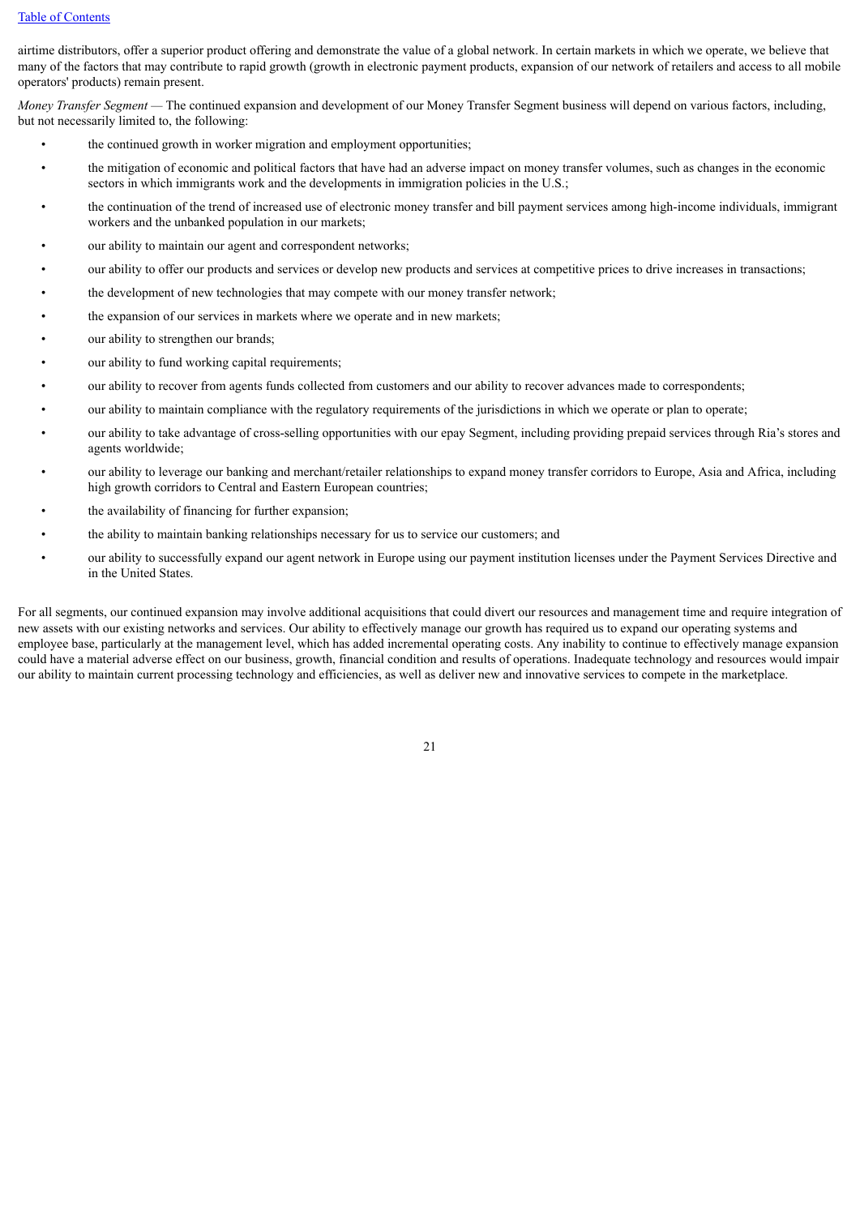airtime distributors, offer a superior product offering and demonstrate the value of a global network. In certain markets in which we operate, we believe that many of the factors that may contribute to rapid growth (growth in electronic payment products, expansion of our network of retailers and access to all mobile operators' products) remain present.

*Money Transfer Segment* — The continued expansion and development of our Money Transfer Segment business will depend on various factors, including, but not necessarily limited to, the following:

- the continued growth in worker migration and employment opportunities;
- the mitigation of economic and political factors that have had an adverse impact on money transfer volumes, such as changes in the economic sectors in which immigrants work and the developments in immigration policies in the U.S.;
- the continuation of the trend of increased use of electronic money transfer and bill payment services among high-income individuals, immigrant workers and the unbanked population in our markets;
- our ability to maintain our agent and correspondent networks;
- our ability to offer our products and services or develop new products and services at competitive prices to drive increases in transactions;
- the development of new technologies that may compete with our money transfer network;
- the expansion of our services in markets where we operate and in new markets;
- our ability to strengthen our brands;
- our ability to fund working capital requirements;
- our ability to recover from agents funds collected from customers and our ability to recover advances made to correspondents;
- our ability to maintain compliance with the regulatory requirements of the jurisdictions in which we operate or plan to operate;
- our ability to take advantage of cross-selling opportunities with our epay Segment, including providing prepaid services through Ria's stores and agents worldwide;
- our ability to leverage our banking and merchant/retailer relationships to expand money transfer corridors to Europe, Asia and Africa, including high growth corridors to Central and Eastern European countries;
- the availability of financing for further expansion;
- the ability to maintain banking relationships necessary for us to service our customers; and
- our ability to successfully expand our agent network in Europe using our payment institution licenses under the Payment Services Directive and in the United States.

For all segments, our continued expansion may involve additional acquisitions that could divert our resources and management time and require integration of new assets with our existing networks and services. Our ability to effectively manage our growth has required us to expand our operating systems and employee base, particularly at the management level, which has added incremental operating costs. Any inability to continue to effectively manage expansion could have a material adverse effect on our business, growth, financial condition and results of operations. Inadequate technology and resources would impair our ability to maintain current processing technology and efficiencies, as well as deliver new and innovative services to compete in the marketplace.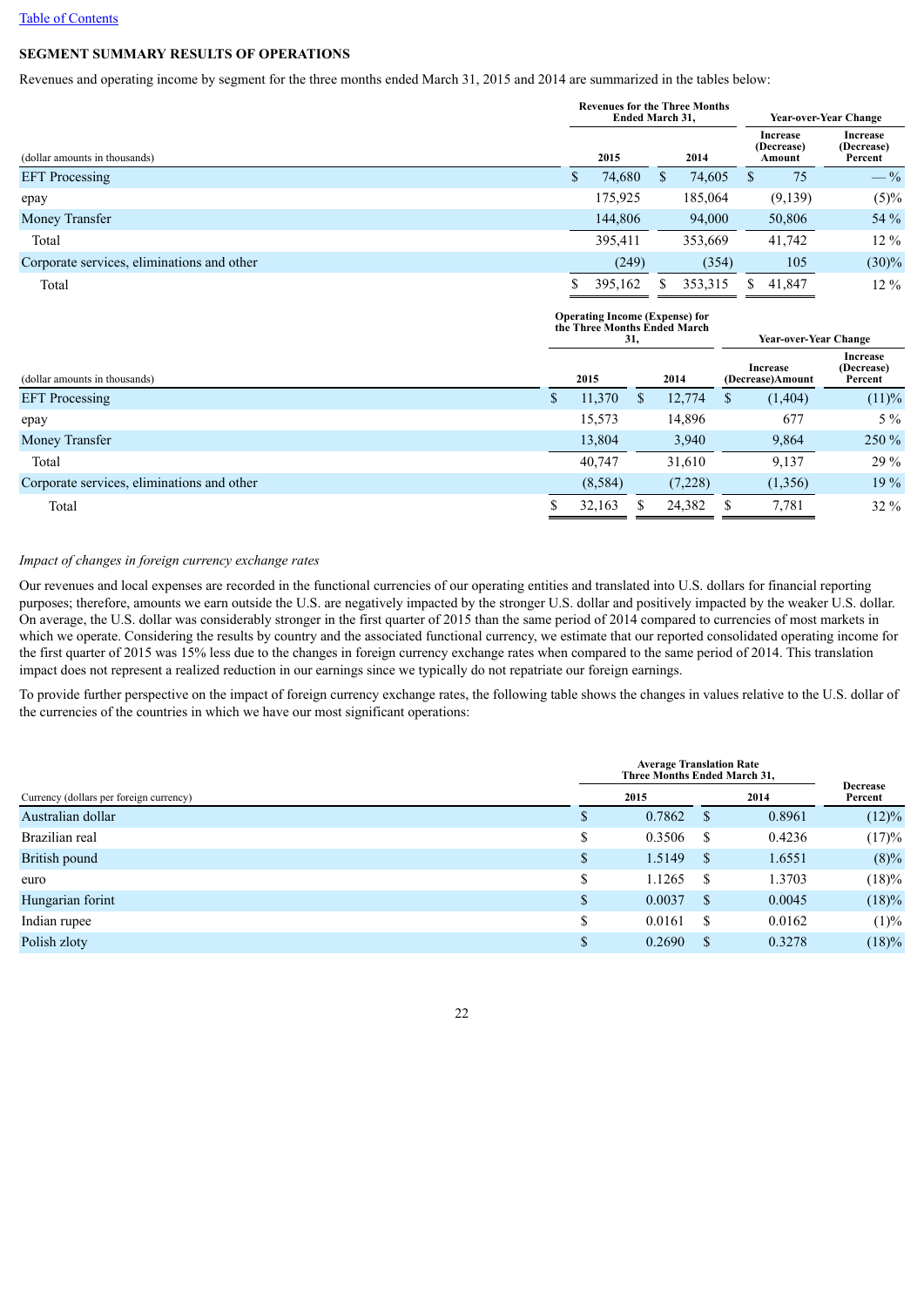## SEGMENT SUMMARY RESULTS OF OPERATIONS

Revenues and operating income by segment for the three months ended March 31, 2015 and 2014 are summarized in the tables below:

| | Revenues for the Three Months Ended March 31, | | Year-over-Year Change | |
|---|---|---|---|---|
| (dollar amounts in thousands) | 2015 | 2014 | Increase (Decrease) Amount | Increase (Decrease) Percent |
| EFT Processing | $ 74,680 | $ 74,605 | $ 75 | — % |
| epay | 175,925 | 185,064 | (9,139) | (5)% |
| Money Transfer | 144,806 | 94,000 | 50,806 | 54 % |
| Total | 395,411 | 353,669 | 41,742 | 12 % |
| Corporate services, eliminations and other | (249) | (354) | 105 | (30)% |
| Total | $ 395,162 | $ 353,315 | $ 41,847 | 12 % |

| | Operating Income (Expense) for the Three Months Ended March 31, | | Year-over-Year Change | |
|---|---|---|---|---|
| (dollar amounts in thousands) | 2015 | 2014 | Increase (Decrease)Amount | Increase (Decrease) Percent |
| EFT Processing | $ 11,370 | $ 12,774 | $ (1,404) | (11)% |
| epay | 15,573 | 14,896 | 677 | 5 % |
| Money Transfer | 13,804 | 3,940 | 9,864 | 250 % |
| Total | 40,747 | 31,610 | 9,137 | 29 % |
| Corporate services, eliminations and other | (8,584) | (7,228) | (1,356) | 19 % |
| Total | $ 32,163 | $ 24,382 | $ 7,781 | 32 % |

*Impact of changes in foreign currency exchange rates*

Our revenues and local expenses are recorded in the functional currencies of our operating entities and translated into U.S. dollars for financial reporting purposes; therefore, amounts we earn outside the U.S. are negatively impacted by the stronger U.S. dollar and positively impacted by the weaker U.S. dollar. On average, the U.S. dollar was considerably stronger in the first quarter of 2015 than the same period of 2014 compared to currencies of most markets in which we operate. Considering the results by country and the associated functional currency, we estimate that our reported consolidated operating income for the first quarter of 2015 was 15% less due to the changes in foreign currency exchange rates when compared to the same period of 2014. This translation impact does not represent a realized reduction in our earnings since we typically do not repatriate our foreign earnings.

To provide further perspective on the impact of foreign currency exchange rates, the following table shows the changes in values relative to the U.S. dollar of the currencies of the countries in which we have our most significant operations:

| | Average Translation Rate Three Months Ended March 31, | | |
|---|---|---|---|
| Currency (dollars per foreign currency) | 2015 | 2014 | Decrease Percent |
| Australian dollar | $ 0.7862 | $ 0.8961 | (12)% |
| Brazilian real | $ 0.3506 | $ 0.4236 | (17)% |
| British pound | $ 1.5149 | $ 1.6551 | (8)% |
| euro | $ 1.1265 | $ 1.3703 | (18)% |
| Hungarian forint | $ 0.0037 | $ 0.0045 | (18)% |
| Indian rupee | $ 0.0161 | $ 0.0162 | (1)% |
| Polish zloty | $ 0.2690 | $ 0.3278 | (18)% |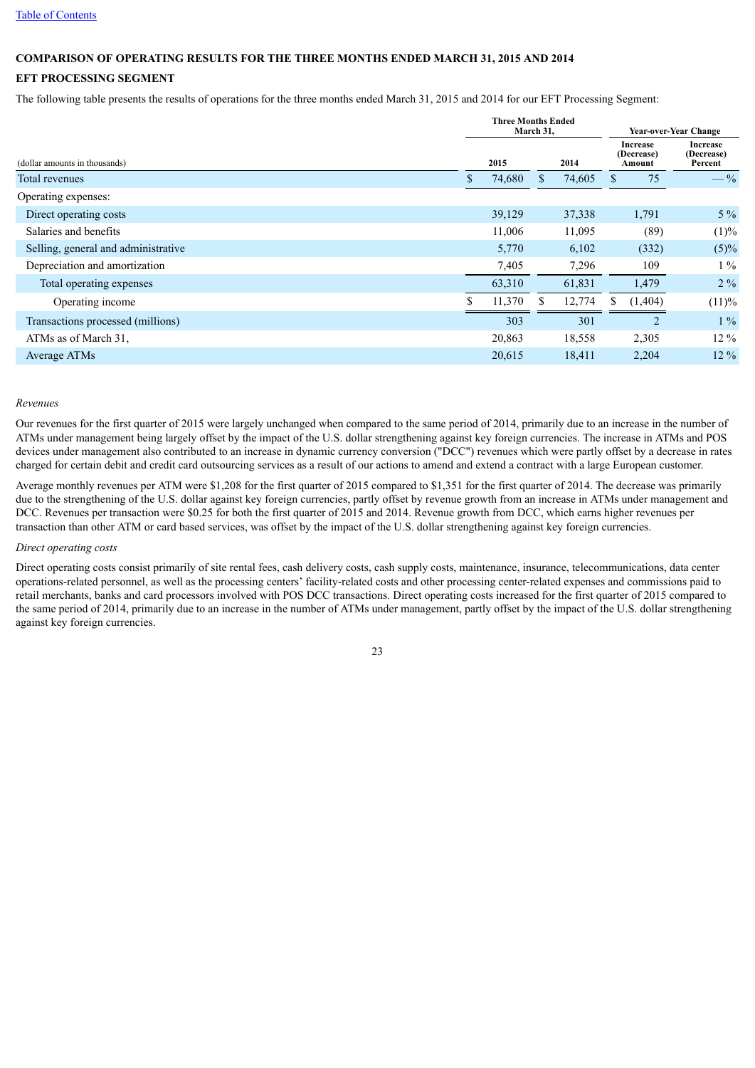[Table of Contents](#)

## COMPARISON OF OPERATING RESULTS FOR THE THREE MONTHS ENDED MARCH 31, 2015 AND 2014

### EFT PROCESSING SEGMENT

The following table presents the results of operations for the three months ended March 31, 2015 and 2014 for our EFT Processing Segment:

| (dollar amounts in thousands) | Three Months Ended March 31, 2015 | Three Months Ended March 31, 2014 | Year-over-Year Change Increase (Decrease) Amount | Year-over-Year Change Increase (Decrease) Percent |
|---|---|---|---|---|
| Total revenues | $ 74,680 | $ 74,605 | $ 75 | — % |
| Operating expenses: | | | | |
| Direct operating costs | 39,129 | 37,338 | 1,791 | 5 % |
| Salaries and benefits | 11,006 | 11,095 | (89) | (1)% |
| Selling, general and administrative | 5,770 | 6,102 | (332) | (5)% |
| Depreciation and amortization | 7,405 | 7,296 | 109 | 1 % |
| Total operating expenses | 63,310 | 61,831 | 1,479 | 2 % |
| Operating income | $ 11,370 | $ 12,774 | $ (1,404) | (11)% |
| Transactions processed (millions) | 303 | 301 | 2 | 1 % |
| ATMs as of March 31, | 20,863 | 18,558 | 2,305 | 12 % |
| Average ATMs | 20,615 | 18,411 | 2,204 | 12 % |

*Revenues*

Our revenues for the first quarter of 2015 were largely unchanged when compared to the same period of 2014, primarily due to an increase in the number of ATMs under management being largely offset by the impact of the U.S. dollar strengthening against key foreign currencies. The increase in ATMs and POS devices under management also contributed to an increase in dynamic currency conversion ("DCC") revenues which were partly offset by a decrease in rates charged for certain debit and credit card outsourcing services as a result of our actions to amend and extend a contract with a large European customer.

Average monthly revenues per ATM were $1,208 for the first quarter of 2015 compared to $1,351 for the first quarter of 2014. The decrease was primarily due to the strengthening of the U.S. dollar against key foreign currencies, partly offset by revenue growth from an increase in ATMs under management and DCC. Revenues per transaction were $0.25 for both the first quarter of 2015 and 2014. Revenue growth from DCC, which earns higher revenues per transaction than other ATM or card based services, was offset by the impact of the U.S. dollar strengthening against key foreign currencies.

*Direct operating costs*

Direct operating costs consist primarily of site rental fees, cash delivery costs, cash supply costs, maintenance, insurance, telecommunications, data center operations-related personnel, as well as the processing centers' facility-related costs and other processing center-related expenses and commissions paid to retail merchants, banks and card processors involved with POS DCC transactions. Direct operating costs increased for the first quarter of 2015 compared to the same period of 2014, primarily due to an increase in the number of ATMs under management, partly offset by the impact of the U.S. dollar strengthening against key foreign currencies.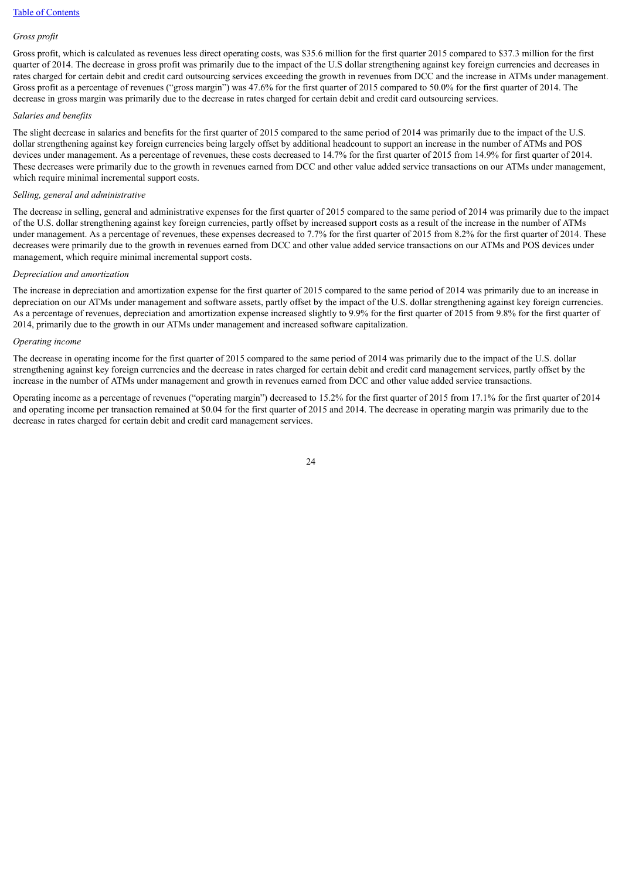*Gross profit*

Gross profit, which is calculated as revenues less direct operating costs, was $35.6 million for the first quarter 2015 compared to $37.3 million for the first quarter of 2014. The decrease in gross profit was primarily due to the impact of the U.S dollar strengthening against key foreign currencies and decreases in rates charged for certain debit and credit card outsourcing services exceeding the growth in revenues from DCC and the increase in ATMs under management. Gross profit as a percentage of revenues ("gross margin") was 47.6% for the first quarter of 2015 compared to 50.0% for the first quarter of 2014. The decrease in gross margin was primarily due to the decrease in rates charged for certain debit and credit card outsourcing services.

*Salaries and benefits*

The slight decrease in salaries and benefits for the first quarter of 2015 compared to the same period of 2014 was primarily due to the impact of the U.S. dollar strengthening against key foreign currencies being largely offset by additional headcount to support an increase in the number of ATMs and POS devices under management. As a percentage of revenues, these costs decreased to 14.7% for the first quarter of 2015 from 14.9% for first quarter of 2014. These decreases were primarily due to the growth in revenues earned from DCC and other value added service transactions on our ATMs under management, which require minimal incremental support costs.

*Selling, general and administrative*

The decrease in selling, general and administrative expenses for the first quarter of 2015 compared to the same period of 2014 was primarily due to the impact of the U.S. dollar strengthening against key foreign currencies, partly offset by increased support costs as a result of the increase in the number of ATMs under management. As a percentage of revenues, these expenses decreased to 7.7% for the first quarter of 2015 from 8.2% for the first quarter of 2014. These decreases were primarily due to the growth in revenues earned from DCC and other value added service transactions on our ATMs and POS devices under management, which require minimal incremental support costs.

*Depreciation and amortization*

The increase in depreciation and amortization expense for the first quarter of 2015 compared to the same period of 2014 was primarily due to an increase in depreciation on our ATMs under management and software assets, partly offset by the impact of the U.S. dollar strengthening against key foreign currencies. As a percentage of revenues, depreciation and amortization expense increased slightly to 9.9% for the first quarter of 2015 from 9.8% for the first quarter of 2014, primarily due to the growth in our ATMs under management and increased software capitalization.

*Operating income*

The decrease in operating income for the first quarter of 2015 compared to the same period of 2014 was primarily due to the impact of the U.S. dollar strengthening against key foreign currencies and the decrease in rates charged for certain debit and credit card management services, partly offset by the increase in the number of ATMs under management and growth in revenues earned from DCC and other value added service transactions.

Operating income as a percentage of revenues ("operating margin") decreased to 15.2% for the first quarter of 2015 from 17.1% for the first quarter of 2014 and operating income per transaction remained at $0.04 for the first quarter of 2015 and 2014. The decrease in operating margin was primarily due to the decrease in rates charged for certain debit and credit card management services.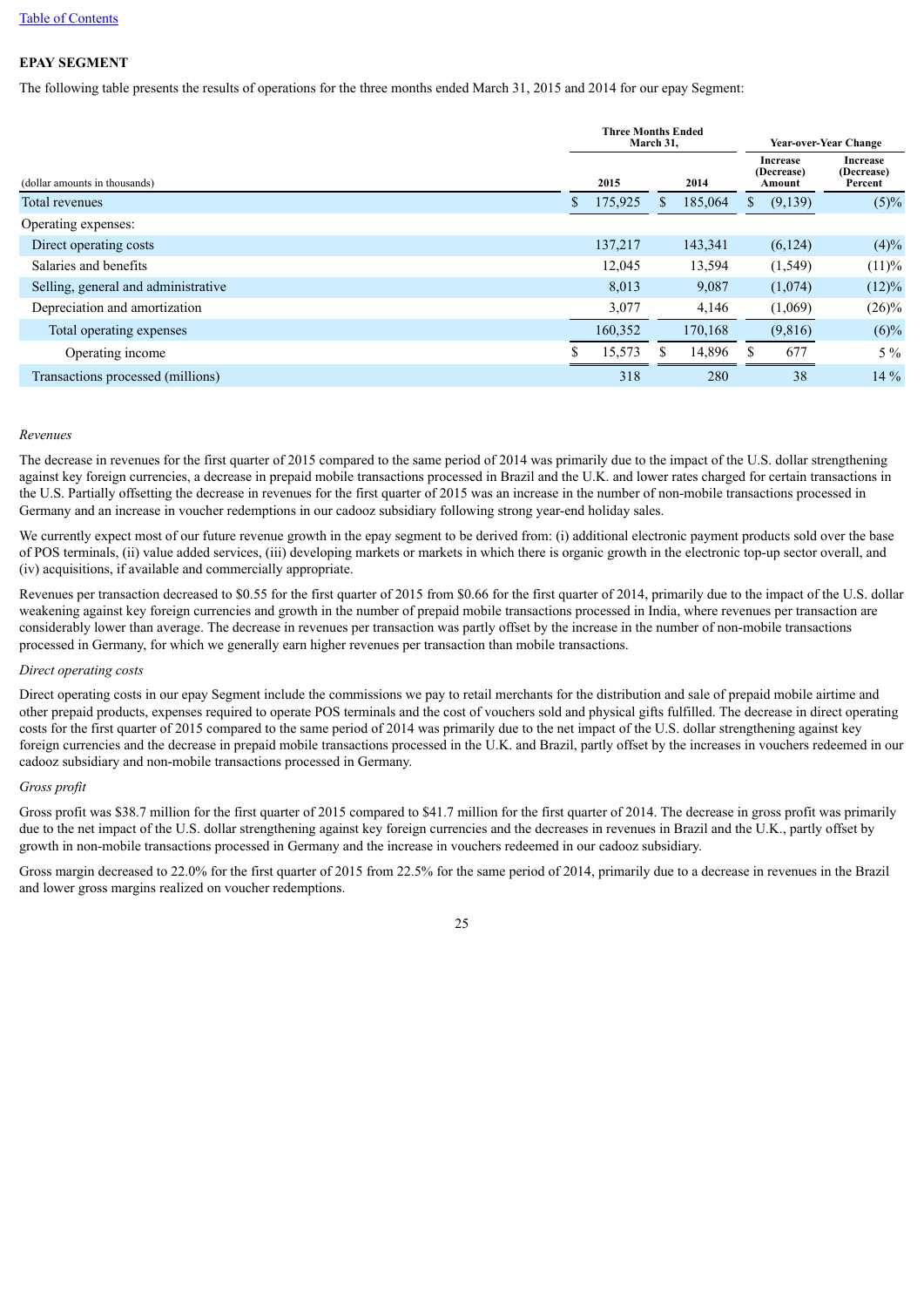[Table of Contents](#)

**EPAY SEGMENT**

The following table presents the results of operations for the three months ended March 31, 2015 and 2014 for our epay Segment:

| (dollar amounts in thousands) | Three Months Ended March 31, 2015 | Three Months Ended March 31, 2014 | Year-over-Year Change Increase (Decrease) Amount | Year-over-Year Change Increase (Decrease) Percent |
|---|---|---|---|---|
| Total revenues | $ 175,925 | $ 185,064 | $ (9,139) | (5)% |
| Operating expenses: | | | | |
| Direct operating costs | 137,217 | 143,341 | (6,124) | (4)% |
| Salaries and benefits | 12,045 | 13,594 | (1,549) | (11)% |
| Selling, general and administrative | 8,013 | 9,087 | (1,074) | (12)% |
| Depreciation and amortization | 3,077 | 4,146 | (1,069) | (26)% |
| Total operating expenses | 160,352 | 170,168 | (9,816) | (6)% |
| Operating income | $ 15,573 | $ 14,896 | $ 677 | 5 % |
| Transactions processed (millions) | 318 | 280 | 38 | 14 % |

*Revenues*

The decrease in revenues for the first quarter of 2015 compared to the same period of 2014 was primarily due to the impact of the U.S. dollar strengthening against key foreign currencies, a decrease in prepaid mobile transactions processed in Brazil and the U.K. and lower rates charged for certain transactions in the U.S. Partially offsetting the decrease in revenues for the first quarter of 2015 was an increase in the number of non-mobile transactions processed in Germany and an increase in voucher redemptions in our cadooz subsidiary following strong year-end holiday sales.

We currently expect most of our future revenue growth in the epay segment to be derived from: (i) additional electronic payment products sold over the base of POS terminals, (ii) value added services, (iii) developing markets or markets in which there is organic growth in the electronic top-up sector overall, and (iv) acquisitions, if available and commercially appropriate.

Revenues per transaction decreased to $0.55 for the first quarter of 2015 from $0.66 for the first quarter of 2014, primarily due to the impact of the U.S. dollar weakening against key foreign currencies and growth in the number of prepaid mobile transactions processed in India, where revenues per transaction are considerably lower than average. The decrease in revenues per transaction was partly offset by the increase in the number of non-mobile transactions processed in Germany, for which we generally earn higher revenues per transaction than mobile transactions.

*Direct operating costs*

Direct operating costs in our epay Segment include the commissions we pay to retail merchants for the distribution and sale of prepaid mobile airtime and other prepaid products, expenses required to operate POS terminals and the cost of vouchers sold and physical gifts fulfilled. The decrease in direct operating costs for the first quarter of 2015 compared to the same period of 2014 was primarily due to the net impact of the U.S. dollar strengthening against key foreign currencies and the decrease in prepaid mobile transactions processed in the U.K. and Brazil, partly offset by the increases in vouchers redeemed in our cadooz subsidiary and non-mobile transactions processed in Germany.

*Gross profit*

Gross profit was $38.7 million for the first quarter of 2015 compared to $41.7 million for the first quarter of 2014. The decrease in gross profit was primarily due to the net impact of the U.S. dollar strengthening against key foreign currencies and the decreases in revenues in Brazil and the U.K., partly offset by growth in non-mobile transactions processed in Germany and the increase in vouchers redeemed in our cadooz subsidiary.

Gross margin decreased to 22.0% for the first quarter of 2015 from 22.5% for the same period of 2014, primarily due to a decrease in revenues in the Brazil and lower gross margins realized on voucher redemptions.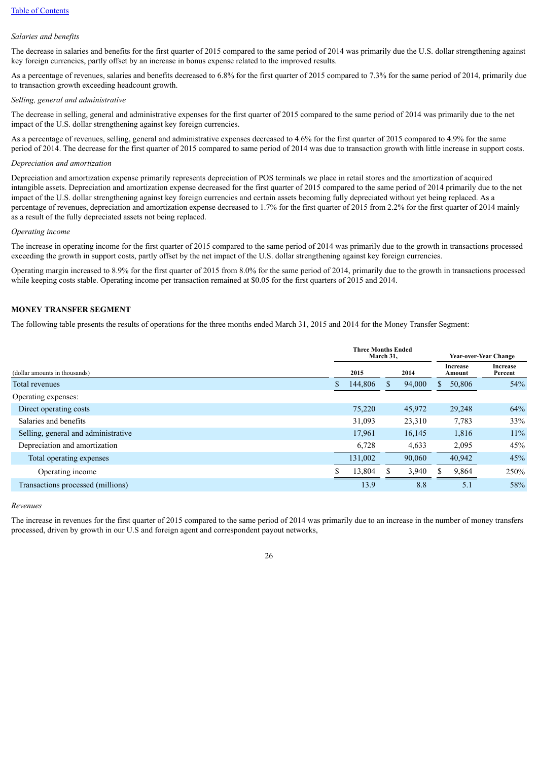*Salaries and benefits*

The decrease in salaries and benefits for the first quarter of 2015 compared to the same period of 2014 was primarily due the U.S. dollar strengthening against key foreign currencies, partly offset by an increase in bonus expense related to the improved results.

As a percentage of revenues, salaries and benefits decreased to 6.8% for the first quarter of 2015 compared to 7.3% for the same period of 2014, primarily due to transaction growth exceeding headcount growth.

*Selling, general and administrative*

The decrease in selling, general and administrative expenses for the first quarter of 2015 compared to the same period of 2014 was primarily due to the net impact of the U.S. dollar strengthening against key foreign currencies.

As a percentage of revenues, selling, general and administrative expenses decreased to 4.6% for the first quarter of 2015 compared to 4.9% for the same period of 2014. The decrease for the first quarter of 2015 compared to same period of 2014 was due to transaction growth with little increase in support costs.

*Depreciation and amortization*

Depreciation and amortization expense primarily represents depreciation of POS terminals we place in retail stores and the amortization of acquired intangible assets. Depreciation and amortization expense decreased for the first quarter of 2015 compared to the same period of 2014 primarily due to the net impact of the U.S. dollar strengthening against key foreign currencies and certain assets becoming fully depreciated without yet being replaced. As a percentage of revenues, depreciation and amortization expense decreased to 1.7% for the first quarter of 2015 from 2.2% for the first quarter of 2014 mainly as a result of the fully depreciated assets not being replaced.

*Operating income*

The increase in operating income for the first quarter of 2015 compared to the same period of 2014 was primarily due to the growth in transactions processed exceeding the growth in support costs, partly offset by the net impact of the U.S. dollar strengthening against key foreign currencies.

Operating margin increased to 8.9% for the first quarter of 2015 from 8.0% for the same period of 2014, primarily due to the growth in transactions processed while keeping costs stable. Operating income per transaction remained at $0.05 for the first quarters of 2015 and 2014.

**MONEY TRANSFER SEGMENT**

The following table presents the results of operations for the three months ended March 31, 2015 and 2014 for the Money Transfer Segment:

| | Three Months Ended March 31, | | Year-over-Year Change | |
|---|---|---|---|---|
| (dollar amounts in thousands) | 2015 | 2014 | Increase Amount | Increase Percent |
| Total revenues | $ 144,806 | $ 94,000 | $ 50,806 | 54% |
| Operating expenses: | | | | |
| Direct operating costs | 75,220 | 45,972 | 29,248 | 64% |
| Salaries and benefits | 31,093 | 23,310 | 7,783 | 33% |
| Selling, general and administrative | 17,961 | 16,145 | 1,816 | 11% |
| Depreciation and amortization | 6,728 | 4,633 | 2,095 | 45% |
| Total operating expenses | 131,002 | 90,060 | 40,942 | 45% |
| Operating income | $ 13,804 | $ 3,940 | $ 9,864 | 250% |
| Transactions processed (millions) | 13.9 | 8.8 | 5.1 | 58% |

*Revenues*

The increase in revenues for the first quarter of 2015 compared to the same period of 2014 was primarily due to an increase in the number of money transfers processed, driven by growth in our U.S and foreign agent and correspondent payout networks,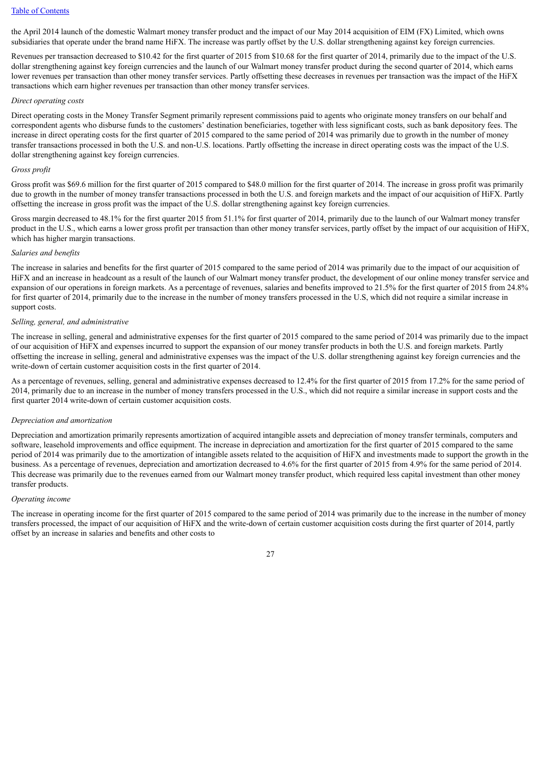the April 2014 launch of the domestic Walmart money transfer product and the impact of our May 2014 acquisition of EIM (FX) Limited, which owns subsidiaries that operate under the brand name HiFX. The increase was partly offset by the U.S. dollar strengthening against key foreign currencies.

Revenues per transaction decreased to $10.42 for the first quarter of 2015 from $10.68 for the first quarter of 2014, primarily due to the impact of the U.S. dollar strengthening against key foreign currencies and the launch of our Walmart money transfer product during the second quarter of 2014, which earns lower revenues per transaction than other money transfer services. Partly offsetting these decreases in revenues per transaction was the impact of the HiFX transactions which earn higher revenues per transaction than other money transfer services.

*Direct operating costs*

Direct operating costs in the Money Transfer Segment primarily represent commissions paid to agents who originate money transfers on our behalf and correspondent agents who disburse funds to the customers' destination beneficiaries, together with less significant costs, such as bank depository fees. The increase in direct operating costs for the first quarter of 2015 compared to the same period of 2014 was primarily due to growth in the number of money transfer transactions processed in both the U.S. and non-U.S. locations. Partly offsetting the increase in direct operating costs was the impact of the U.S. dollar strengthening against key foreign currencies.

*Gross profit*

Gross profit was $69.6 million for the first quarter of 2015 compared to $48.0 million for the first quarter of 2014. The increase in gross profit was primarily due to growth in the number of money transfer transactions processed in both the U.S. and foreign markets and the impact of our acquisition of HiFX. Partly offsetting the increase in gross profit was the impact of the U.S. dollar strengthening against key foreign currencies.

Gross margin decreased to 48.1% for the first quarter 2015 from 51.1% for first quarter of 2014, primarily due to the launch of our Walmart money transfer product in the U.S., which earns a lower gross profit per transaction than other money transfer services, partly offset by the impact of our acquisition of HiFX, which has higher margin transactions.

*Salaries and benefits*

The increase in salaries and benefits for the first quarter of 2015 compared to the same period of 2014 was primarily due to the impact of our acquisition of HiFX and an increase in headcount as a result of the launch of our Walmart money transfer product, the development of our online money transfer service and expansion of our operations in foreign markets. As a percentage of revenues, salaries and benefits improved to 21.5% for the first quarter of 2015 from 24.8% for first quarter of 2014, primarily due to the increase in the number of money transfers processed in the U.S, which did not require a similar increase in support costs.

*Selling, general, and administrative*

The increase in selling, general and administrative expenses for the first quarter of 2015 compared to the same period of 2014 was primarily due to the impact of our acquisition of HiFX and expenses incurred to support the expansion of our money transfer products in both the U.S. and foreign markets. Partly offsetting the increase in selling, general and administrative expenses was the impact of the U.S. dollar strengthening against key foreign currencies and the write-down of certain customer acquisition costs in the first quarter of 2014.

As a percentage of revenues, selling, general and administrative expenses decreased to 12.4% for the first quarter of 2015 from 17.2% for the same period of 2014, primarily due to an increase in the number of money transfers processed in the U.S., which did not require a similar increase in support costs and the first quarter 2014 write-down of certain customer acquisition costs.

*Depreciation and amortization*

Depreciation and amortization primarily represents amortization of acquired intangible assets and depreciation of money transfer terminals, computers and software, leasehold improvements and office equipment. The increase in depreciation and amortization for the first quarter of 2015 compared to the same period of 2014 was primarily due to the amortization of intangible assets related to the acquisition of HiFX and investments made to support the growth in the business. As a percentage of revenues, depreciation and amortization decreased to 4.6% for the first quarter of 2015 from 4.9% for the same period of 2014. This decrease was primarily due to the revenues earned from our Walmart money transfer product, which required less capital investment than other money transfer products.

*Operating income*

The increase in operating income for the first quarter of 2015 compared to the same period of 2014 was primarily due to the increase in the number of money transfers processed, the impact of our acquisition of HiFX and the write-down of certain customer acquisition costs during the first quarter of 2014, partly offset by an increase in salaries and benefits and other costs to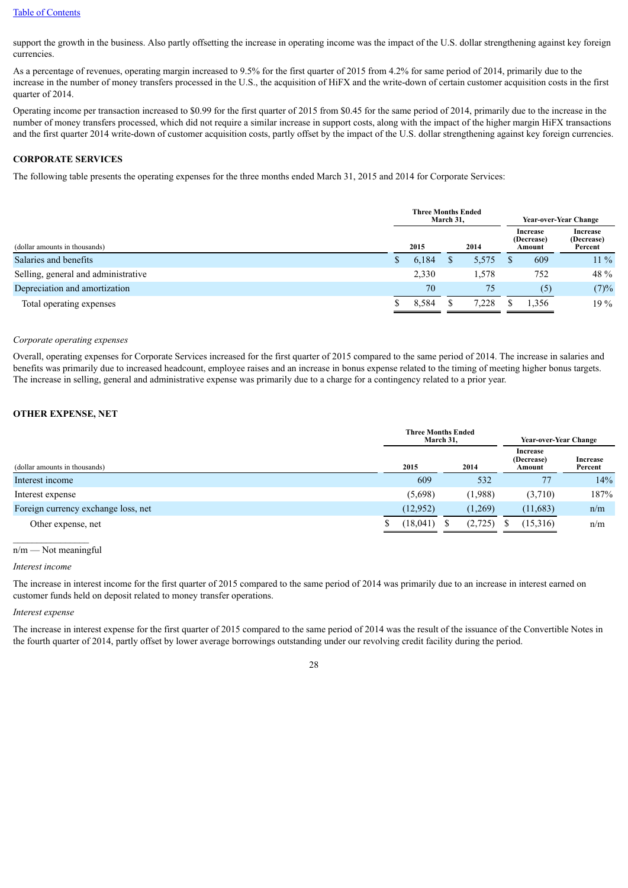support the growth in the business. Also partly offsetting the increase in operating income was the impact of the U.S. dollar strengthening against key foreign currencies.

As a percentage of revenues, operating margin increased to 9.5% for the first quarter of 2015 from 4.2% for same period of 2014, primarily due to the increase in the number of money transfers processed in the U.S., the acquisition of HiFX and the write-down of certain customer acquisition costs in the first quarter of 2014.

Operating income per transaction increased to $0.99 for the first quarter of 2015 from $0.45 for the same period of 2014, primarily due to the increase in the number of money transfers processed, which did not require a similar increase in support costs, along with the impact of the higher margin HiFX transactions and the first quarter 2014 write-down of customer acquisition costs, partly offset by the impact of the U.S. dollar strengthening against key foreign currencies.

## CORPORATE SERVICES

The following table presents the operating expenses for the three months ended March 31, 2015 and 2014 for Corporate Services:

| | Three Months Ended March 31, | | Year-over-Year Change | |
|---|---|---|---|---|
| (dollar amounts in thousands) | 2015 | 2014 | Increase (Decrease) Amount | Increase (Decrease) Percent |
| Salaries and benefits | $ 6,184 | $ 5,575 | $ 609 | 11 % |
| Selling, general and administrative | 2,330 | 1,578 | 752 | 48 % |
| Depreciation and amortization | 70 | 75 | (5) | (7)% |
| Total operating expenses | $ 8,584 | $ 7,228 | $ 1,356 | 19 % |

*Corporate operating expenses*

Overall, operating expenses for Corporate Services increased for the first quarter of 2015 compared to the same period of 2014. The increase in salaries and benefits was primarily due to increased headcount, employee raises and an increase in bonus expense related to the timing of meeting higher bonus targets. The increase in selling, general and administrative expense was primarily due to a charge for a contingency related to a prior year.

## OTHER EXPENSE, NET

| | Three Months Ended March 31, | | Year-over-Year Change | |
|---|---|---|---|---|
| (dollar amounts in thousands) | 2015 | 2014 | Increase (Decrease) Amount | Increase Percent |
| Interest income | 609 | 532 | 77 | 14% |
| Interest expense | (5,698) | (1,988) | (3,710) | 187% |
| Foreign currency exchange loss, net | (12,952) | (1,269) | (11,683) | n/m |
| Other expense, net | $ (18,041) | $ (2,725) | $ (15,316) | n/m |

n/m — Not meaningful

*Interest income*

The increase in interest income for the first quarter of 2015 compared to the same period of 2014 was primarily due to an increase in interest earned on customer funds held on deposit related to money transfer operations.

*Interest expense*

The increase in interest expense for the first quarter of 2015 compared to the same period of 2014 was the result of the issuance of the Convertible Notes in the fourth quarter of 2014, partly offset by lower average borrowings outstanding under our revolving credit facility during the period.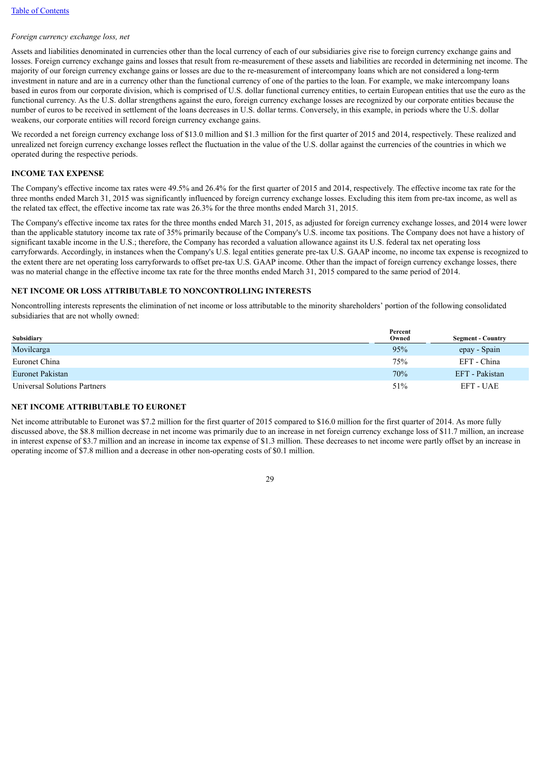*Foreign currency exchange loss, net*

Assets and liabilities denominated in currencies other than the local currency of each of our subsidiaries give rise to foreign currency exchange gains and losses. Foreign currency exchange gains and losses that result from re-measurement of these assets and liabilities are recorded in determining net income. The majority of our foreign currency exchange gains or losses are due to the re-measurement of intercompany loans which are not considered a long-term investment in nature and are in a currency other than the functional currency of one of the parties to the loan. For example, we make intercompany loans based in euros from our corporate division, which is comprised of U.S. dollar functional currency entities, to certain European entities that use the euro as the functional currency. As the U.S. dollar strengthens against the euro, foreign currency exchange losses are recognized by our corporate entities because the number of euros to be received in settlement of the loans decreases in U.S. dollar terms. Conversely, in this example, in periods where the U.S. dollar weakens, our corporate entities will record foreign currency exchange gains.

We recorded a net foreign currency exchange loss of $13.0 million and $1.3 million for the first quarter of 2015 and 2014, respectively. These realized and unrealized net foreign currency exchange losses reflect the fluctuation in the value of the U.S. dollar against the currencies of the countries in which we operated during the respective periods.

## INCOME TAX EXPENSE

The Company's effective income tax rates were 49.5% and 26.4% for the first quarter of 2015 and 2014, respectively. The effective income tax rate for the three months ended March 31, 2015 was significantly influenced by foreign currency exchange losses. Excluding this item from pre-tax income, as well as the related tax effect, the effective income tax rate was 26.3% for the three months ended March 31, 2015.

The Company's effective income tax rates for the three months ended March 31, 2015, as adjusted for foreign currency exchange losses, and 2014 were lower than the applicable statutory income tax rate of 35% primarily because of the Company's U.S. income tax positions. The Company does not have a history of significant taxable income in the U.S.; therefore, the Company has recorded a valuation allowance against its U.S. federal tax net operating loss carryforwards. Accordingly, in instances when the Company's U.S. legal entities generate pre-tax U.S. GAAP income, no income tax expense is recognized to the extent there are net operating loss carryforwards to offset pre-tax U.S. GAAP income. Other than the impact of foreign currency exchange losses, there was no material change in the effective income tax rate for the three months ended March 31, 2015 compared to the same period of 2014.

## NET INCOME OR LOSS ATTRIBUTABLE TO NONCONTROLLING INTERESTS

Noncontrolling interests represents the elimination of net income or loss attributable to the minority shareholders' portion of the following consolidated subsidiaries that are not wholly owned:

| Subsidiary | Percent Owned | Segment - Country |
|---|---|---|
| Movilcarga | 95% | epay - Spain |
| Euronet China | 75% | EFT - China |
| Euronet Pakistan | 70% | EFT - Pakistan |
| Universal Solutions Partners | 51% | EFT - UAE |

## NET INCOME ATTRIBUTABLE TO EURONET

Net income attributable to Euronet was $7.2 million for the first quarter of 2015 compared to $16.0 million for the first quarter of 2014. As more fully discussed above, the $8.8 million decrease in net income was primarily due to an increase in net foreign currency exchange loss of $11.7 million, an increase in interest expense of $3.7 million and an increase in income tax expense of $1.3 million. These decreases to net income were partly offset by an increase in operating income of $7.8 million and a decrease in other non-operating costs of $0.1 million.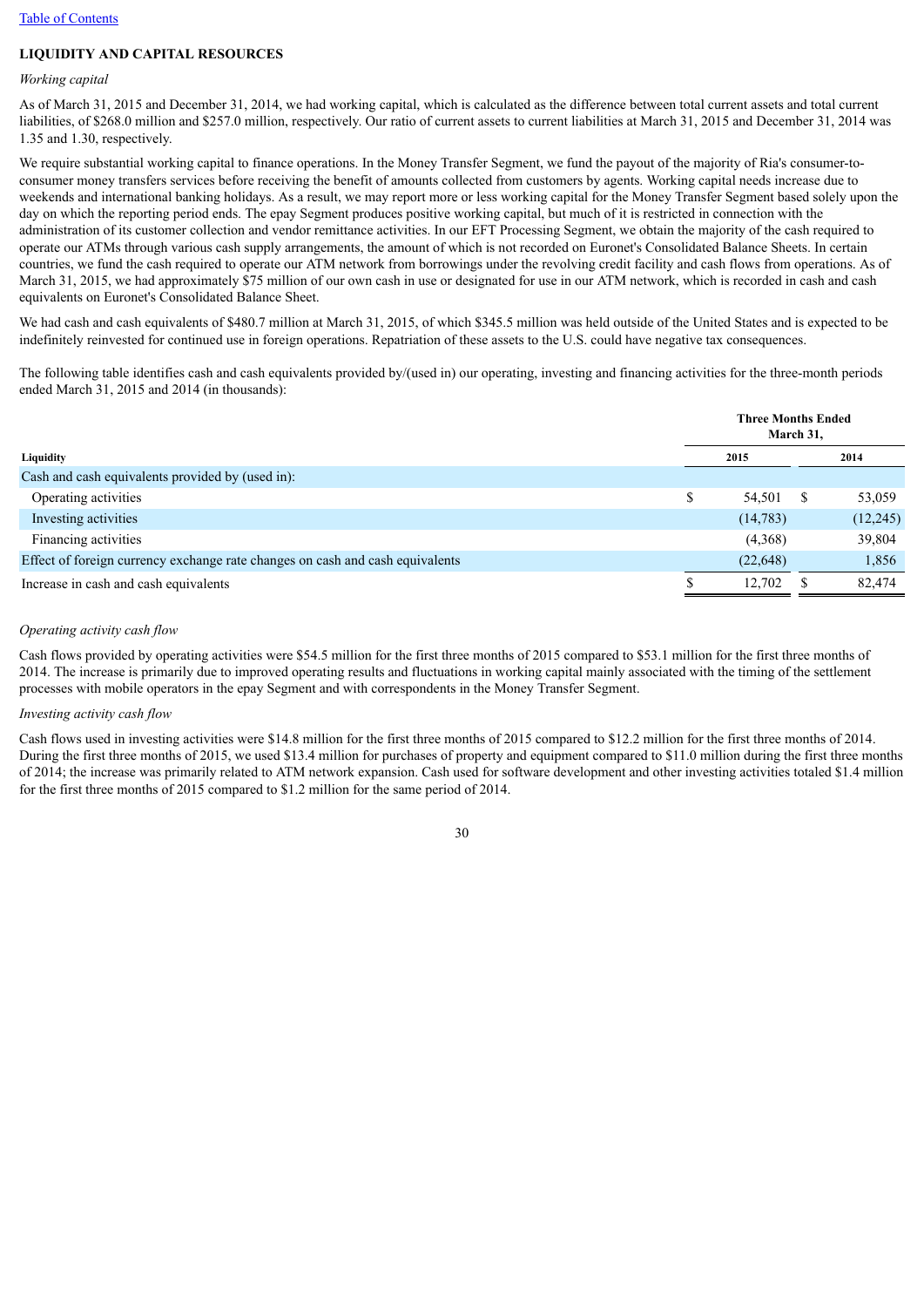[Table of Contents](#)

## LIQUIDITY AND CAPITAL RESOURCES

*Working capital*

As of March 31, 2015 and December 31, 2014, we had working capital, which is calculated as the difference between total current assets and total current liabilities, of $268.0 million and $257.0 million, respectively. Our ratio of current assets to current liabilities at March 31, 2015 and December 31, 2014 was 1.35 and 1.30, respectively.

We require substantial working capital to finance operations. In the Money Transfer Segment, we fund the payout of the majority of Ria's consumer-to-consumer money transfers services before receiving the benefit of amounts collected from customers by agents. Working capital needs increase due to weekends and international banking holidays. As a result, we may report more or less working capital for the Money Transfer Segment based solely upon the day on which the reporting period ends. The epay Segment produces positive working capital, but much of it is restricted in connection with the administration of its customer collection and vendor remittance activities. In our EFT Processing Segment, we obtain the majority of the cash required to operate our ATMs through various cash supply arrangements, the amount of which is not recorded on Euronet's Consolidated Balance Sheets. In certain countries, we fund the cash required to operate our ATM network from borrowings under the revolving credit facility and cash flows from operations. As of March 31, 2015, we had approximately $75 million of our own cash in use or designated for use in our ATM network, which is recorded in cash and cash equivalents on Euronet's Consolidated Balance Sheet.

We had cash and cash equivalents of $480.7 million at March 31, 2015, of which $345.5 million was held outside of the United States and is expected to be indefinitely reinvested for continued use in foreign operations. Repatriation of these assets to the U.S. could have negative tax consequences.

The following table identifies cash and cash equivalents provided by/(used in) our operating, investing and financing activities for the three-month periods ended March 31, 2015 and 2014 (in thousands):

| Liquidity | Three Months Ended March 31, 2015 | Three Months Ended March 31, 2014 |
|---|---|---|
| Cash and cash equivalents provided by (used in): | | |
| Operating activities | $ 54,501 | $ 53,059 |
| Investing activities | (14,783) | (12,245) |
| Financing activities | (4,368) | 39,804 |
| Effect of foreign currency exchange rate changes on cash and cash equivalents | (22,648) | 1,856 |
| Increase in cash and cash equivalents | $ 12,702 | $ 82,474 |

*Operating activity cash flow*

Cash flows provided by operating activities were $54.5 million for the first three months of 2015 compared to $53.1 million for the first three months of 2014. The increase is primarily due to improved operating results and fluctuations in working capital mainly associated with the timing of the settlement processes with mobile operators in the epay Segment and with correspondents in the Money Transfer Segment.

*Investing activity cash flow*

Cash flows used in investing activities were $14.8 million for the first three months of 2015 compared to $12.2 million for the first three months of 2014. During the first three months of 2015, we used $13.4 million for purchases of property and equipment compared to $11.0 million during the first three months of 2014; the increase was primarily related to ATM network expansion. Cash used for software development and other investing activities totaled $1.4 million for the first three months of 2015 compared to $1.2 million for the same period of 2014.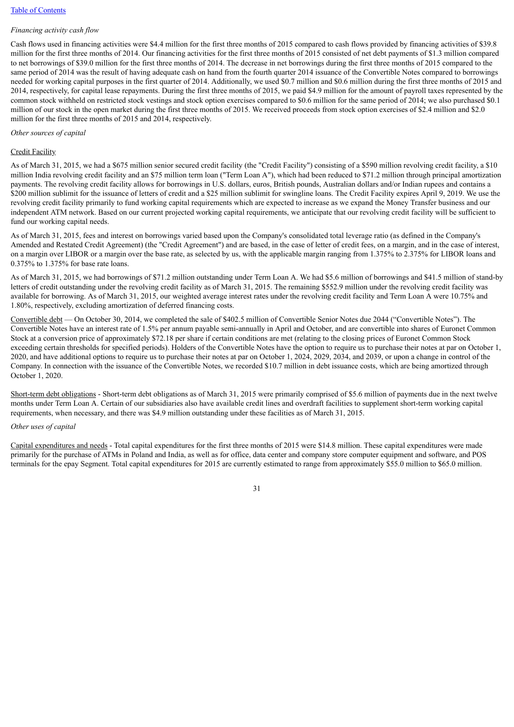*Financing activity cash flow*

Cash flows used in financing activities were $4.4 million for the first three months of 2015 compared to cash flows provided by financing activities of $39.8 million for the first three months of 2014. Our financing activities for the first three months of 2015 consisted of net debt payments of $1.3 million compared to net borrowings of $39.0 million for the first three months of 2014. The decrease in net borrowings during the first three months of 2015 compared to the same period of 2014 was the result of having adequate cash on hand from the fourth quarter 2014 issuance of the Convertible Notes compared to borrowings needed for working capital purposes in the first quarter of 2014. Additionally, we used $0.7 million and $0.6 million during the first three months of 2015 and 2014, respectively, for capital lease repayments. During the first three months of 2015, we paid $4.9 million for the amount of payroll taxes represented by the common stock withheld on restricted stock vestings and stock option exercises compared to $0.6 million for the same period of 2014; we also purchased $0.1 million of our stock in the open market during the first three months of 2015. We received proceeds from stock option exercises of $2.4 million and $2.0 million for the first three months of 2015 and 2014, respectively.

*Other sources of capital*

Credit Facility

As of March 31, 2015, we had a $675 million senior secured credit facility (the "Credit Facility") consisting of a $590 million revolving credit facility, a $10 million India revolving credit facility and an $75 million term loan ("Term Loan A"), which had been reduced to $71.2 million through principal amortization payments. The revolving credit facility allows for borrowings in U.S. dollars, euros, British pounds, Australian dollars and/or Indian rupees and contains a $200 million sublimit for the issuance of letters of credit and a $25 million sublimit for swingline loans. The Credit Facility expires April 9, 2019. We use the revolving credit facility primarily to fund working capital requirements which are expected to increase as we expand the Money Transfer business and our independent ATM network. Based on our current projected working capital requirements, we anticipate that our revolving credit facility will be sufficient to fund our working capital needs.

As of March 31, 2015, fees and interest on borrowings varied based upon the Company's consolidated total leverage ratio (as defined in the Company's Amended and Restated Credit Agreement) (the "Credit Agreement") and are based, in the case of letter of credit fees, on a margin, and in the case of interest, on a margin over LIBOR or a margin over the base rate, as selected by us, with the applicable margin ranging from 1.375% to 2.375% for LIBOR loans and 0.375% to 1.375% for base rate loans.

As of March 31, 2015, we had borrowings of $71.2 million outstanding under Term Loan A. We had $5.6 million of borrowings and $41.5 million of stand-by letters of credit outstanding under the revolving credit facility as of March 31, 2015. The remaining $552.9 million under the revolving credit facility was available for borrowing. As of March 31, 2015, our weighted average interest rates under the revolving credit facility and Term Loan A were 10.75% and 1.80%, respectively, excluding amortization of deferred financing costs.

Convertible debt — On October 30, 2014, we completed the sale of $402.5 million of Convertible Senior Notes due 2044 ("Convertible Notes"). The Convertible Notes have an interest rate of 1.5% per annum payable semi-annually in April and October, and are convertible into shares of Euronet Common Stock at a conversion price of approximately $72.18 per share if certain conditions are met (relating to the closing prices of Euronet Common Stock exceeding certain thresholds for specified periods). Holders of the Convertible Notes have the option to require us to purchase their notes at par on October 1, 2020, and have additional options to require us to purchase their notes at par on October 1, 2024, 2029, 2034, and 2039, or upon a change in control of the Company. In connection with the issuance of the Convertible Notes, we recorded $10.7 million in debt issuance costs, which are being amortized through October 1, 2020.

Short-term debt obligations - Short-term debt obligations as of March 31, 2015 were primarily comprised of $5.6 million of payments due in the next twelve months under Term Loan A. Certain of our subsidiaries also have available credit lines and overdraft facilities to supplement short-term working capital requirements, when necessary, and there was $4.9 million outstanding under these facilities as of March 31, 2015.

*Other uses of capital*

Capital expenditures and needs - Total capital expenditures for the first three months of 2015 were $14.8 million. These capital expenditures were made primarily for the purchase of ATMs in Poland and India, as well as for office, data center and company store computer equipment and software, and POS terminals for the epay Segment. Total capital expenditures for 2015 are currently estimated to range from approximately $55.0 million to $65.0 million.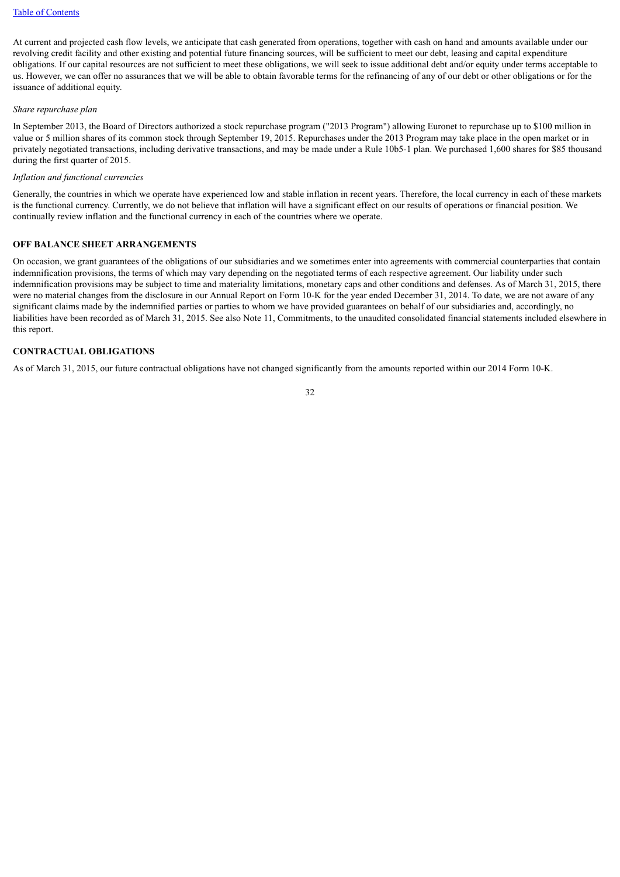At current and projected cash flow levels, we anticipate that cash generated from operations, together with cash on hand and amounts available under our revolving credit facility and other existing and potential future financing sources, will be sufficient to meet our debt, leasing and capital expenditure obligations. If our capital resources are not sufficient to meet these obligations, we will seek to issue additional debt and/or equity under terms acceptable to us. However, we can offer no assurances that we will be able to obtain favorable terms for the refinancing of any of our debt or other obligations or for the issuance of additional equity.

*Share repurchase plan*

In September 2013, the Board of Directors authorized a stock repurchase program ("2013 Program") allowing Euronet to repurchase up to $100 million in value or 5 million shares of its common stock through September 19, 2015. Repurchases under the 2013 Program may take place in the open market or in privately negotiated transactions, including derivative transactions, and may be made under a Rule 10b5-1 plan. We purchased 1,600 shares for $85 thousand during the first quarter of 2015.

*Inflation and functional currencies*

Generally, the countries in which we operate have experienced low and stable inflation in recent years. Therefore, the local currency in each of these markets is the functional currency. Currently, we do not believe that inflation will have a significant effect on our results of operations or financial position. We continually review inflation and the functional currency in each of the countries where we operate.

## OFF BALANCE SHEET ARRANGEMENTS

On occasion, we grant guarantees of the obligations of our subsidiaries and we sometimes enter into agreements with commercial counterparties that contain indemnification provisions, the terms of which may vary depending on the negotiated terms of each respective agreement. Our liability under such indemnification provisions may be subject to time and materiality limitations, monetary caps and other conditions and defenses. As of March 31, 2015, there were no material changes from the disclosure in our Annual Report on Form 10-K for the year ended December 31, 2014. To date, we are not aware of any significant claims made by the indemnified parties or parties to whom we have provided guarantees on behalf of our subsidiaries and, accordingly, no liabilities have been recorded as of March 31, 2015. See also Note 11, Commitments, to the unaudited consolidated financial statements included elsewhere in this report.

## CONTRACTUAL OBLIGATIONS

As of March 31, 2015, our future contractual obligations have not changed significantly from the amounts reported within our 2014 Form 10-K.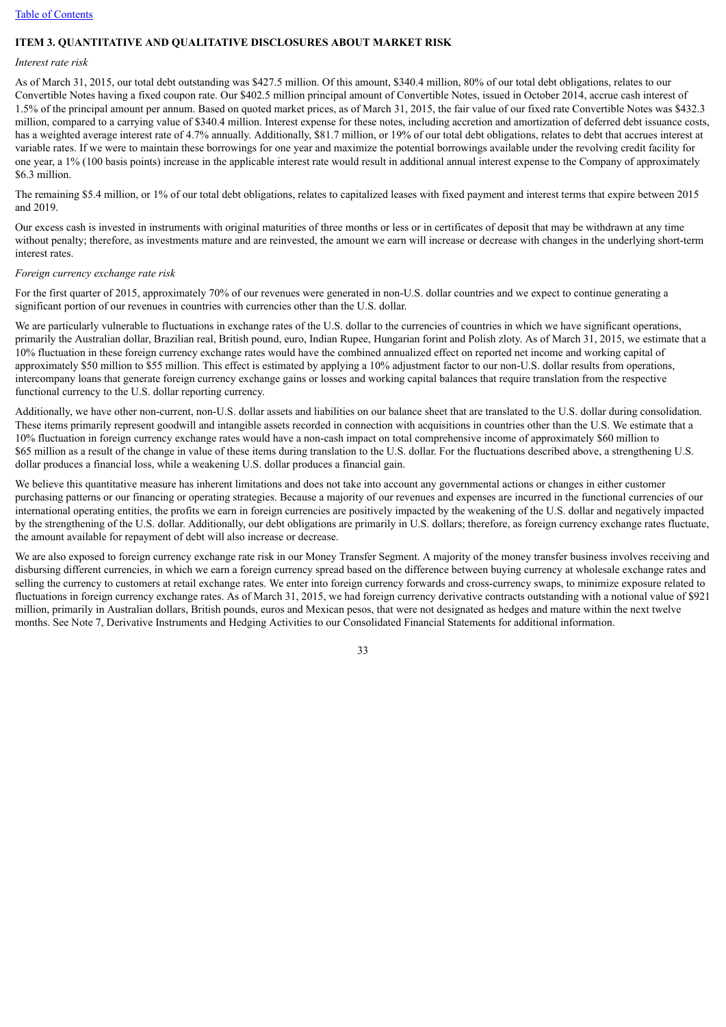## ITEM 3. QUANTITATIVE AND QUALITATIVE DISCLOSURES ABOUT MARKET RISK

*Interest rate risk*

As of March 31, 2015, our total debt outstanding was $427.5 million. Of this amount, $340.4 million, 80% of our total debt obligations, relates to our Convertible Notes having a fixed coupon rate. Our $402.5 million principal amount of Convertible Notes, issued in October 2014, accrue cash interest of 1.5% of the principal amount per annum. Based on quoted market prices, as of March 31, 2015, the fair value of our fixed rate Convertible Notes was $432.3 million, compared to a carrying value of $340.4 million. Interest expense for these notes, including accretion and amortization of deferred debt issuance costs, has a weighted average interest rate of 4.7% annually. Additionally, $81.7 million, or 19% of our total debt obligations, relates to debt that accrues interest at variable rates. If we were to maintain these borrowings for one year and maximize the potential borrowings available under the revolving credit facility for one year, a 1% (100 basis points) increase in the applicable interest rate would result in additional annual interest expense to the Company of approximately $6.3 million.

The remaining $5.4 million, or 1% of our total debt obligations, relates to capitalized leases with fixed payment and interest terms that expire between 2015 and 2019.

Our excess cash is invested in instruments with original maturities of three months or less or in certificates of deposit that may be withdrawn at any time without penalty; therefore, as investments mature and are reinvested, the amount we earn will increase or decrease with changes in the underlying short-term interest rates.

*Foreign currency exchange rate risk*

For the first quarter of 2015, approximately 70% of our revenues were generated in non-U.S. dollar countries and we expect to continue generating a significant portion of our revenues in countries with currencies other than the U.S. dollar.

We are particularly vulnerable to fluctuations in exchange rates of the U.S. dollar to the currencies of countries in which we have significant operations, primarily the Australian dollar, Brazilian real, British pound, euro, Indian Rupee, Hungarian forint and Polish zloty. As of March 31, 2015, we estimate that a 10% fluctuation in these foreign currency exchange rates would have the combined annualized effect on reported net income and working capital of approximately $50 million to $55 million. This effect is estimated by applying a 10% adjustment factor to our non-U.S. dollar results from operations, intercompany loans that generate foreign currency exchange gains or losses and working capital balances that require translation from the respective functional currency to the U.S. dollar reporting currency.

Additionally, we have other non-current, non-U.S. dollar assets and liabilities on our balance sheet that are translated to the U.S. dollar during consolidation. These items primarily represent goodwill and intangible assets recorded in connection with acquisitions in countries other than the U.S. We estimate that a 10% fluctuation in foreign currency exchange rates would have a non-cash impact on total comprehensive income of approximately $60 million to $65 million as a result of the change in value of these items during translation to the U.S. dollar. For the fluctuations described above, a strengthening U.S. dollar produces a financial loss, while a weakening U.S. dollar produces a financial gain.

We believe this quantitative measure has inherent limitations and does not take into account any governmental actions or changes in either customer purchasing patterns or our financing or operating strategies. Because a majority of our revenues and expenses are incurred in the functional currencies of our international operating entities, the profits we earn in foreign currencies are positively impacted by the weakening of the U.S. dollar and negatively impacted by the strengthening of the U.S. dollar. Additionally, our debt obligations are primarily in U.S. dollars; therefore, as foreign currency exchange rates fluctuate, the amount available for repayment of debt will also increase or decrease.

We are also exposed to foreign currency exchange rate risk in our Money Transfer Segment. A majority of the money transfer business involves receiving and disbursing different currencies, in which we earn a foreign currency spread based on the difference between buying currency at wholesale exchange rates and selling the currency to customers at retail exchange rates. We enter into foreign currency forwards and cross-currency swaps, to minimize exposure related to fluctuations in foreign currency exchange rates. As of March 31, 2015, we had foreign currency derivative contracts outstanding with a notional value of $921 million, primarily in Australian dollars, British pounds, euros and Mexican pesos, that were not designated as hedges and mature within the next twelve months. See Note 7, Derivative Instruments and Hedging Activities to our Consolidated Financial Statements for additional information.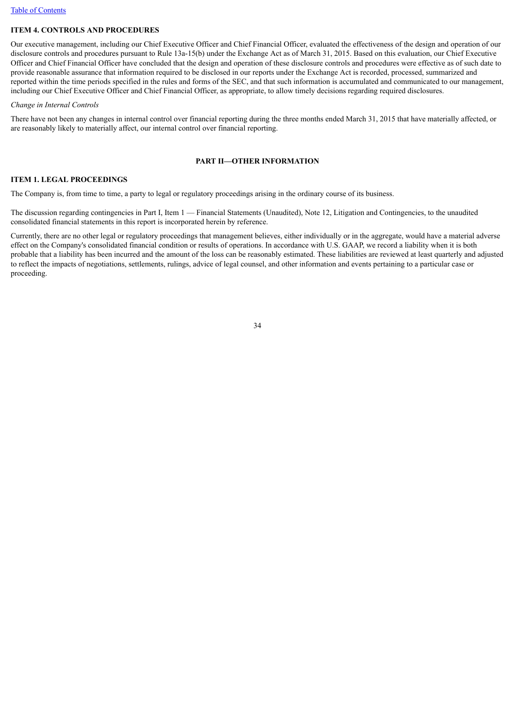## ITEM 4. CONTROLS AND PROCEDURES

Our executive management, including our Chief Executive Officer and Chief Financial Officer, evaluated the effectiveness of the design and operation of our disclosure controls and procedures pursuant to Rule 13a-15(b) under the Exchange Act as of March 31, 2015. Based on this evaluation, our Chief Executive Officer and Chief Financial Officer have concluded that the design and operation of these disclosure controls and procedures were effective as of such date to provide reasonable assurance that information required to be disclosed in our reports under the Exchange Act is recorded, processed, summarized and reported within the time periods specified in the rules and forms of the SEC, and that such information is accumulated and communicated to our management, including our Chief Executive Officer and Chief Financial Officer, as appropriate, to allow timely decisions regarding required disclosures.

*Change in Internal Controls*

There have not been any changes in internal control over financial reporting during the three months ended March 31, 2015 that have materially affected, or are reasonably likely to materially affect, our internal control over financial reporting.

# PART II—OTHER INFORMATION

## ITEM 1. LEGAL PROCEEDINGS

The Company is, from time to time, a party to legal or regulatory proceedings arising in the ordinary course of its business.

The discussion regarding contingencies in Part I, Item 1 — Financial Statements (Unaudited), Note 12, Litigation and Contingencies, to the unaudited consolidated financial statements in this report is incorporated herein by reference.

Currently, there are no other legal or regulatory proceedings that management believes, either individually or in the aggregate, would have a material adverse effect on the Company's consolidated financial condition or results of operations. In accordance with U.S. GAAP, we record a liability when it is both probable that a liability has been incurred and the amount of the loss can be reasonably estimated. These liabilities are reviewed at least quarterly and adjusted to reflect the impacts of negotiations, settlements, rulings, advice of legal counsel, and other information and events pertaining to a particular case or proceeding.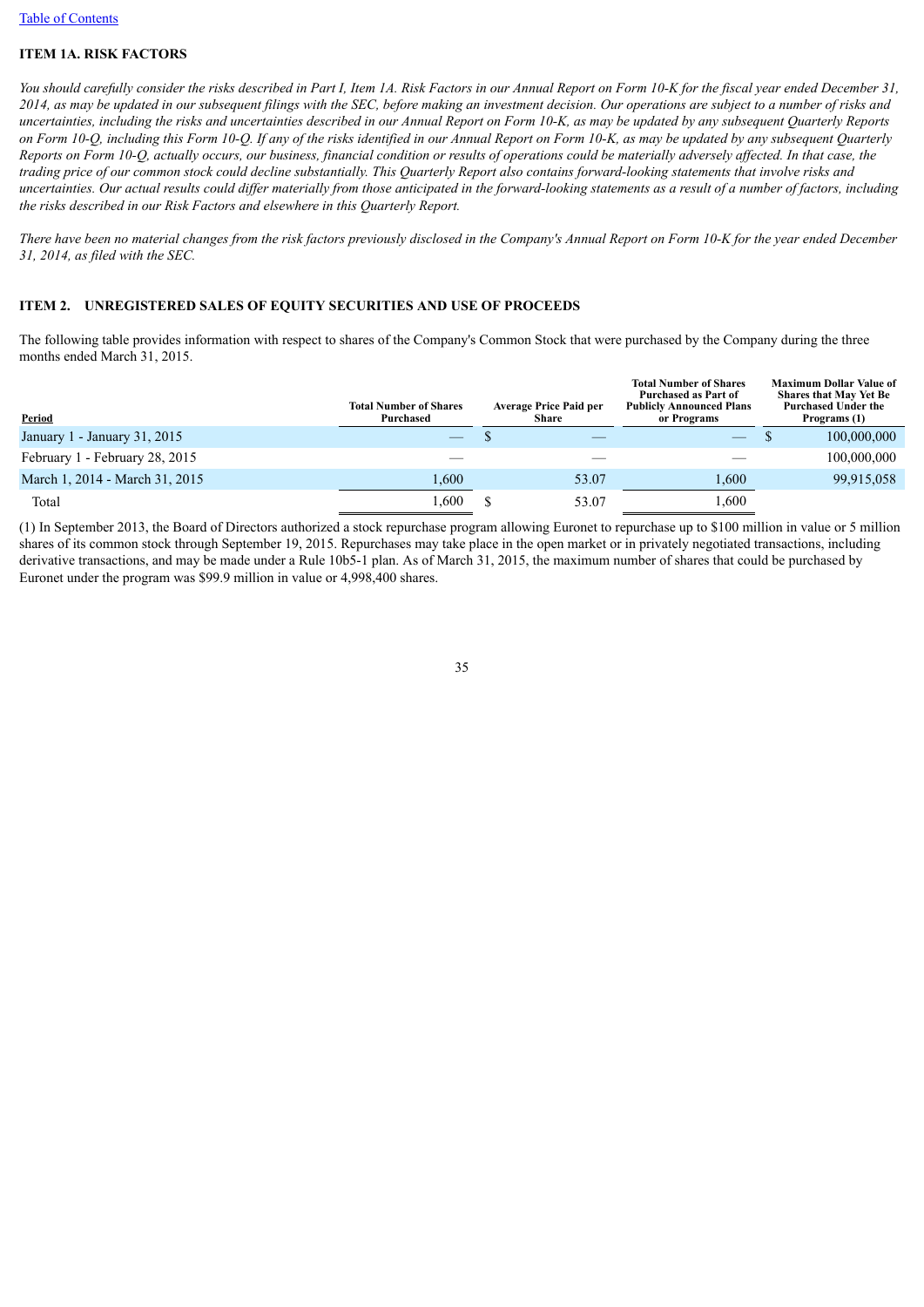Table of Contents

## ITEM 1A. RISK FACTORS

*You should carefully consider the risks described in Part I, Item 1A. Risk Factors in our Annual Report on Form 10-K for the fiscal year ended December 31, 2014, as may be updated in our subsequent filings with the SEC, before making an investment decision. Our operations are subject to a number of risks and uncertainties, including the risks and uncertainties described in our Annual Report on Form 10-K, as may be updated by any subsequent Quarterly Reports on Form 10-Q, including this Form 10-Q. If any of the risks identified in our Annual Report on Form 10-K, as may be updated by any subsequent Quarterly Reports on Form 10-Q, actually occurs, our business, financial condition or results of operations could be materially adversely affected. In that case, the trading price of our common stock could decline substantially. This Quarterly Report also contains forward-looking statements that involve risks and uncertainties. Our actual results could differ materially from those anticipated in the forward-looking statements as a result of a number of factors, including the risks described in our Risk Factors and elsewhere in this Quarterly Report.*

*There have been no material changes from the risk factors previously disclosed in the Company's Annual Report on Form 10-K for the year ended December 31, 2014, as filed with the SEC.*

## ITEM 2. UNREGISTERED SALES OF EQUITY SECURITIES AND USE OF PROCEEDS

The following table provides information with respect to shares of the Company's Common Stock that were purchased by the Company during the three months ended March 31, 2015.

| Period | Total Number of Shares Purchased | Average Price Paid per Share | Total Number of Shares Purchased as Part of Publicly Announced Plans or Programs | Maximum Dollar Value of Shares that May Yet Be Purchased Under the Programs (1) |
|---|---|---|---|---|
| January 1 - January 31, 2015 | — | $ — | — | $ 100,000,000 |
| February 1 - February 28, 2015 | — | — | — | 100,000,000 |
| March 1, 2014 - March 31, 2015 | 1,600 | 53.07 | 1,600 | 99,915,058 |
| Total | 1,600 | $ 53.07 | 1,600 | |

(1) In September 2013, the Board of Directors authorized a stock repurchase program allowing Euronet to repurchase up to $100 million in value or 5 million shares of its common stock through September 19, 2015. Repurchases may take place in the open market or in privately negotiated transactions, including derivative transactions, and may be made under a Rule 10b5-1 plan. As of March 31, 2015, the maximum number of shares that could be purchased by Euronet under the program was $99.9 million in value or 4,998,400 shares.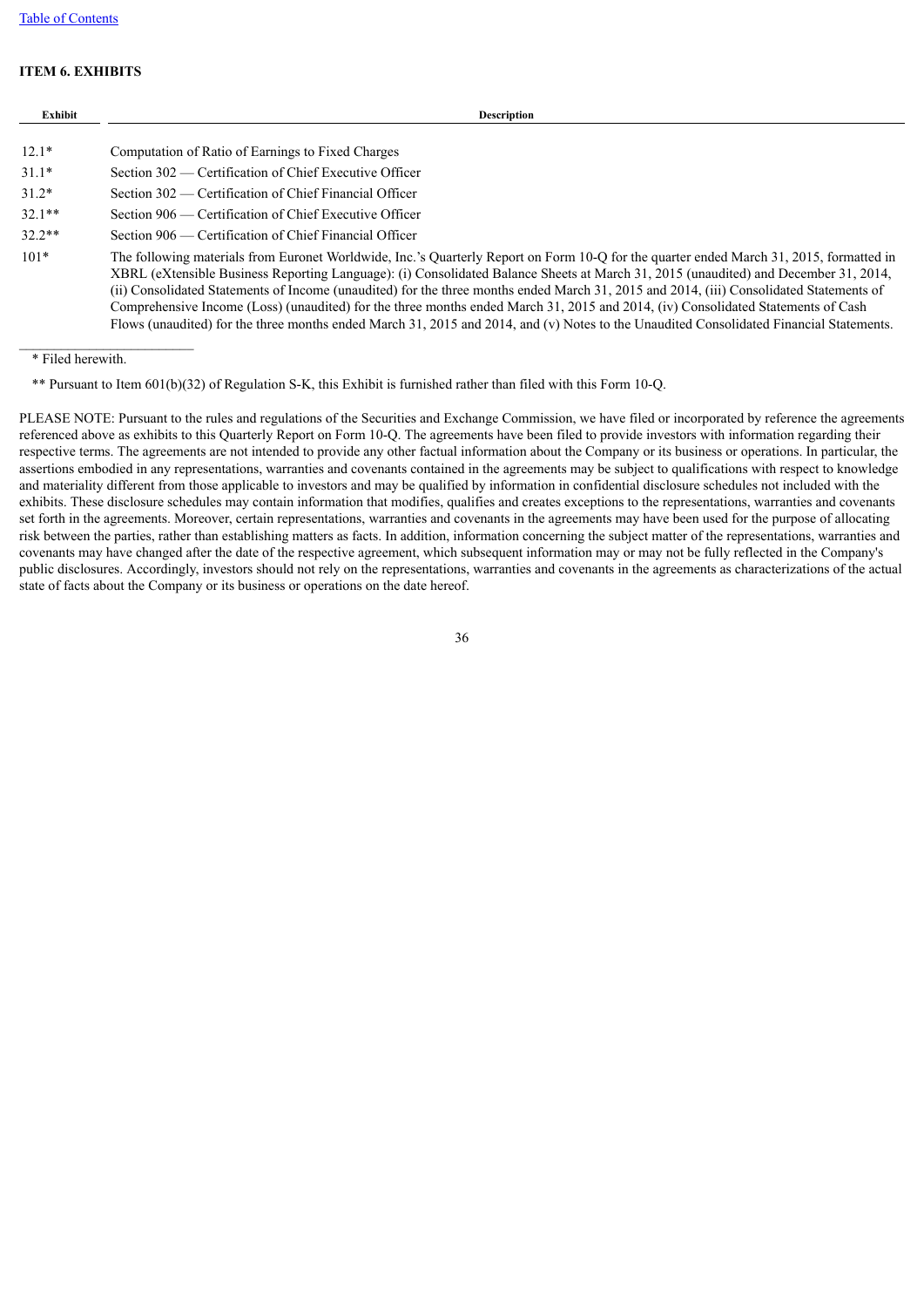## ITEM 6. EXHIBITS

| Exhibit | Description |
|---|---|
| 12.1* | Computation of Ratio of Earnings to Fixed Charges |
| 31.1* | Section 302 — Certification of Chief Executive Officer |
| 31.2* | Section 302 — Certification of Chief Financial Officer |
| 32.1** | Section 906 — Certification of Chief Executive Officer |
| 32.2** | Section 906 — Certification of Chief Financial Officer |
| 101* | The following materials from Euronet Worldwide, Inc.'s Quarterly Report on Form 10-Q for the quarter ended March 31, 2015, formatted in XBRL (eXtensible Business Reporting Language): (i) Consolidated Balance Sheets at March 31, 2015 (unaudited) and December 31, 2014, (ii) Consolidated Statements of Income (unaudited) for the three months ended March 31, 2015 and 2014, (iii) Consolidated Statements of Comprehensive Income (Loss) (unaudited) for the three months ended March 31, 2015 and 2014, (iv) Consolidated Statements of Cash Flows (unaudited) for the three months ended March 31, 2015 and 2014, and (v) Notes to the Unaudited Consolidated Financial Statements. |

\* Filed herewith.

\*\* Pursuant to Item 601(b)(32) of Regulation S-K, this Exhibit is furnished rather than filed with this Form 10-Q.

PLEASE NOTE: Pursuant to the rules and regulations of the Securities and Exchange Commission, we have filed or incorporated by reference the agreements referenced above as exhibits to this Quarterly Report on Form 10-Q. The agreements have been filed to provide investors with information regarding their respective terms. The agreements are not intended to provide any other factual information about the Company or its business or operations. In particular, the assertions embodied in any representations, warranties and covenants contained in the agreements may be subject to qualifications with respect to knowledge and materiality different from those applicable to investors and may be qualified by information in confidential disclosure schedules not included with the exhibits. These disclosure schedules may contain information that modifies, qualifies and creates exceptions to the representations, warranties and covenants set forth in the agreements. Moreover, certain representations, warranties and covenants in the agreements may have been used for the purpose of allocating risk between the parties, rather than establishing matters as facts. In addition, information concerning the subject matter of the representations, warranties and covenants may have changed after the date of the respective agreement, which subsequent information may or may not be fully reflected in the Company's public disclosures. Accordingly, investors should not rely on the representations, warranties and covenants in the agreements as characterizations of the actual state of facts about the Company or its business or operations on the date hereof.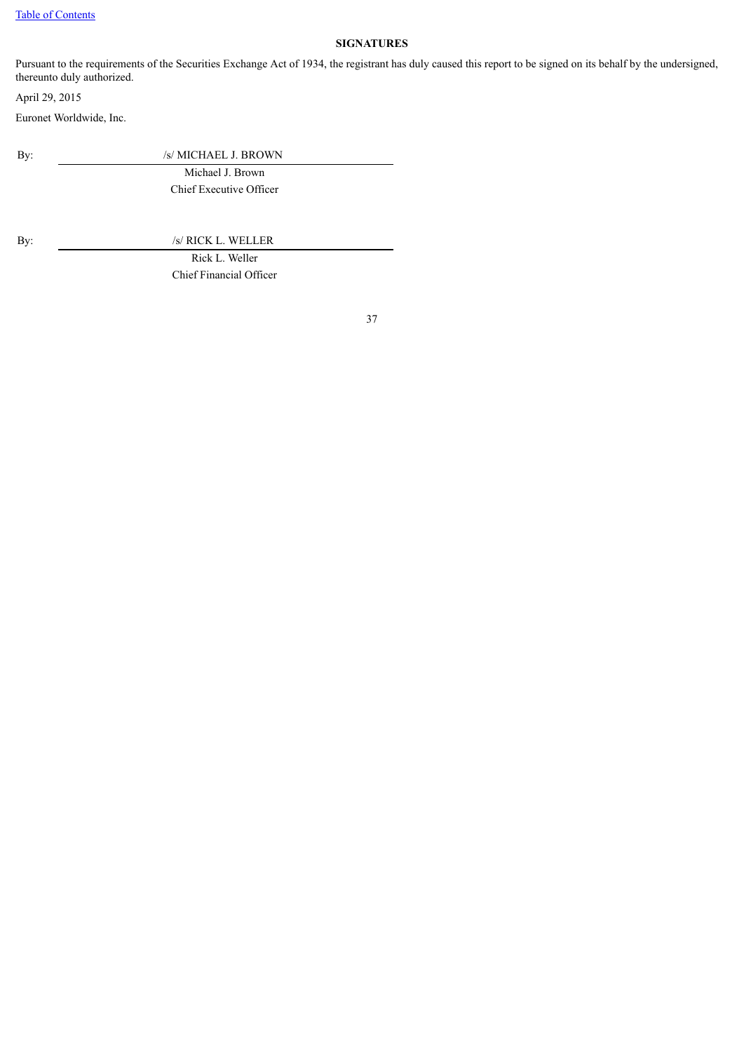[Table of Contents]

**SIGNATURES**

Pursuant to the requirements of the Securities Exchange Act of 1934, the registrant has duly caused this report to be signed on its behalf by the undersigned, thereunto duly authorized.

April 29, 2015

Euronet Worldwide, Inc.

By: /s/ MICHAEL J. BROWN
Michael J. Brown
Chief Executive Officer

By: /s/ RICK L. WELLER
Rick L. Weller
Chief Financial Officer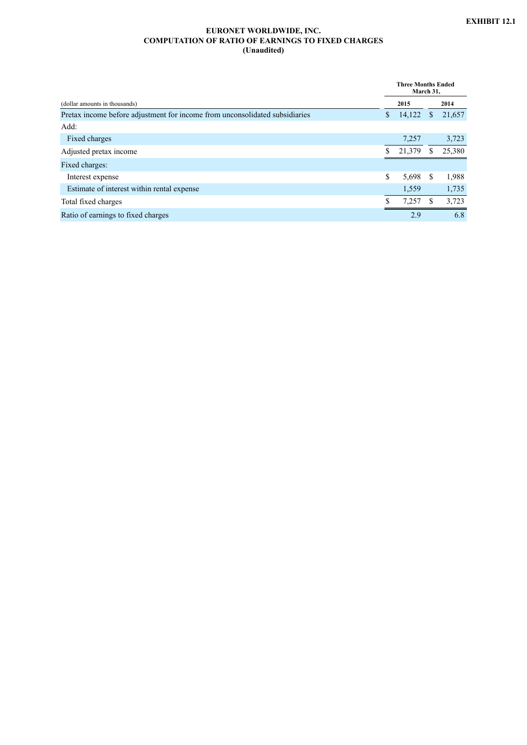**EXHIBIT 12.1**

# EURONET WORLDWIDE, INC.
## COMPUTATION OF RATIO OF EARNINGS TO FIXED CHARGES
### (Unaudited)

| (dollar amounts in thousands) | Three Months Ended March 31, 2015 | 2014 |
|---|---|---|
| Pretax income before adjustment for income from unconsolidated subsidiaries | $ 14,122 | $ 21,657 |
| Add: | | |
| Fixed charges | 7,257 | 3,723 |
| Adjusted pretax income | $ 21,379 | $ 25,380 |
| Fixed charges: | | |
| Interest expense | $ 5,698 | $ 1,988 |
| Estimate of interest within rental expense | 1,559 | 1,735 |
| Total fixed charges | $ 7,257 | $ 3,723 |
| Ratio of earnings to fixed charges | 2.9 | 6.8 |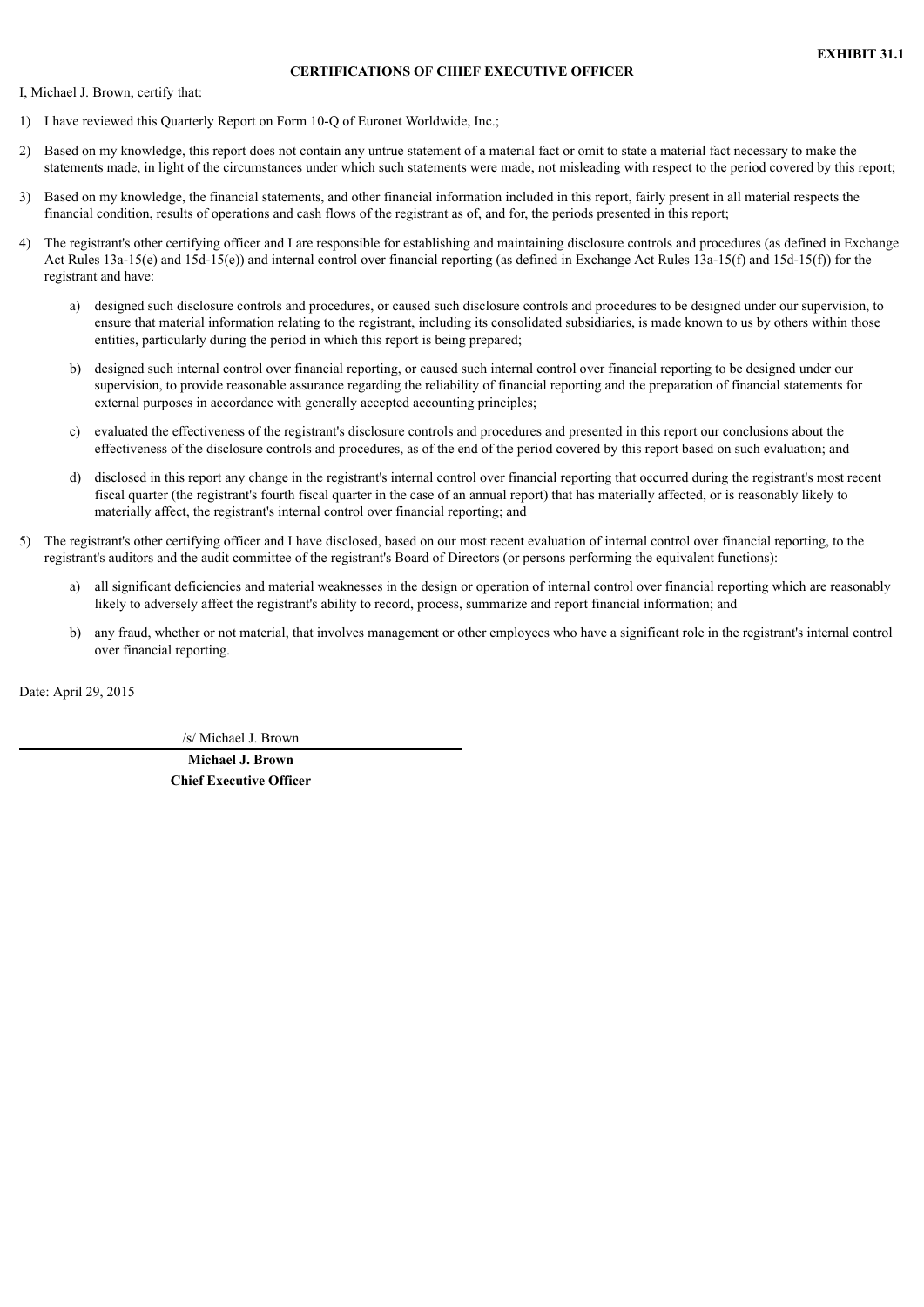**EXHIBIT 31.1**

**CERTIFICATIONS OF CHIEF EXECUTIVE OFFICER**

I, Michael J. Brown, certify that:

1) I have reviewed this Quarterly Report on Form 10-Q of Euronet Worldwide, Inc.;

2) Based on my knowledge, this report does not contain any untrue statement of a material fact or omit to state a material fact necessary to make the statements made, in light of the circumstances under which such statements were made, not misleading with respect to the period covered by this report;

3) Based on my knowledge, the financial statements, and other financial information included in this report, fairly present in all material respects the financial condition, results of operations and cash flows of the registrant as of, and for, the periods presented in this report;

4) The registrant's other certifying officer and I are responsible for establishing and maintaining disclosure controls and procedures (as defined in Exchange Act Rules 13a-15(e) and 15d-15(e)) and internal control over financial reporting (as defined in Exchange Act Rules 13a-15(f) and 15d-15(f)) for the registrant and have:

   a) designed such disclosure controls and procedures, or caused such disclosure controls and procedures to be designed under our supervision, to ensure that material information relating to the registrant, including its consolidated subsidiaries, is made known to us by others within those entities, particularly during the period in which this report is being prepared;

   b) designed such internal control over financial reporting, or caused such internal control over financial reporting to be designed under our supervision, to provide reasonable assurance regarding the reliability of financial reporting and the preparation of financial statements for external purposes in accordance with generally accepted accounting principles;

   c) evaluated the effectiveness of the registrant's disclosure controls and procedures and presented in this report our conclusions about the effectiveness of the disclosure controls and procedures, as of the end of the period covered by this report based on such evaluation; and

   d) disclosed in this report any change in the registrant's internal control over financial reporting that occurred during the registrant's most recent fiscal quarter (the registrant's fourth fiscal quarter in the case of an annual report) that has materially affected, or is reasonably likely to materially affect, the registrant's internal control over financial reporting; and

5) The registrant's other certifying officer and I have disclosed, based on our most recent evaluation of internal control over financial reporting, to the registrant's auditors and the audit committee of the registrant's Board of Directors (or persons performing the equivalent functions):

   a) all significant deficiencies and material weaknesses in the design or operation of internal control over financial reporting which are reasonably likely to adversely affect the registrant's ability to record, process, summarize and report financial information; and

   b) any fraud, whether or not material, that involves management or other employees who have a significant role in the registrant's internal control over financial reporting.

Date: April 29, 2015

/s/ Michael J. Brown

**Michael J. Brown**
**Chief Executive Officer**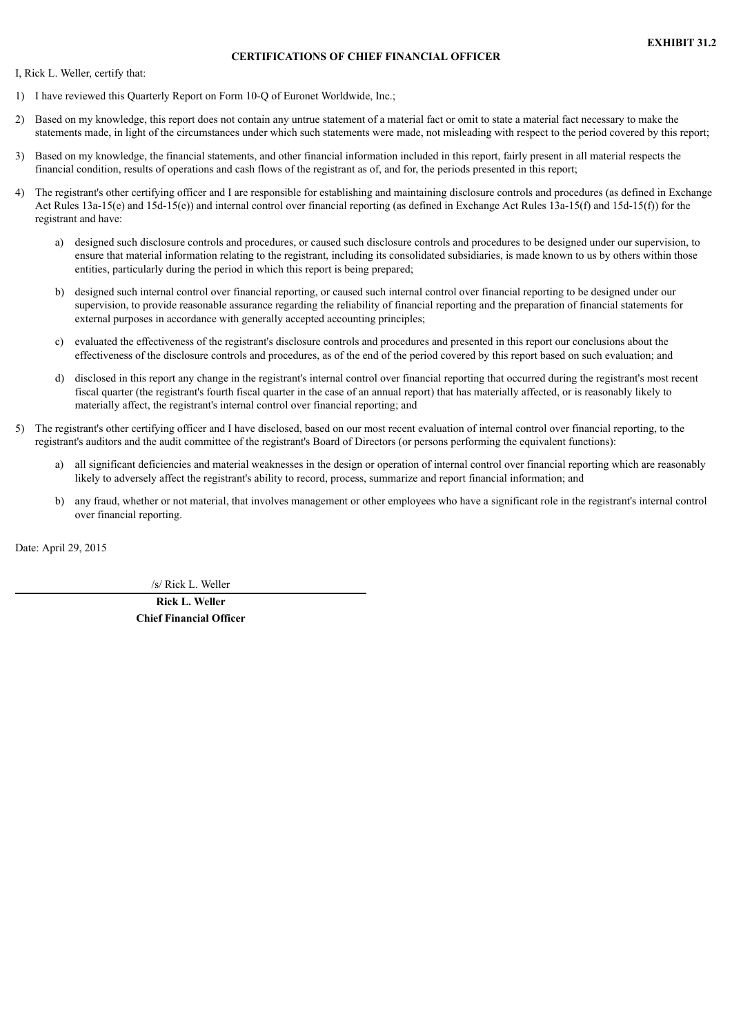**EXHIBIT 31.2**

**CERTIFICATIONS OF CHIEF FINANCIAL OFFICER**

I, Rick L. Weller, certify that:

1) I have reviewed this Quarterly Report on Form 10-Q of Euronet Worldwide, Inc.;

2) Based on my knowledge, this report does not contain any untrue statement of a material fact or omit to state a material fact necessary to make the statements made, in light of the circumstances under which such statements were made, not misleading with respect to the period covered by this report;

3) Based on my knowledge, the financial statements, and other financial information included in this report, fairly present in all material respects the financial condition, results of operations and cash flows of the registrant as of, and for, the periods presented in this report;

4) The registrant's other certifying officer and I are responsible for establishing and maintaining disclosure controls and procedures (as defined in Exchange Act Rules 13a-15(e) and 15d-15(e)) and internal control over financial reporting (as defined in Exchange Act Rules 13a-15(f) and 15d-15(f)) for the registrant and have:

   a) designed such disclosure controls and procedures, or caused such disclosure controls and procedures to be designed under our supervision, to ensure that material information relating to the registrant, including its consolidated subsidiaries, is made known to us by others within those entities, particularly during the period in which this report is being prepared;

   b) designed such internal control over financial reporting, or caused such internal control over financial reporting to be designed under our supervision, to provide reasonable assurance regarding the reliability of financial reporting and the preparation of financial statements for external purposes in accordance with generally accepted accounting principles;

   c) evaluated the effectiveness of the registrant's disclosure controls and procedures and presented in this report our conclusions about the effectiveness of the disclosure controls and procedures, as of the end of the period covered by this report based on such evaluation; and

   d) disclosed in this report any change in the registrant's internal control over financial reporting that occurred during the registrant's most recent fiscal quarter (the registrant's fourth fiscal quarter in the case of an annual report) that has materially affected, or is reasonably likely to materially affect, the registrant's internal control over financial reporting; and

5) The registrant's other certifying officer and I have disclosed, based on our most recent evaluation of internal control over financial reporting, to the registrant's auditors and the audit committee of the registrant's Board of Directors (or persons performing the equivalent functions):

   a) all significant deficiencies and material weaknesses in the design or operation of internal control over financial reporting which are reasonably likely to adversely affect the registrant's ability to record, process, summarize and report financial information; and

   b) any fraud, whether or not material, that involves management or other employees who have a significant role in the registrant's internal control over financial reporting.

Date: April 29, 2015

/s/ Rick L. Weller

**Rick L. Weller**
**Chief Financial Officer**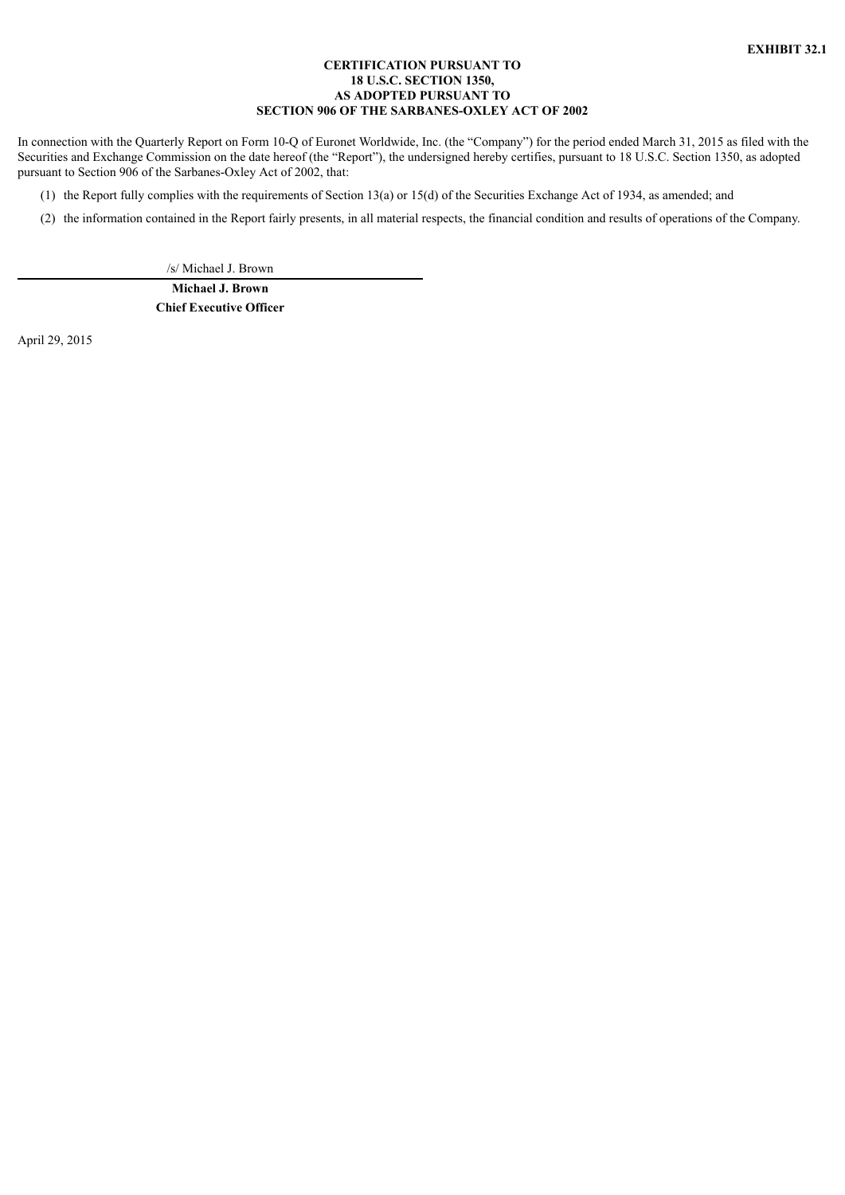**EXHIBIT 32.1**

**CERTIFICATION PURSUANT TO**
**18 U.S.C. SECTION 1350,**
**AS ADOPTED PURSUANT TO**
**SECTION 906 OF THE SARBANES-OXLEY ACT OF 2002**

In connection with the Quarterly Report on Form 10-Q of Euronet Worldwide, Inc. (the "Company") for the period ended March 31, 2015 as filed with the Securities and Exchange Commission on the date hereof (the "Report"), the undersigned hereby certifies, pursuant to 18 U.S.C. Section 1350, as adopted pursuant to Section 906 of the Sarbanes-Oxley Act of 2002, that:

(1) the Report fully complies with the requirements of Section 13(a) or 15(d) of the Securities Exchange Act of 1934, as amended; and

(2) the information contained in the Report fairly presents, in all material respects, the financial condition and results of operations of the Company.

/s/ Michael J. Brown

**Michael J. Brown**
**Chief Executive Officer**

April 29, 2015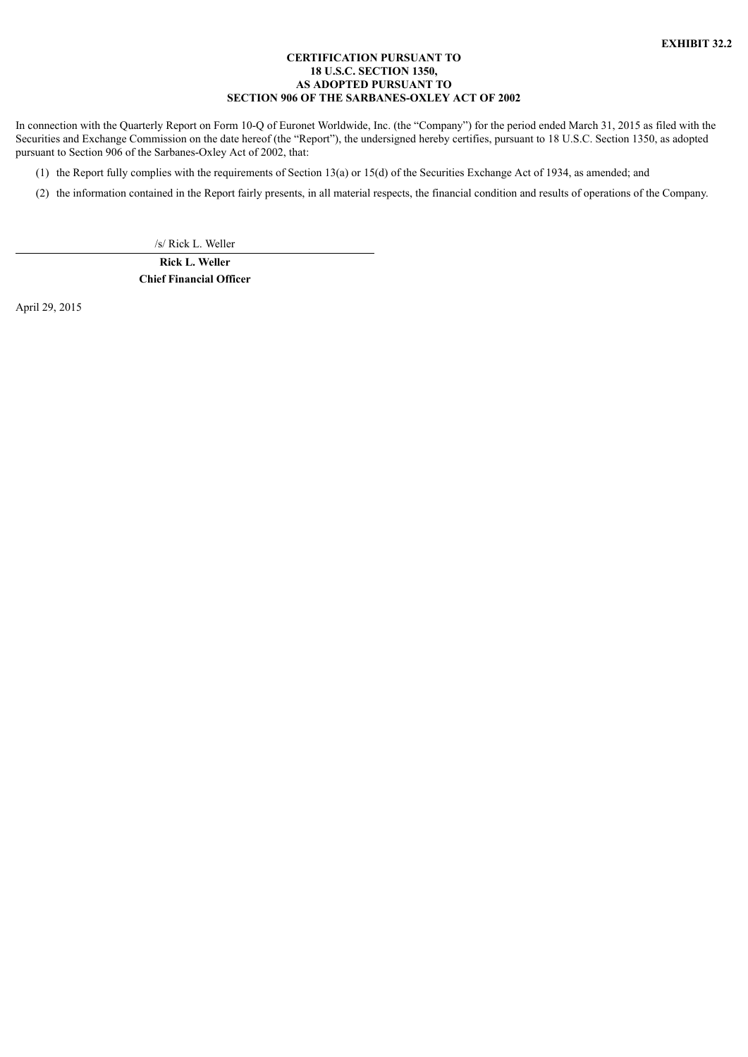**EXHIBIT 32.2**

**CERTIFICATION PURSUANT TO
18 U.S.C. SECTION 1350,
AS ADOPTED PURSUANT TO
SECTION 906 OF THE SARBANES-OXLEY ACT OF 2002**

In connection with the Quarterly Report on Form 10-Q of Euronet Worldwide, Inc. (the “Company”) for the period ended March 31, 2015 as filed with the Securities and Exchange Commission on the date hereof (the “Report”), the undersigned hereby certifies, pursuant to 18 U.S.C. Section 1350, as adopted pursuant to Section 906 of the Sarbanes-Oxley Act of 2002, that:

(1) the Report fully complies with the requirements of Section 13(a) or 15(d) of the Securities Exchange Act of 1934, as amended; and

(2) the information contained in the Report fairly presents, in all material respects, the financial condition and results of operations of the Company.

/s/ Rick L. Weller

**Rick L. Weller**
**Chief Financial Officer**

April 29, 2015